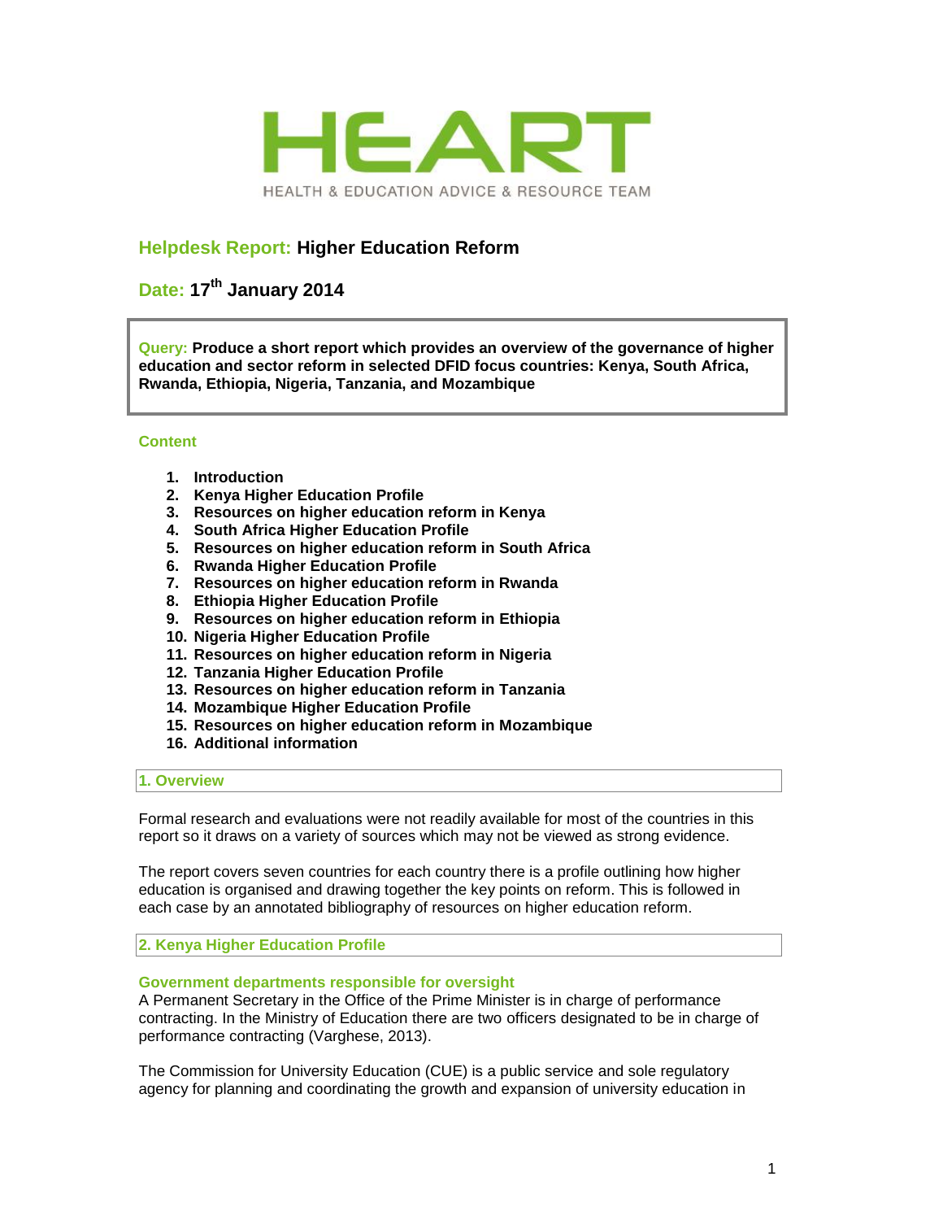HEART

HEALTH & EDUCATION ADVICE & RESOURCE TEAM

## Helpdesk Report: Higher Education Reform

## Date: 17th January 2014

**Query: Produce a short report which provides an overview of the governance of higher education and sector reform in selected DFID focus countries: Kenya, South Africa, Rwanda, Ethiopia, Nigeria, Tanzania, and Mozambique**

### Content

1. **Introduction**
2. **Kenya Higher Education Profile**
3. **Resources on higher education reform in Kenya**
4. **South Africa Higher Education Profile**
5. **Resources on higher education reform in South Africa**
6. **Rwanda Higher Education Profile**
7. **Resources on higher education reform in Rwanda**
8. **Ethiopia Higher Education Profile**
9. **Resources on higher education reform in Ethiopia**
10. **Nigeria Higher Education Profile**
11. **Resources on higher education reform in Nigeria**
12. **Tanzania Higher Education Profile**
13. **Resources on higher education reform in Tanzania**
14. **Mozambique Higher Education Profile**
15. **Resources on higher education reform in Mozambique**
16. **Additional information**

## 1. Overview

Formal research and evaluations were not readily available for most of the countries in this report so it draws on a variety of sources which may not be viewed as strong evidence.

The report covers seven countries for each country there is a profile outlining how higher education is organised and drawing together the key points on reform. This is followed in each case by an annotated bibliography of resources on higher education reform.

## 2. Kenya Higher Education Profile

### Government departments responsible for oversight

A Permanent Secretary in the Office of the Prime Minister is in charge of performance contracting. In the Ministry of Education there are two officers designated to be in charge of performance contracting (Varghese, 2013).

The Commission for University Education (CUE) is a public service and sole regulatory agency for planning and coordinating the growth and expansion of university education in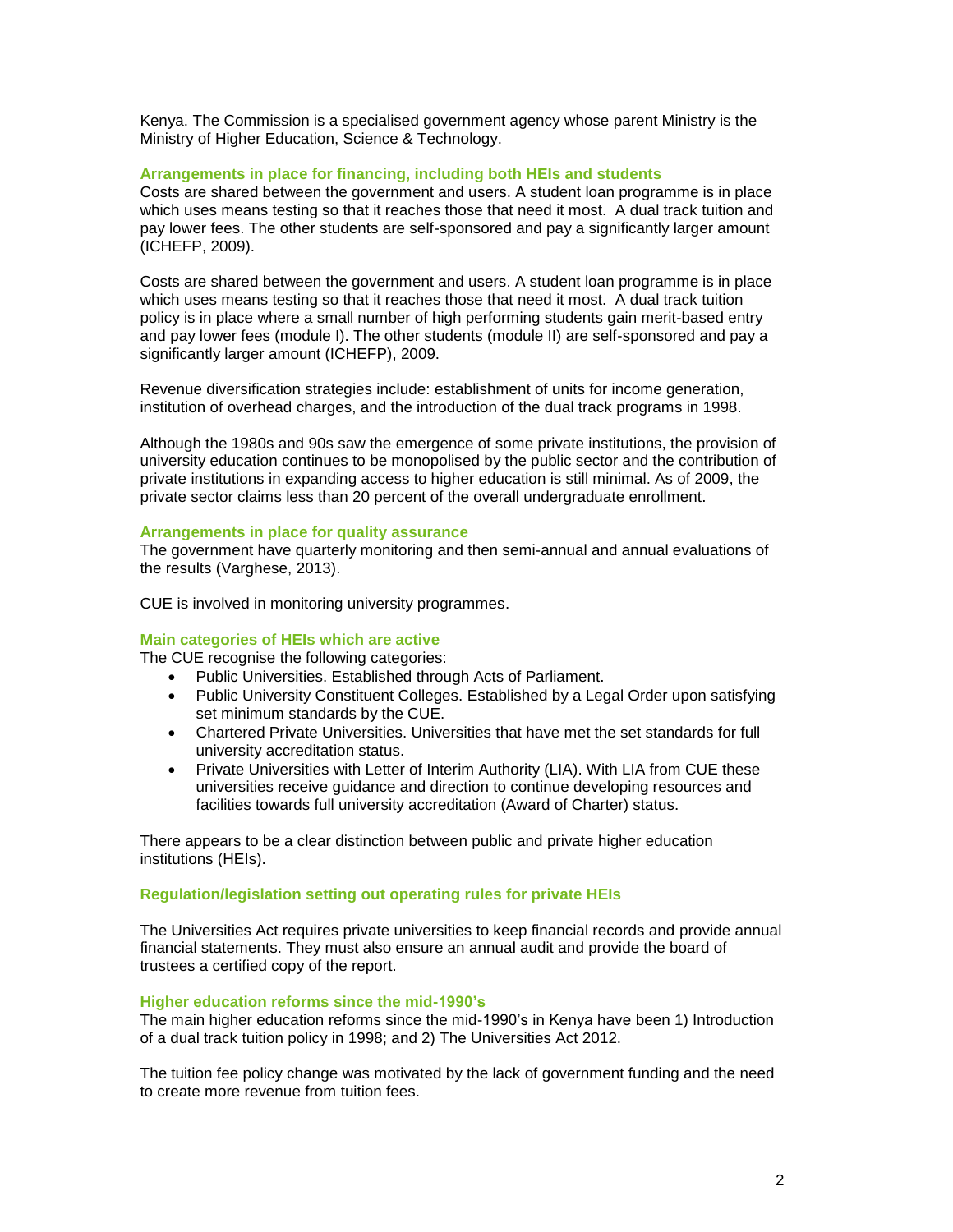Kenya. The Commission is a specialised government agency whose parent Ministry is the Ministry of Higher Education, Science & Technology.

### Arrangements in place for financing, including both HEIs and students

Costs are shared between the government and users. A student loan programme is in place which uses means testing so that it reaches those that need it most. A dual track tuition and pay lower fees. The other students are self-sponsored and pay a significantly larger amount (ICHEFP, 2009).

Costs are shared between the government and users. A student loan programme is in place which uses means testing so that it reaches those that need it most. A dual track tuition policy is in place where a small number of high performing students gain merit-based entry and pay lower fees (module I). The other students (module II) are self-sponsored and pay a significantly larger amount (ICHEFP), 2009.

Revenue diversification strategies include: establishment of units for income generation, institution of overhead charges, and the introduction of the dual track programs in 1998.

Although the 1980s and 90s saw the emergence of some private institutions, the provision of university education continues to be monopolised by the public sector and the contribution of private institutions in expanding access to higher education is still minimal. As of 2009, the private sector claims less than 20 percent of the overall undergraduate enrollment.

### Arrangements in place for quality assurance

The government have quarterly monitoring and then semi-annual and annual evaluations of the results (Varghese, 2013).

CUE is involved in monitoring university programmes.

### Main categories of HEIs which are active

The CUE recognise the following categories:

- Public Universities. Established through Acts of Parliament.
- Public University Constituent Colleges. Established by a Legal Order upon satisfying set minimum standards by the CUE.
- Chartered Private Universities. Universities that have met the set standards for full university accreditation status.
- Private Universities with Letter of Interim Authority (LIA). With LIA from CUE these universities receive guidance and direction to continue developing resources and facilities towards full university accreditation (Award of Charter) status.

There appears to be a clear distinction between public and private higher education institutions (HEIs).

### Regulation/legislation setting out operating rules for private HEIs

The Universities Act requires private universities to keep financial records and provide annual financial statements. They must also ensure an annual audit and provide the board of trustees a certified copy of the report.

### Higher education reforms since the mid-1990's

The main higher education reforms since the mid-1990's in Kenya have been 1) Introduction of a dual track tuition policy in 1998; and 2) The Universities Act 2012.

The tuition fee policy change was motivated by the lack of government funding and the need to create more revenue from tuition fees.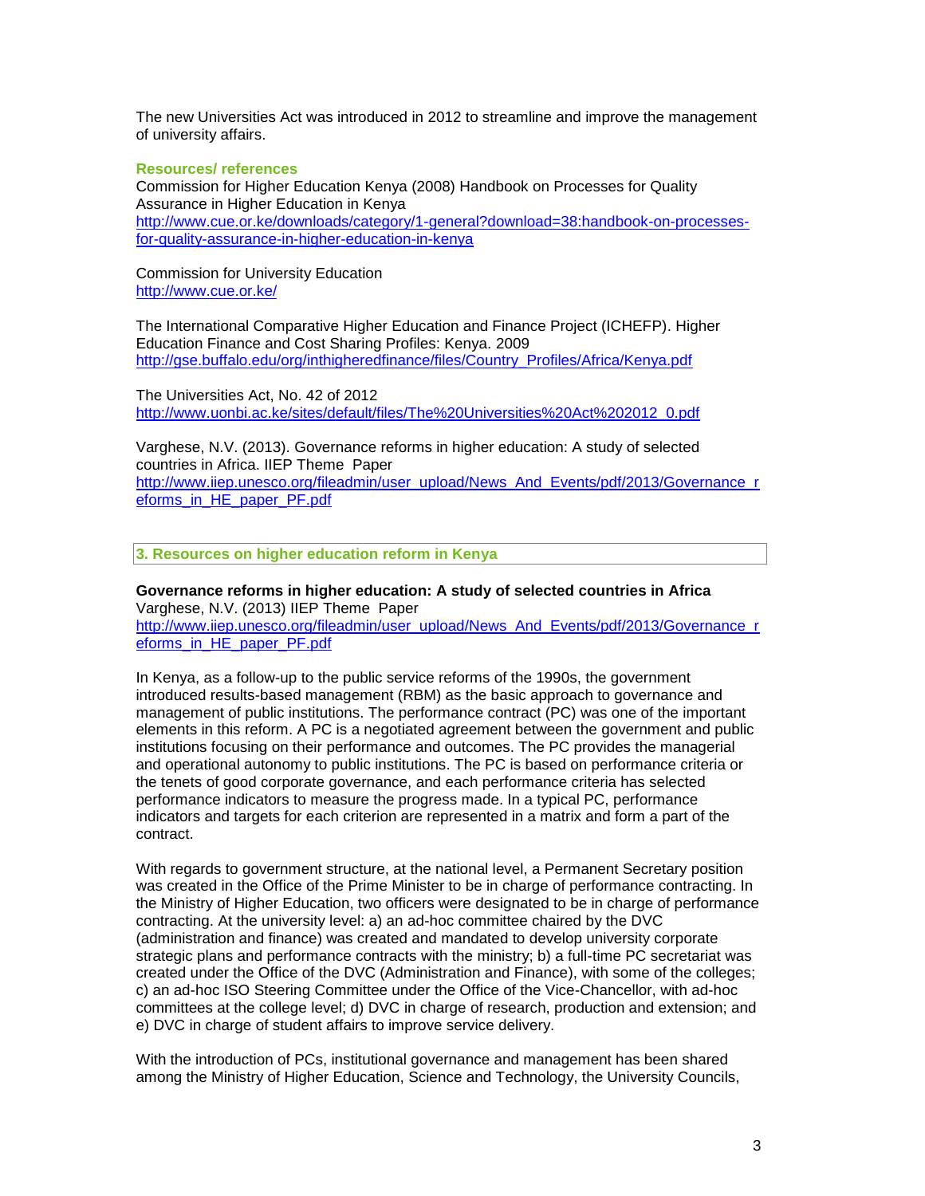The new Universities Act was introduced in 2012 to streamline and improve the management of university affairs.

**Resources/ references**

Commission for Higher Education Kenya (2008) Handbook on Processes for Quality Assurance in Higher Education in Kenya
http://www.cue.or.ke/downloads/category/1-general?download=38:handbook-on-processes-for-quality-assurance-in-higher-education-in-kenya

Commission for University Education
http://www.cue.or.ke/

The International Comparative Higher Education and Finance Project (ICHEFP). Higher Education Finance and Cost Sharing Profiles: Kenya. 2009
http://gse.buffalo.edu/org/inthigheredfinance/files/Country_Profiles/Africa/Kenya.pdf

The Universities Act, No. 42 of 2012
http://www.uonbi.ac.ke/sites/default/files/The%20Universities%20Act%202012_0.pdf

Varghese, N.V. (2013). Governance reforms in higher education: A study of selected countries in Africa. IIEP Theme Paper
http://www.iiep.unesco.org/fileadmin/user_upload/News_And_Events/pdf/2013/Governance_reforms_in_HE_paper_PF.pdf

## 3. Resources on higher education reform in Kenya

**Governance reforms in higher education: A study of selected countries in Africa**
Varghese, N.V. (2013) IIEP Theme Paper
http://www.iiep.unesco.org/fileadmin/user_upload/News_And_Events/pdf/2013/Governance_reforms_in_HE_paper_PF.pdf

In Kenya, as a follow-up to the public service reforms of the 1990s, the government introduced results-based management (RBM) as the basic approach to governance and management of public institutions. The performance contract (PC) was one of the important elements in this reform. A PC is a negotiated agreement between the government and public institutions focusing on their performance and outcomes. The PC provides the managerial and operational autonomy to public institutions. The PC is based on performance criteria or the tenets of good corporate governance, and each performance criteria has selected performance indicators to measure the progress made. In a typical PC, performance indicators and targets for each criterion are represented in a matrix and form a part of the contract.

With regards to government structure, at the national level, a Permanent Secretary position was created in the Office of the Prime Minister to be in charge of performance contracting. In the Ministry of Higher Education, two officers were designated to be in charge of performance contracting. At the university level: a) an ad-hoc committee chaired by the DVC (administration and finance) was created and mandated to develop university corporate strategic plans and performance contracts with the ministry; b) a full-time PC secretariat was created under the Office of the DVC (Administration and Finance), with some of the colleges; c) an ad-hoc ISO Steering Committee under the Office of the Vice-Chancellor, with ad-hoc committees at the college level; d) DVC in charge of research, production and extension; and e) DVC in charge of student affairs to improve service delivery.

With the introduction of PCs, institutional governance and management has been shared among the Ministry of Higher Education, Science and Technology, the University Councils,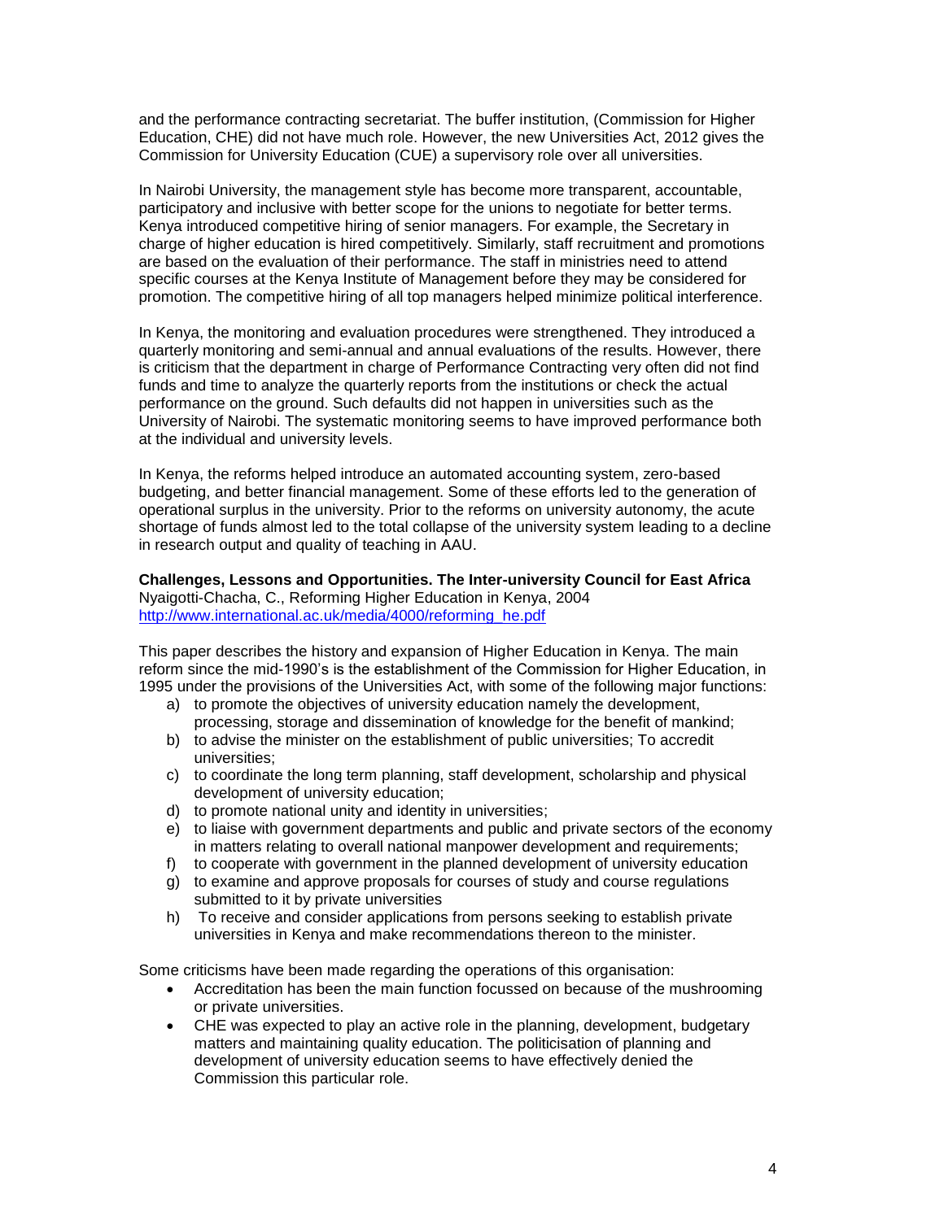and the performance contracting secretariat. The buffer institution, (Commission for Higher Education, CHE) did not have much role. However, the new Universities Act, 2012 gives the Commission for University Education (CUE) a supervisory role over all universities.

In Nairobi University, the management style has become more transparent, accountable, participatory and inclusive with better scope for the unions to negotiate for better terms. Kenya introduced competitive hiring of senior managers. For example, the Secretary in charge of higher education is hired competitively. Similarly, staff recruitment and promotions are based on the evaluation of their performance. The staff in ministries need to attend specific courses at the Kenya Institute of Management before they may be considered for promotion. The competitive hiring of all top managers helped minimize political interference.

In Kenya, the monitoring and evaluation procedures were strengthened. They introduced a quarterly monitoring and semi-annual and annual evaluations of the results. However, there is criticism that the department in charge of Performance Contracting very often did not find funds and time to analyze the quarterly reports from the institutions or check the actual performance on the ground. Such defaults did not happen in universities such as the University of Nairobi. The systematic monitoring seems to have improved performance both at the individual and university levels.

In Kenya, the reforms helped introduce an automated accounting system, zero-based budgeting, and better financial management. Some of these efforts led to the generation of operational surplus in the university. Prior to the reforms on university autonomy, the acute shortage of funds almost led to the total collapse of the university system leading to a decline in research output and quality of teaching in AAU.

**Challenges, Lessons and Opportunities. The Inter-university Council for East Africa**
Nyaigotti-Chacha, C., Reforming Higher Education in Kenya, 2004
http://www.international.ac.uk/media/4000/reforming_he.pdf

This paper describes the history and expansion of Higher Education in Kenya. The main reform since the mid-1990's is the establishment of the Commission for Higher Education, in 1995 under the provisions of the Universities Act, with some of the following major functions:

a) to promote the objectives of university education namely the development, processing, storage and dissemination of knowledge for the benefit of mankind;
b) to advise the minister on the establishment of public universities; To accredit universities;
c) to coordinate the long term planning, staff development, scholarship and physical development of university education;
d) to promote national unity and identity in universities;
e) to liaise with government departments and public and private sectors of the economy in matters relating to overall national manpower development and requirements;
f) to cooperate with government in the planned development of university education
g) to examine and approve proposals for courses of study and course regulations submitted to it by private universities
h) To receive and consider applications from persons seeking to establish private universities in Kenya and make recommendations thereon to the minister.

Some criticisms have been made regarding the operations of this organisation:

- Accreditation has been the main function focussed on because of the mushrooming or private universities.
- CHE was expected to play an active role in the planning, development, budgetary matters and maintaining quality education. The politicisation of planning and development of university education seems to have effectively denied the Commission this particular role.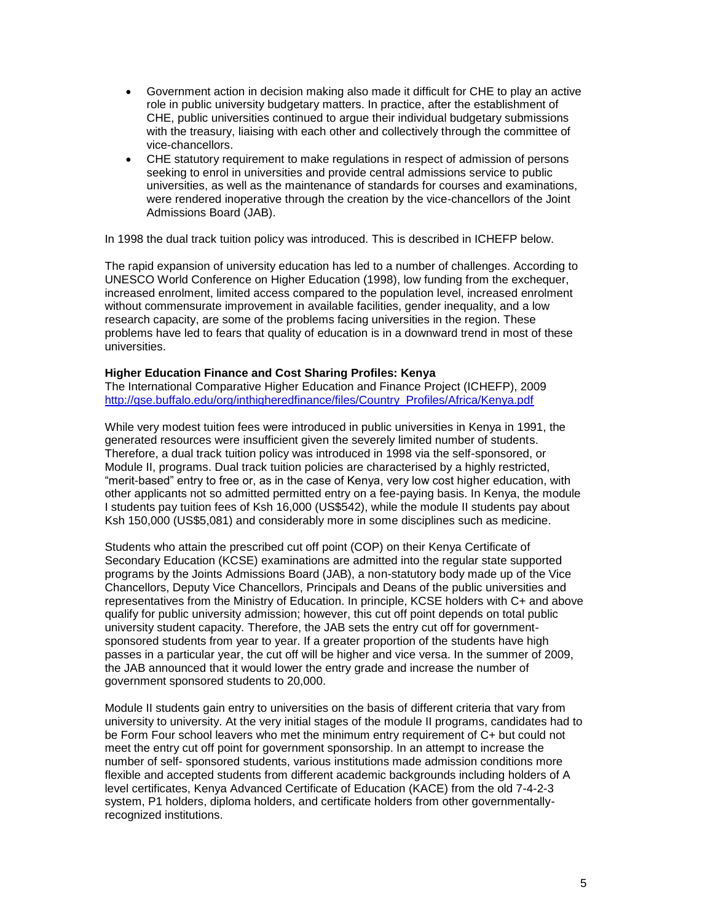- Government action in decision making also made it difficult for CHE to play an active role in public university budgetary matters. In practice, after the establishment of CHE, public universities continued to argue their individual budgetary submissions with the treasury, liaising with each other and collectively through the committee of vice-chancellors.
- CHE statutory requirement to make regulations in respect of admission of persons seeking to enrol in universities and provide central admissions service to public universities, as well as the maintenance of standards for courses and examinations, were rendered inoperative through the creation by the vice-chancellors of the Joint Admissions Board (JAB).

In 1998 the dual track tuition policy was introduced. This is described in ICHEFP below.

The rapid expansion of university education has led to a number of challenges. According to UNESCO World Conference on Higher Education (1998), low funding from the exchequer, increased enrolment, limited access compared to the population level, increased enrolment without commensurate improvement in available facilities, gender inequality, and a low research capacity, are some of the problems facing universities in the region. These problems have led to fears that quality of education is in a downward trend in most of these universities.

**Higher Education Finance and Cost Sharing Profiles: Kenya**
The International Comparative Higher Education and Finance Project (ICHEFP), 2009
http://gse.buffalo.edu/org/inthigheredfinance/files/Country_Profiles/Africa/Kenya.pdf

While very modest tuition fees were introduced in public universities in Kenya in 1991, the generated resources were insufficient given the severely limited number of students. Therefore, a dual track tuition policy was introduced in 1998 via the self-sponsored, or Module II, programs. Dual track tuition policies are characterised by a highly restricted, "merit-based" entry to free or, as in the case of Kenya, very low cost higher education, with other applicants not so admitted permitted entry on a fee-paying basis. In Kenya, the module I students pay tuition fees of Ksh 16,000 (US$542), while the module II students pay about Ksh 150,000 (US$5,081) and considerably more in some disciplines such as medicine.

Students who attain the prescribed cut off point (COP) on their Kenya Certificate of Secondary Education (KCSE) examinations are admitted into the regular state supported programs by the Joints Admissions Board (JAB), a non-statutory body made up of the Vice Chancellors, Deputy Vice Chancellors, Principals and Deans of the public universities and representatives from the Ministry of Education. In principle, KCSE holders with C+ and above qualify for public university admission; however, this cut off point depends on total public university student capacity. Therefore, the JAB sets the entry cut off for government-sponsored students from year to year. If a greater proportion of the students have high passes in a particular year, the cut off will be higher and vice versa. In the summer of 2009, the JAB announced that it would lower the entry grade and increase the number of government sponsored students to 20,000.

Module II students gain entry to universities on the basis of different criteria that vary from university to university. At the very initial stages of the module II programs, candidates had to be Form Four school leavers who met the minimum entry requirement of C+ but could not meet the entry cut off point for government sponsorship. In an attempt to increase the number of self- sponsored students, various institutions made admission conditions more flexible and accepted students from different academic backgrounds including holders of A level certificates, Kenya Advanced Certificate of Education (KACE) from the old 7-4-2-3 system, P1 holders, diploma holders, and certificate holders from other governmentally-recognized institutions.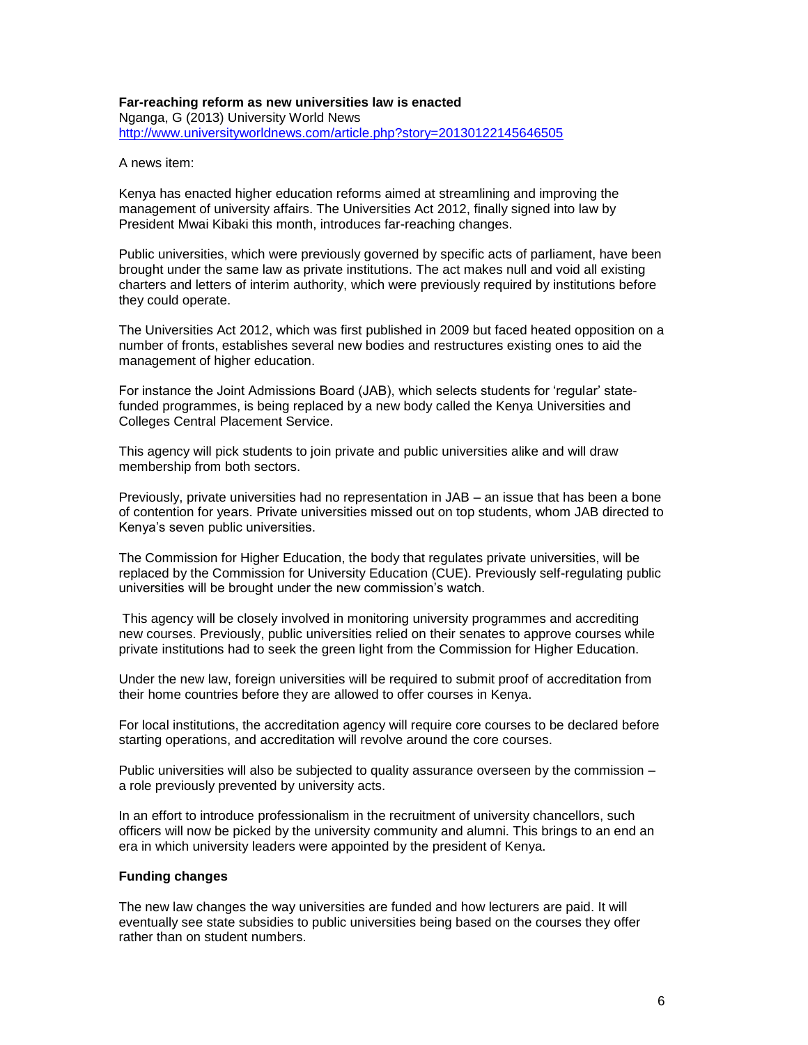**Far-reaching reform as new universities law is enacted**
Nganga, G (2013) University World News
http://www.universityworldnews.com/article.php?story=20130122145646505

A news item:

Kenya has enacted higher education reforms aimed at streamlining and improving the management of university affairs. The Universities Act 2012, finally signed into law by President Mwai Kibaki this month, introduces far-reaching changes.

Public universities, which were previously governed by specific acts of parliament, have been brought under the same law as private institutions. The act makes null and void all existing charters and letters of interim authority, which were previously required by institutions before they could operate.

The Universities Act 2012, which was first published in 2009 but faced heated opposition on a number of fronts, establishes several new bodies and restructures existing ones to aid the management of higher education.

For instance the Joint Admissions Board (JAB), which selects students for 'regular' state-funded programmes, is being replaced by a new body called the Kenya Universities and Colleges Central Placement Service.

This agency will pick students to join private and public universities alike and will draw membership from both sectors.

Previously, private universities had no representation in JAB – an issue that has been a bone of contention for years. Private universities missed out on top students, whom JAB directed to Kenya's seven public universities.

The Commission for Higher Education, the body that regulates private universities, will be replaced by the Commission for University Education (CUE). Previously self-regulating public universities will be brought under the new commission's watch.

This agency will be closely involved in monitoring university programmes and accrediting new courses. Previously, public universities relied on their senates to approve courses while private institutions had to seek the green light from the Commission for Higher Education.

Under the new law, foreign universities will be required to submit proof of accreditation from their home countries before they are allowed to offer courses in Kenya.

For local institutions, the accreditation agency will require core courses to be declared before starting operations, and accreditation will revolve around the core courses.

Public universities will also be subjected to quality assurance overseen by the commission – a role previously prevented by university acts.

In an effort to introduce professionalism in the recruitment of university chancellors, such officers will now be picked by the university community and alumni. This brings to an end an era in which university leaders were appointed by the president of Kenya.

**Funding changes**

The new law changes the way universities are funded and how lecturers are paid. It will eventually see state subsidies to public universities being based on the courses they offer rather than on student numbers.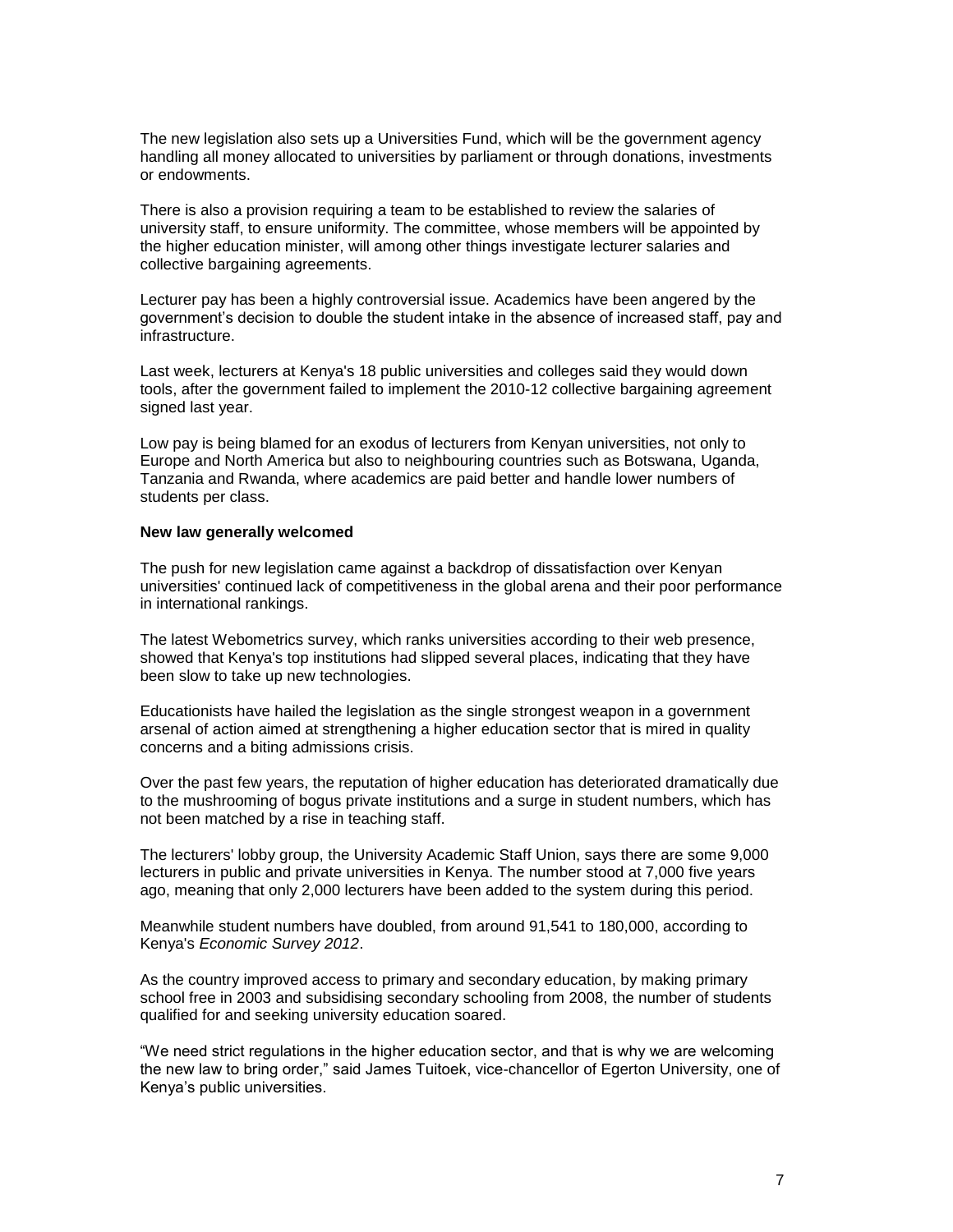The new legislation also sets up a Universities Fund, which will be the government agency handling all money allocated to universities by parliament or through donations, investments or endowments.

There is also a provision requiring a team to be established to review the salaries of university staff, to ensure uniformity. The committee, whose members will be appointed by the higher education minister, will among other things investigate lecturer salaries and collective bargaining agreements.

Lecturer pay has been a highly controversial issue. Academics have been angered by the government's decision to double the student intake in the absence of increased staff, pay and infrastructure.

Last week, lecturers at Kenya's 18 public universities and colleges said they would down tools, after the government failed to implement the 2010-12 collective bargaining agreement signed last year.

Low pay is being blamed for an exodus of lecturers from Kenyan universities, not only to Europe and North America but also to neighbouring countries such as Botswana, Uganda, Tanzania and Rwanda, where academics are paid better and handle lower numbers of students per class.

**New law generally welcomed**

The push for new legislation came against a backdrop of dissatisfaction over Kenyan universities' continued lack of competitiveness in the global arena and their poor performance in international rankings.

The latest Webometrics survey, which ranks universities according to their web presence, showed that Kenya's top institutions had slipped several places, indicating that they have been slow to take up new technologies.

Educationists have hailed the legislation as the single strongest weapon in a government arsenal of action aimed at strengthening a higher education sector that is mired in quality concerns and a biting admissions crisis.

Over the past few years, the reputation of higher education has deteriorated dramatically due to the mushrooming of bogus private institutions and a surge in student numbers, which has not been matched by a rise in teaching staff.

The lecturers' lobby group, the University Academic Staff Union, says there are some 9,000 lecturers in public and private universities in Kenya. The number stood at 7,000 five years ago, meaning that only 2,000 lecturers have been added to the system during this period.

Meanwhile student numbers have doubled, from around 91,541 to 180,000, according to Kenya's *Economic Survey 2012*.

As the country improved access to primary and secondary education, by making primary school free in 2003 and subsidising secondary schooling from 2008, the number of students qualified for and seeking university education soared.

"We need strict regulations in the higher education sector, and that is why we are welcoming the new law to bring order," said James Tuitoek, vice-chancellor of Egerton University, one of Kenya's public universities.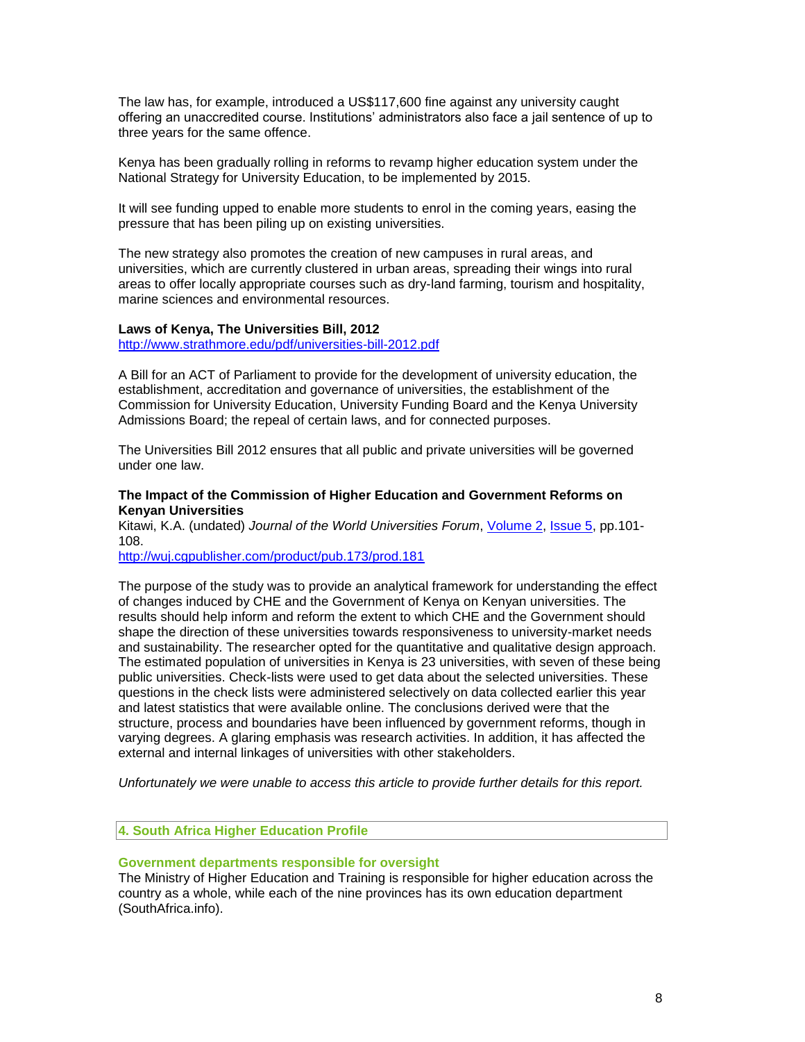The law has, for example, introduced a US$117,600 fine against any university caught offering an unaccredited course. Institutions' administrators also face a jail sentence of up to three years for the same offence.

Kenya has been gradually rolling in reforms to revamp higher education system under the National Strategy for University Education, to be implemented by 2015.

It will see funding upped to enable more students to enrol in the coming years, easing the pressure that has been piling up on existing universities.

The new strategy also promotes the creation of new campuses in rural areas, and universities, which are currently clustered in urban areas, spreading their wings into rural areas to offer locally appropriate courses such as dry-land farming, tourism and hospitality, marine sciences and environmental resources.

**Laws of Kenya, The Universities Bill, 2012**
http://www.strathmore.edu/pdf/universities-bill-2012.pdf

A Bill for an ACT of Parliament to provide for the development of university education, the establishment, accreditation and governance of universities, the establishment of the Commission for University Education, University Funding Board and the Kenya University Admissions Board; the repeal of certain laws, and for connected purposes.

The Universities Bill 2012 ensures that all public and private universities will be governed under one law.

**The Impact of the Commission of Higher Education and Government Reforms on Kenyan Universities**
Kitawi, K.A. (undated) *Journal of the World Universities Forum*, Volume 2, Issue 5, pp.101-108.
http://wuj.cgpublisher.com/product/pub.173/prod.181

The purpose of the study was to provide an analytical framework for understanding the effect of changes induced by CHE and the Government of Kenya on Kenyan universities. The results should help inform and reform the extent to which CHE and the Government should shape the direction of these universities towards responsiveness to university-market needs and sustainability. The researcher opted for the quantitative and qualitative design approach. The estimated population of universities in Kenya is 23 universities, with seven of these being public universities. Check-lists were used to get data about the selected universities. These questions in the check lists were administered selectively on data collected earlier this year and latest statistics that were available online. The conclusions derived were that the structure, process and boundaries have been influenced by government reforms, though in varying degrees. A glaring emphasis was research activities. In addition, it has affected the external and internal linkages of universities with other stakeholders.

*Unfortunately we were unable to access this article to provide further details for this report.*

## 4. South Africa Higher Education Profile

### Government departments responsible for oversight

The Ministry of Higher Education and Training is responsible for higher education across the country as a whole, while each of the nine provinces has its own education department (SouthAfrica.info).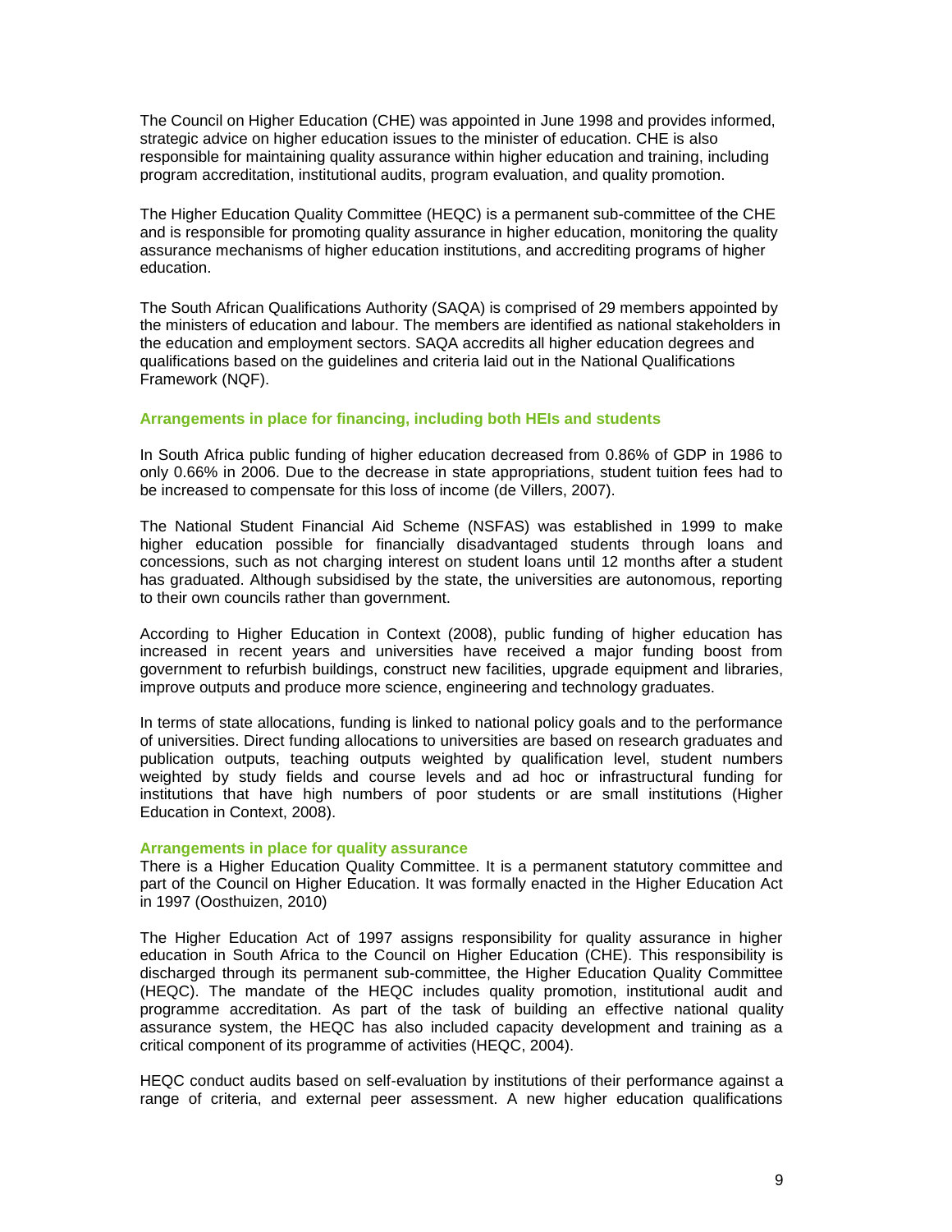The Council on Higher Education (CHE) was appointed in June 1998 and provides informed, strategic advice on higher education issues to the minister of education. CHE is also responsible for maintaining quality assurance within higher education and training, including program accreditation, institutional audits, program evaluation, and quality promotion.

The Higher Education Quality Committee (HEQC) is a permanent sub-committee of the CHE and is responsible for promoting quality assurance in higher education, monitoring the quality assurance mechanisms of higher education institutions, and accrediting programs of higher education.

The South African Qualifications Authority (SAQA) is comprised of 29 members appointed by the ministers of education and labour. The members are identified as national stakeholders in the education and employment sectors. SAQA accredits all higher education degrees and qualifications based on the guidelines and criteria laid out in the National Qualifications Framework (NQF).

### Arrangements in place for financing, including both HEIs and students

In South Africa public funding of higher education decreased from 0.86% of GDP in 1986 to only 0.66% in 2006. Due to the decrease in state appropriations, student tuition fees had to be increased to compensate for this loss of income (de Villers, 2007).

The National Student Financial Aid Scheme (NSFAS) was established in 1999 to make higher education possible for financially disadvantaged students through loans and concessions, such as not charging interest on student loans until 12 months after a student has graduated. Although subsidised by the state, the universities are autonomous, reporting to their own councils rather than government.

According to Higher Education in Context (2008), public funding of higher education has increased in recent years and universities have received a major funding boost from government to refurbish buildings, construct new facilities, upgrade equipment and libraries, improve outputs and produce more science, engineering and technology graduates.

In terms of state allocations, funding is linked to national policy goals and to the performance of universities. Direct funding allocations to universities are based on research graduates and publication outputs, teaching outputs weighted by qualification level, student numbers weighted by study fields and course levels and ad hoc or infrastructural funding for institutions that have high numbers of poor students or are small institutions (Higher Education in Context, 2008).

### Arrangements in place for quality assurance

There is a Higher Education Quality Committee. It is a permanent statutory committee and part of the Council on Higher Education. It was formally enacted in the Higher Education Act in 1997 (Oosthuizen, 2010)

The Higher Education Act of 1997 assigns responsibility for quality assurance in higher education in South Africa to the Council on Higher Education (CHE). This responsibility is discharged through its permanent sub-committee, the Higher Education Quality Committee (HEQC). The mandate of the HEQC includes quality promotion, institutional audit and programme accreditation. As part of the task of building an effective national quality assurance system, the HEQC has also included capacity development and training as a critical component of its programme of activities (HEQC, 2004).

HEQC conduct audits based on self-evaluation by institutions of their performance against a range of criteria, and external peer assessment. A new higher education qualifications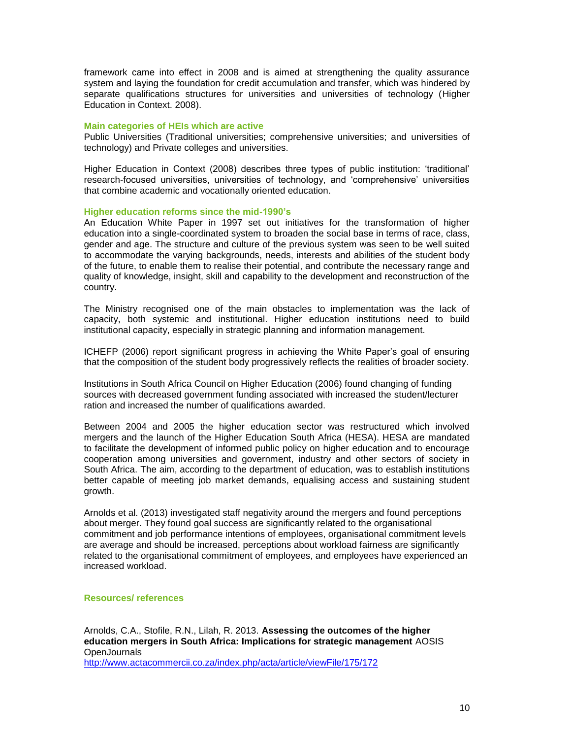framework came into effect in 2008 and is aimed at strengthening the quality assurance system and laying the foundation for credit accumulation and transfer, which was hindered by separate qualifications structures for universities and universities of technology (Higher Education in Context. 2008).

### Main categories of HEIs which are active

Public Universities (Traditional universities; comprehensive universities; and universities of technology) and Private colleges and universities.

Higher Education in Context (2008) describes three types of public institution: 'traditional' research-focused universities, universities of technology, and 'comprehensive' universities that combine academic and vocationally oriented education.

### Higher education reforms since the mid-1990's

An Education White Paper in 1997 set out initiatives for the transformation of higher education into a single-coordinated system to broaden the social base in terms of race, class, gender and age. The structure and culture of the previous system was seen to be well suited to accommodate the varying backgrounds, needs, interests and abilities of the student body of the future, to enable them to realise their potential, and contribute the necessary range and quality of knowledge, insight, skill and capability to the development and reconstruction of the country.

The Ministry recognised one of the main obstacles to implementation was the lack of capacity, both systemic and institutional. Higher education institutions need to build institutional capacity, especially in strategic planning and information management.

ICHEFP (2006) report significant progress in achieving the White Paper's goal of ensuring that the composition of the student body progressively reflects the realities of broader society.

Institutions in South Africa Council on Higher Education (2006) found changing of funding sources with decreased government funding associated with increased the student/lecturer ration and increased the number of qualifications awarded.

Between 2004 and 2005 the higher education sector was restructured which involved mergers and the launch of the Higher Education South Africa (HESA). HESA are mandated to facilitate the development of informed public policy on higher education and to encourage cooperation among universities and government, industry and other sectors of society in South Africa. The aim, according to the department of education, was to establish institutions better capable of meeting job market demands, equalising access and sustaining student growth.

Arnolds et al. (2013) investigated staff negativity around the mergers and found perceptions about merger. They found goal success are significantly related to the organisational commitment and job performance intentions of employees, organisational commitment levels are average and should be increased, perceptions about workload fairness are significantly related to the organisational commitment of employees, and employees have experienced an increased workload.

### Resources/ references

Arnolds, C.A., Stofile, R.N., Lilah, R. 2013. **Assessing the outcomes of the higher education mergers in South Africa: Implications for strategic management** AOSIS OpenJournals
http://www.actacommercii.co.za/index.php/acta/article/viewFile/175/172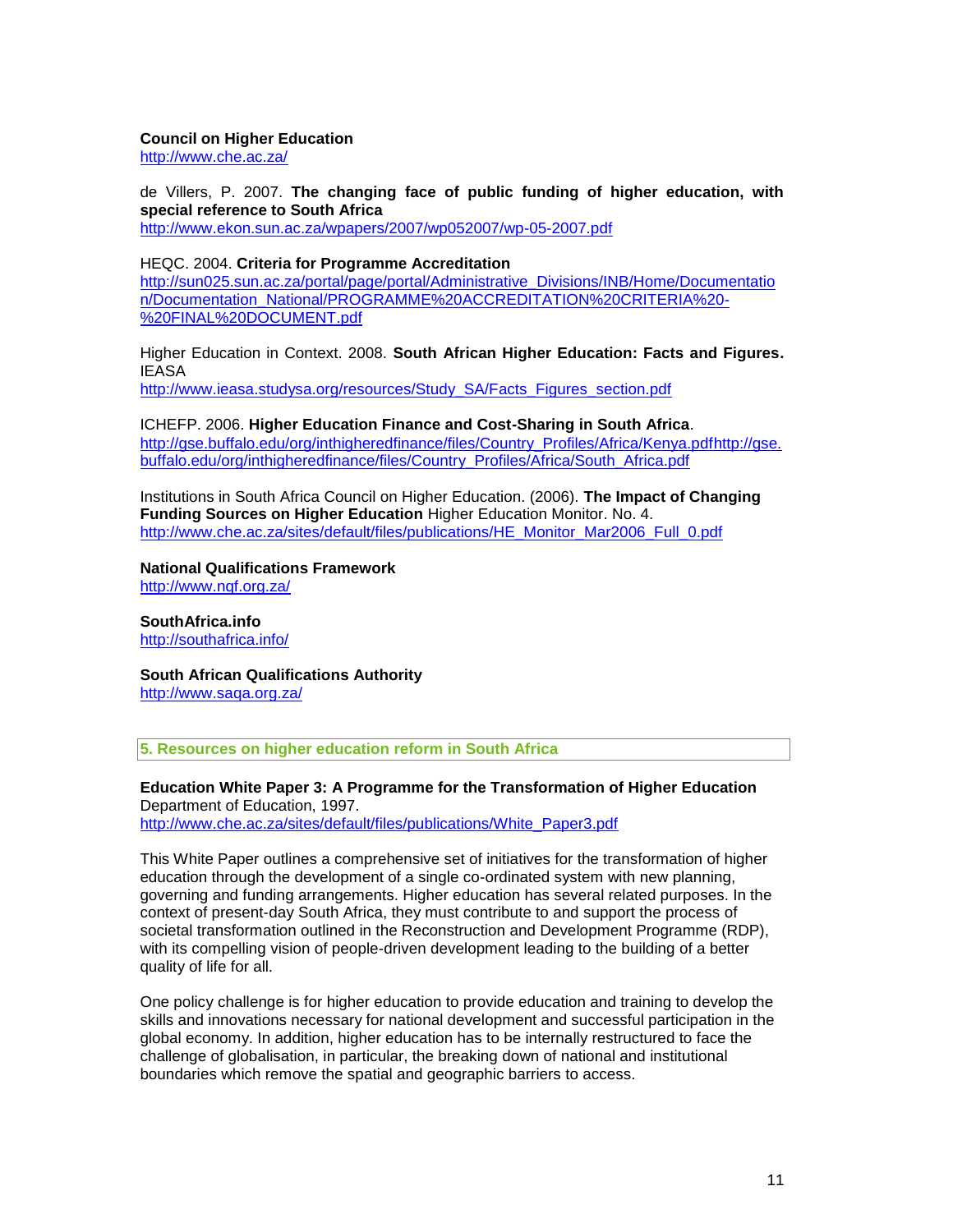**Council on Higher Education**
http://www.che.ac.za/

de Villers, P. 2007. **The changing face of public funding of higher education, with special reference to South Africa**
http://www.ekon.sun.ac.za/wpapers/2007/wp052007/wp-05-2007.pdf

HEQC. 2004. **Criteria for Programme Accreditation**
http://sun025.sun.ac.za/portal/page/portal/Administrative_Divisions/INB/Home/Documentation/Documentation_National/PROGRAMME%20ACCREDITATION%20CRITERIA%20-%20FINAL%20DOCUMENT.pdf

Higher Education in Context. 2008. **South African Higher Education: Facts and Figures.** IEASA
http://www.ieasa.studysa.org/resources/Study_SA/Facts_Figures_section.pdf

ICHEFP. 2006. **Higher Education Finance and Cost-Sharing in South Africa**.
http://gse.buffalo.edu/org/inthigheredfinance/files/Country_Profiles/Africa/Kenya.pdfhttp://gse.buffalo.edu/org/inthigheredfinance/files/Country_Profiles/Africa/South_Africa.pdf

Institutions in South Africa Council on Higher Education. (2006). **The Impact of Changing Funding Sources on Higher Education** Higher Education Monitor. No. 4.
http://www.che.ac.za/sites/default/files/publications/HE_Monitor_Mar2006_Full_0.pdf

**National Qualifications Framework**
http://www.nqf.org.za/

**SouthAfrica.info**
http://southafrica.info/

**South African Qualifications Authority**
http://www.saqa.org.za/

## 5. Resources on higher education reform in South Africa

**Education White Paper 3: A Programme for the Transformation of Higher Education**
Department of Education, 1997.
http://www.che.ac.za/sites/default/files/publications/White_Paper3.pdf

This White Paper outlines a comprehensive set of initiatives for the transformation of higher education through the development of a single co-ordinated system with new planning, governing and funding arrangements. Higher education has several related purposes. In the context of present-day South Africa, they must contribute to and support the process of societal transformation outlined in the Reconstruction and Development Programme (RDP), with its compelling vision of people-driven development leading to the building of a better quality of life for all.

One policy challenge is for higher education to provide education and training to develop the skills and innovations necessary for national development and successful participation in the global economy. In addition, higher education has to be internally restructured to face the challenge of globalisation, in particular, the breaking down of national and institutional boundaries which remove the spatial and geographic barriers to access.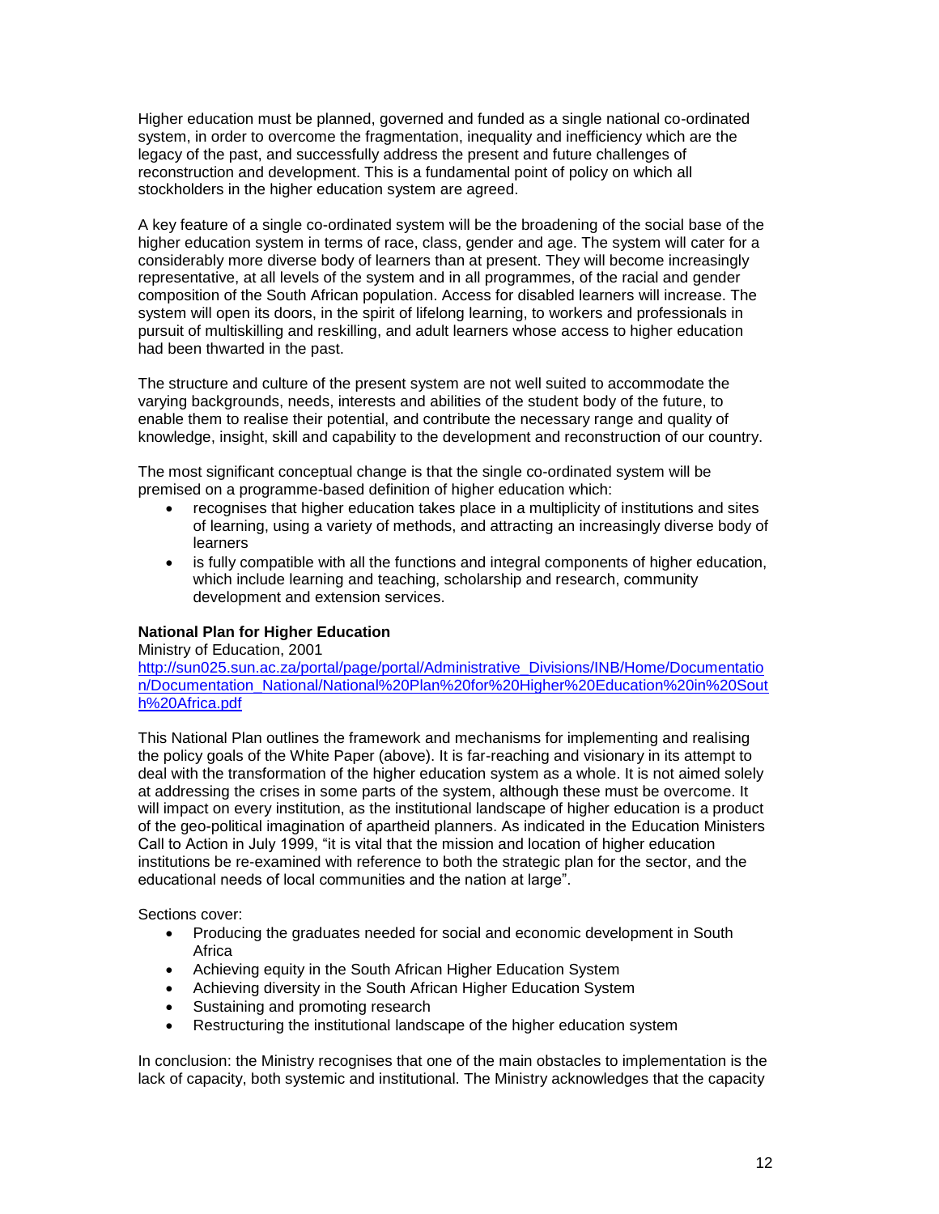Higher education must be planned, governed and funded as a single national co-ordinated system, in order to overcome the fragmentation, inequality and inefficiency which are the legacy of the past, and successfully address the present and future challenges of reconstruction and development. This is a fundamental point of policy on which all stockholders in the higher education system are agreed.

A key feature of a single co-ordinated system will be the broadening of the social base of the higher education system in terms of race, class, gender and age. The system will cater for a considerably more diverse body of learners than at present. They will become increasingly representative, at all levels of the system and in all programmes, of the racial and gender composition of the South African population. Access for disabled learners will increase. The system will open its doors, in the spirit of lifelong learning, to workers and professionals in pursuit of multiskilling and reskilling, and adult learners whose access to higher education had been thwarted in the past.

The structure and culture of the present system are not well suited to accommodate the varying backgrounds, needs, interests and abilities of the student body of the future, to enable them to realise their potential, and contribute the necessary range and quality of knowledge, insight, skill and capability to the development and reconstruction of our country.

The most significant conceptual change is that the single co-ordinated system will be premised on a programme-based definition of higher education which:

- recognises that higher education takes place in a multiplicity of institutions and sites of learning, using a variety of methods, and attracting an increasingly diverse body of learners
- is fully compatible with all the functions and integral components of higher education, which include learning and teaching, scholarship and research, community development and extension services.

**National Plan for Higher Education**

Ministry of Education, 2001

http://sun025.sun.ac.za/portal/page/portal/Administrative_Divisions/INB/Home/Documentation/Documentation_National/National%20Plan%20for%20Higher%20Education%20in%20South%20Africa.pdf

This National Plan outlines the framework and mechanisms for implementing and realising the policy goals of the White Paper (above). It is far-reaching and visionary in its attempt to deal with the transformation of the higher education system as a whole. It is not aimed solely at addressing the crises in some parts of the system, although these must be overcome. It will impact on every institution, as the institutional landscape of higher education is a product of the geo-political imagination of apartheid planners. As indicated in the Education Ministers Call to Action in July 1999, "it is vital that the mission and location of higher education institutions be re-examined with reference to both the strategic plan for the sector, and the educational needs of local communities and the nation at large".

Sections cover:

- Producing the graduates needed for social and economic development in South Africa
- Achieving equity in the South African Higher Education System
- Achieving diversity in the South African Higher Education System
- Sustaining and promoting research
- Restructuring the institutional landscape of the higher education system

In conclusion: the Ministry recognises that one of the main obstacles to implementation is the lack of capacity, both systemic and institutional. The Ministry acknowledges that the capacity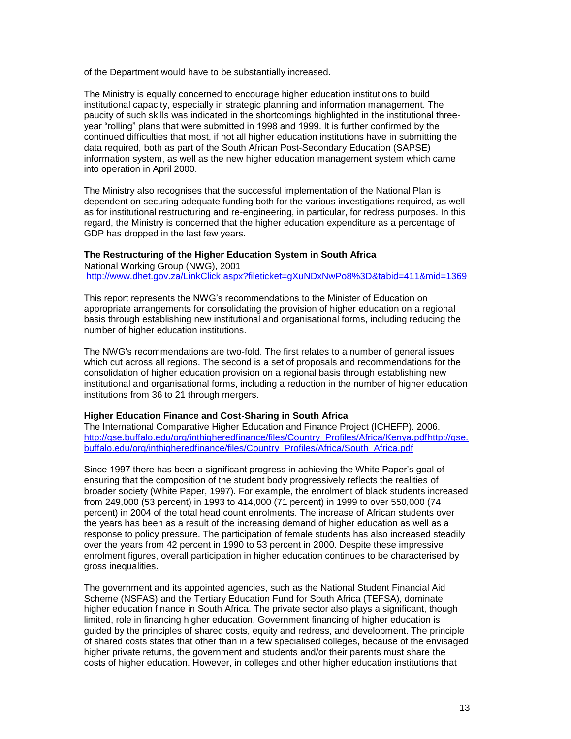of the Department would have to be substantially increased.

The Ministry is equally concerned to encourage higher education institutions to build institutional capacity, especially in strategic planning and information management. The paucity of such skills was indicated in the shortcomings highlighted in the institutional three-year "rolling" plans that were submitted in 1998 and 1999. It is further confirmed by the continued difficulties that most, if not all higher education institutions have in submitting the data required, both as part of the South African Post-Secondary Education (SAPSE) information system, as well as the new higher education management system which came into operation in April 2000.

The Ministry also recognises that the successful implementation of the National Plan is dependent on securing adequate funding both for the various investigations required, as well as for institutional restructuring and re-engineering, in particular, for redress purposes. In this regard, the Ministry is concerned that the higher education expenditure as a percentage of GDP has dropped in the last few years.

**The Restructuring of the Higher Education System in South Africa**
National Working Group (NWG), 2001
http://www.dhet.gov.za/LinkClick.aspx?fileticket=gXuNDxNwPo8%3D&tabid=411&mid=1369

This report represents the NWG's recommendations to the Minister of Education on appropriate arrangements for consolidating the provision of higher education on a regional basis through establishing new institutional and organisational forms, including reducing the number of higher education institutions.

The NWG's recommendations are two-fold. The first relates to a number of general issues which cut across all regions. The second is a set of proposals and recommendations for the consolidation of higher education provision on a regional basis through establishing new institutional and organisational forms, including a reduction in the number of higher education institutions from 36 to 21 through mergers.

**Higher Education Finance and Cost-Sharing in South Africa**
The International Comparative Higher Education and Finance Project (ICHEFP). 2006.
http://gse.buffalo.edu/org/inthigheredfinance/files/Country_Profiles/Africa/Kenya.pdfhttp://gse.buffalo.edu/org/inthigheredfinance/files/Country_Profiles/Africa/South_Africa.pdf

Since 1997 there has been a significant progress in achieving the White Paper's goal of ensuring that the composition of the student body progressively reflects the realities of broader society (White Paper, 1997). For example, the enrolment of black students increased from 249,000 (53 percent) in 1993 to 414,000 (71 percent) in 1999 to over 550,000 (74 percent) in 2004 of the total head count enrolments. The increase of African students over the years has been as a result of the increasing demand of higher education as well as a response to policy pressure. The participation of female students has also increased steadily over the years from 42 percent in 1990 to 53 percent in 2000. Despite these impressive enrolment figures, overall participation in higher education continues to be characterised by gross inequalities.

The government and its appointed agencies, such as the National Student Financial Aid Scheme (NSFAS) and the Tertiary Education Fund for South Africa (TEFSA), dominate higher education finance in South Africa. The private sector also plays a significant, though limited, role in financing higher education. Government financing of higher education is guided by the principles of shared costs, equity and redress, and development. The principle of shared costs states that other than in a few specialised colleges, because of the envisaged higher private returns, the government and students and/or their parents must share the costs of higher education. However, in colleges and other higher education institutions that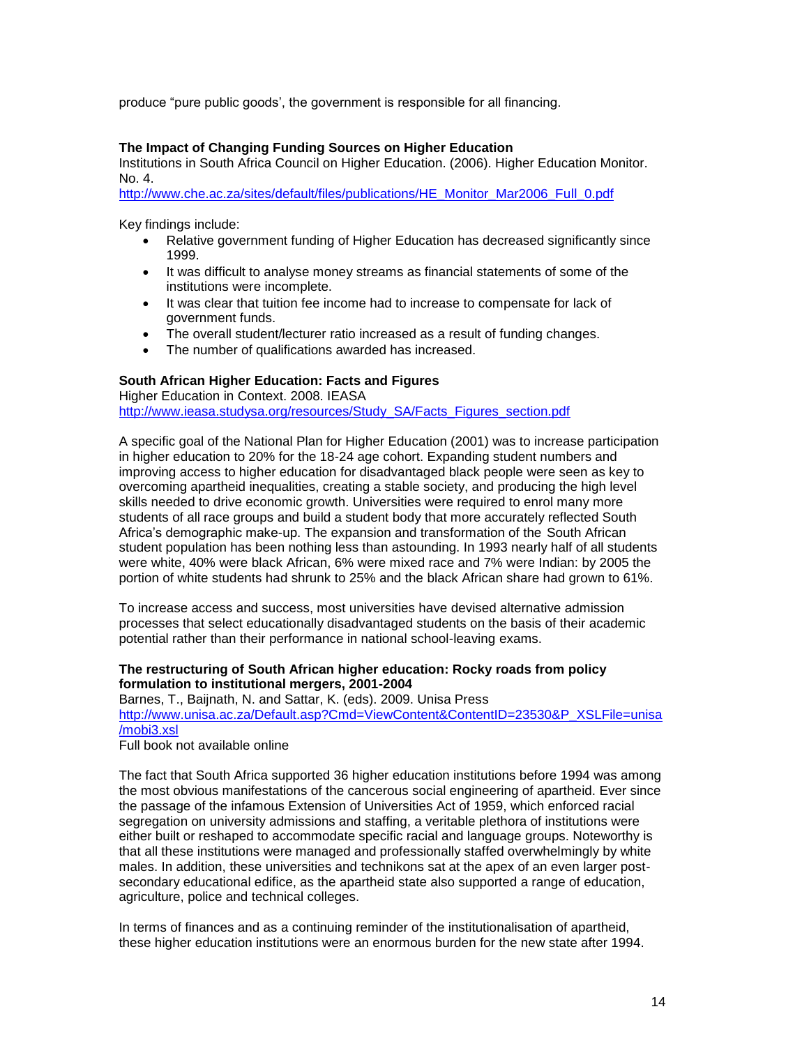produce “pure public goods’, the government is responsible for all financing.

**The Impact of Changing Funding Sources on Higher Education**
Institutions in South Africa Council on Higher Education. (2006). Higher Education Monitor. No. 4.
http://www.che.ac.za/sites/default/files/publications/HE_Monitor_Mar2006_Full_0.pdf

Key findings include:

- Relative government funding of Higher Education has decreased significantly since 1999.
- It was difficult to analyse money streams as financial statements of some of the institutions were incomplete.
- It was clear that tuition fee income had to increase to compensate for lack of government funds.
- The overall student/lecturer ratio increased as a result of funding changes.
- The number of qualifications awarded has increased.

**South African Higher Education: Facts and Figures**
Higher Education in Context. 2008. IEASA
http://www.ieasa.studysa.org/resources/Study_SA/Facts_Figures_section.pdf

A specific goal of the National Plan for Higher Education (2001) was to increase participation in higher education to 20% for the 18-24 age cohort. Expanding student numbers and improving access to higher education for disadvantaged black people were seen as key to overcoming apartheid inequalities, creating a stable society, and producing the high level skills needed to drive economic growth. Universities were required to enrol many more students of all race groups and build a student body that more accurately reflected South Africa’s demographic make-up. The expansion and transformation of the South African student population has been nothing less than astounding. In 1993 nearly half of all students were white, 40% were black African, 6% were mixed race and 7% were Indian: by 2005 the portion of white students had shrunk to 25% and the black African share had grown to 61%.

To increase access and success, most universities have devised alternative admission processes that select educationally disadvantaged students on the basis of their academic potential rather than their performance in national school-leaving exams.

**The restructuring of South African higher education: Rocky roads from policy formulation to institutional mergers, 2001-2004**
Barnes, T., Baijnath, N. and Sattar, K. (eds). 2009. Unisa Press
http://www.unisa.ac.za/Default.asp?Cmd=ViewContent&ContentID=23530&P_XSLFile=unisa/mobi3.xsl
Full book not available online

The fact that South Africa supported 36 higher education institutions before 1994 was among the most obvious manifestations of the cancerous social engineering of apartheid. Ever since the passage of the infamous Extension of Universities Act of 1959, which enforced racial segregation on university admissions and staffing, a veritable plethora of institutions were either built or reshaped to accommodate specific racial and language groups. Noteworthy is that all these institutions were managed and professionally staffed overwhelmingly by white males. In addition, these universities and technikons sat at the apex of an even larger post-secondary educational edifice, as the apartheid state also supported a range of education, agriculture, police and technical colleges.

In terms of finances and as a continuing reminder of the institutionalisation of apartheid, these higher education institutions were an enormous burden for the new state after 1994.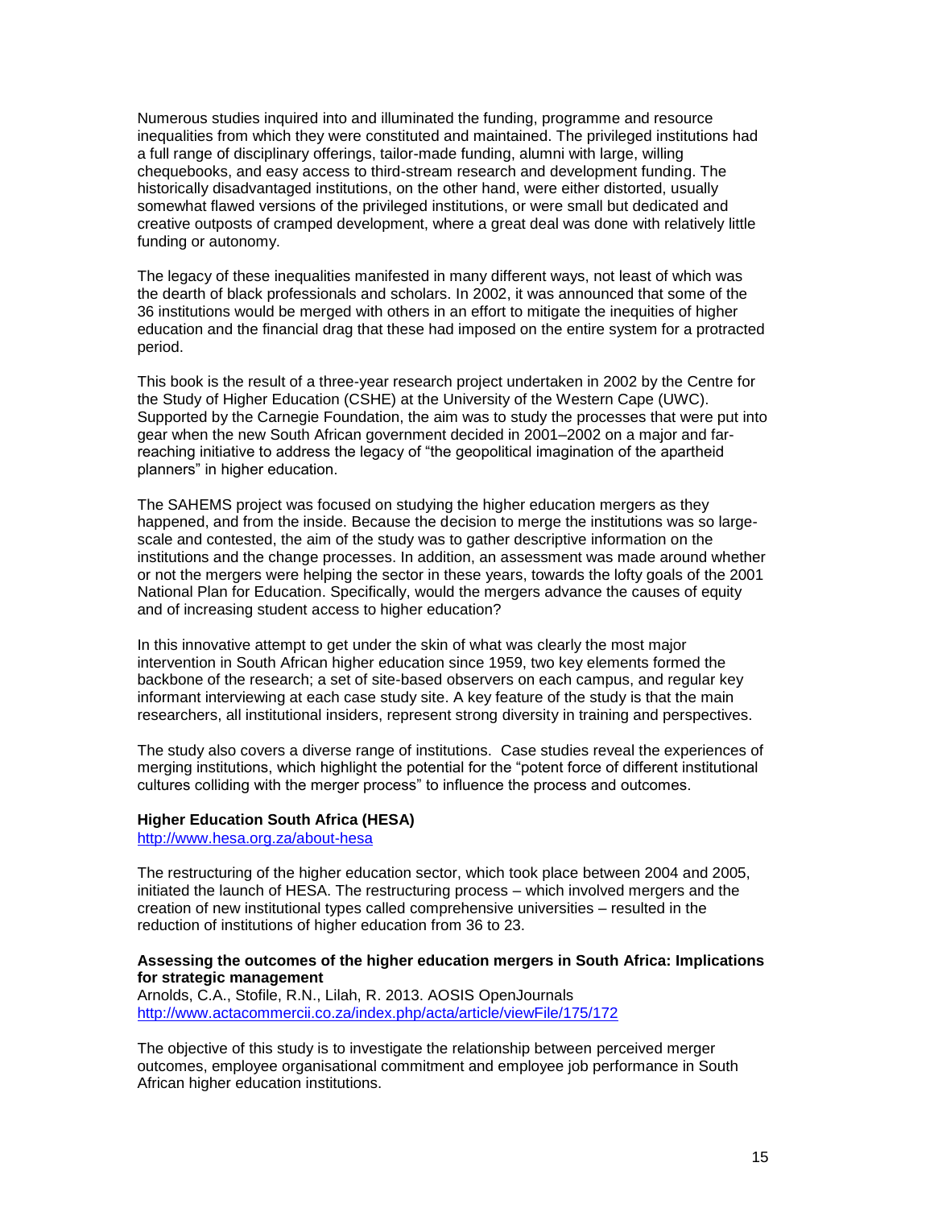Numerous studies inquired into and illuminated the funding, programme and resource inequalities from which they were constituted and maintained. The privileged institutions had a full range of disciplinary offerings, tailor-made funding, alumni with large, willing chequebooks, and easy access to third-stream research and development funding. The historically disadvantaged institutions, on the other hand, were either distorted, usually somewhat flawed versions of the privileged institutions, or were small but dedicated and creative outposts of cramped development, where a great deal was done with relatively little funding or autonomy.

The legacy of these inequalities manifested in many different ways, not least of which was the dearth of black professionals and scholars. In 2002, it was announced that some of the 36 institutions would be merged with others in an effort to mitigate the inequities of higher education and the financial drag that these had imposed on the entire system for a protracted period.

This book is the result of a three-year research project undertaken in 2002 by the Centre for the Study of Higher Education (CSHE) at the University of the Western Cape (UWC). Supported by the Carnegie Foundation, the aim was to study the processes that were put into gear when the new South African government decided in 2001–2002 on a major and far-reaching initiative to address the legacy of "the geopolitical imagination of the apartheid planners" in higher education.

The SAHEMS project was focused on studying the higher education mergers as they happened, and from the inside. Because the decision to merge the institutions was so large-scale and contested, the aim of the study was to gather descriptive information on the institutions and the change processes. In addition, an assessment was made around whether or not the mergers were helping the sector in these years, towards the lofty goals of the 2001 National Plan for Education. Specifically, would the mergers advance the causes of equity and of increasing student access to higher education?

In this innovative attempt to get under the skin of what was clearly the most major intervention in South African higher education since 1959, two key elements formed the backbone of the research; a set of site-based observers on each campus, and regular key informant interviewing at each case study site. A key feature of the study is that the main researchers, all institutional insiders, represent strong diversity in training and perspectives.

The study also covers a diverse range of institutions. Case studies reveal the experiences of merging institutions, which highlight the potential for the "potent force of different institutional cultures colliding with the merger process" to influence the process and outcomes.

**Higher Education South Africa (HESA)**
http://www.hesa.org.za/about-hesa

The restructuring of the higher education sector, which took place between 2004 and 2005, initiated the launch of HESA. The restructuring process – which involved mergers and the creation of new institutional types called comprehensive universities – resulted in the reduction of institutions of higher education from 36 to 23.

**Assessing the outcomes of the higher education mergers in South Africa: Implications for strategic management**
Arnolds, C.A., Stofile, R.N., Lilah, R. 2013. AOSIS OpenJournals
http://www.actacommercii.co.za/index.php/acta/article/viewFile/175/172

The objective of this study is to investigate the relationship between perceived merger outcomes, employee organisational commitment and employee job performance in South African higher education institutions.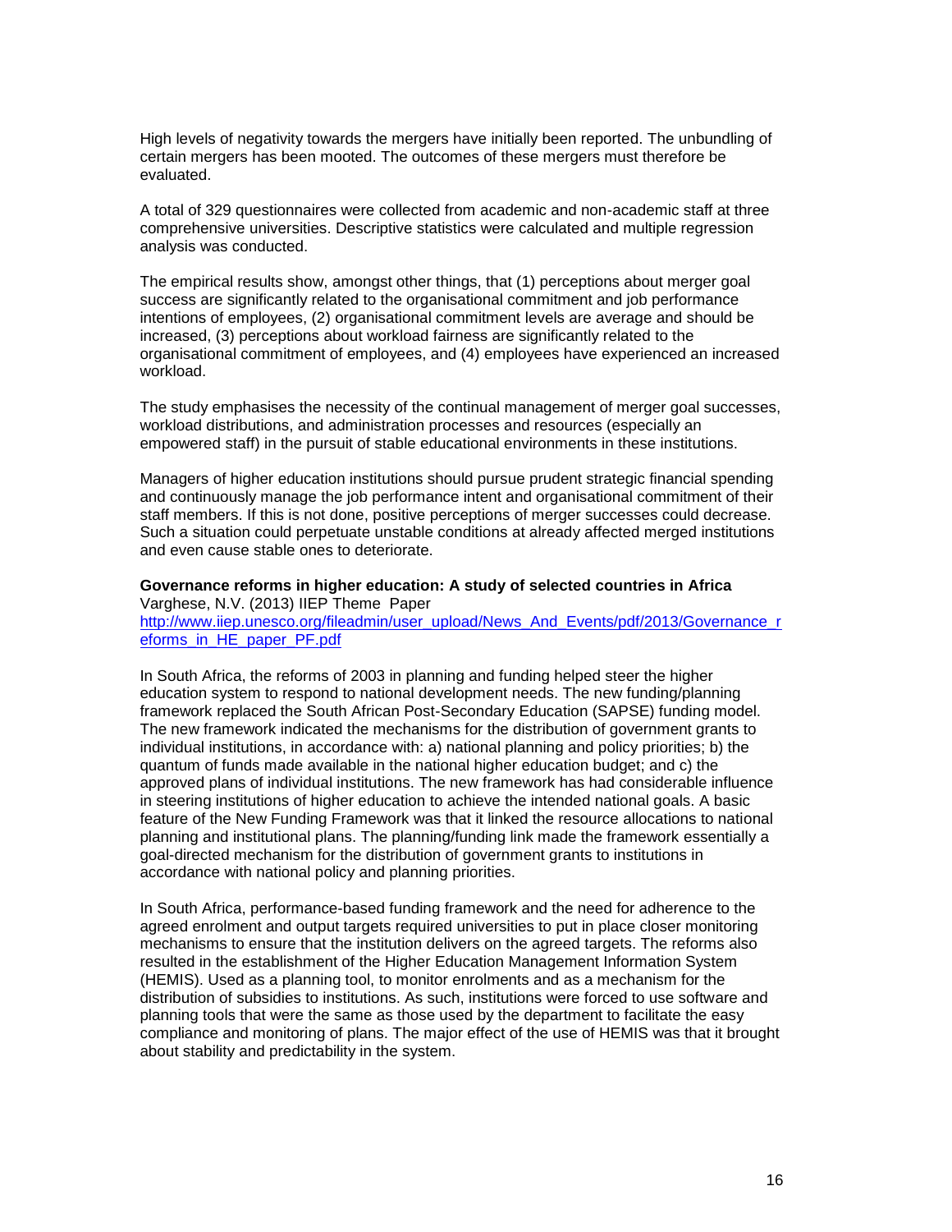High levels of negativity towards the mergers have initially been reported. The unbundling of certain mergers has been mooted. The outcomes of these mergers must therefore be evaluated.

A total of 329 questionnaires were collected from academic and non-academic staff at three comprehensive universities. Descriptive statistics were calculated and multiple regression analysis was conducted.

The empirical results show, amongst other things, that (1) perceptions about merger goal success are significantly related to the organisational commitment and job performance intentions of employees, (2) organisational commitment levels are average and should be increased, (3) perceptions about workload fairness are significantly related to the organisational commitment of employees, and (4) employees have experienced an increased workload.

The study emphasises the necessity of the continual management of merger goal successes, workload distributions, and administration processes and resources (especially an empowered staff) in the pursuit of stable educational environments in these institutions.

Managers of higher education institutions should pursue prudent strategic financial spending and continuously manage the job performance intent and organisational commitment of their staff members. If this is not done, positive perceptions of merger successes could decrease. Such a situation could perpetuate unstable conditions at already affected merged institutions and even cause stable ones to deteriorate.

**Governance reforms in higher education: A study of selected countries in Africa**
Varghese, N.V. (2013) IIEP Theme Paper
http://www.iiep.unesco.org/fileadmin/user_upload/News_And_Events/pdf/2013/Governance_reforms_in_HE_paper_PF.pdf

In South Africa, the reforms of 2003 in planning and funding helped steer the higher education system to respond to national development needs. The new funding/planning framework replaced the South African Post-Secondary Education (SAPSE) funding model. The new framework indicated the mechanisms for the distribution of government grants to individual institutions, in accordance with: a) national planning and policy priorities; b) the quantum of funds made available in the national higher education budget; and c) the approved plans of individual institutions. The new framework has had considerable influence in steering institutions of higher education to achieve the intended national goals. A basic feature of the New Funding Framework was that it linked the resource allocations to national planning and institutional plans. The planning/funding link made the framework essentially a goal-directed mechanism for the distribution of government grants to institutions in accordance with national policy and planning priorities.

In South Africa, performance-based funding framework and the need for adherence to the agreed enrolment and output targets required universities to put in place closer monitoring mechanisms to ensure that the institution delivers on the agreed targets. The reforms also resulted in the establishment of the Higher Education Management Information System (HEMIS). Used as a planning tool, to monitor enrolments and as a mechanism for the distribution of subsidies to institutions. As such, institutions were forced to use software and planning tools that were the same as those used by the department to facilitate the easy compliance and monitoring of plans. The major effect of the use of HEMIS was that it brought about stability and predictability in the system.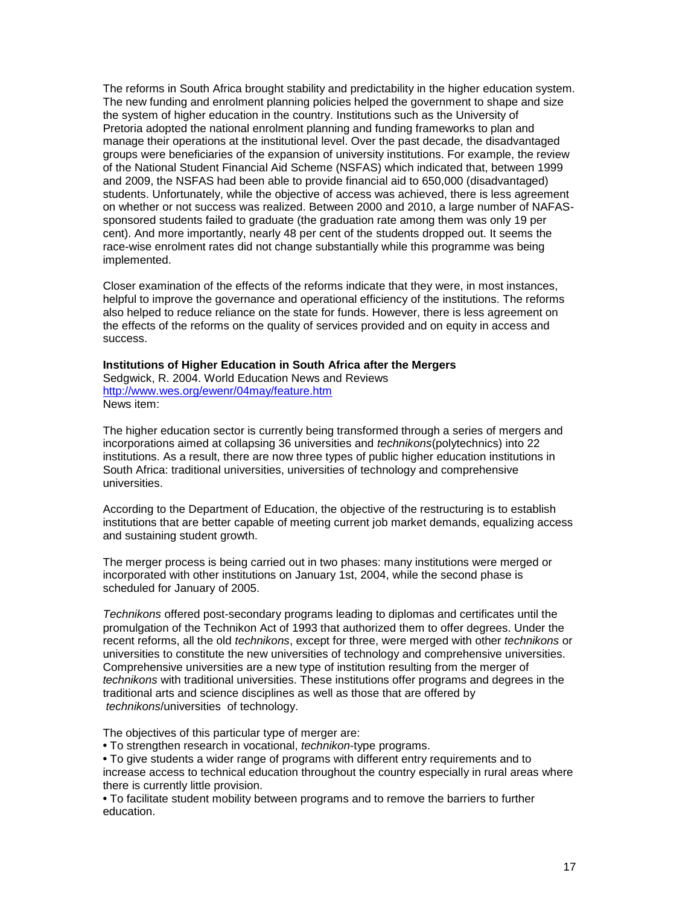The reforms in South Africa brought stability and predictability in the higher education system. The new funding and enrolment planning policies helped the government to shape and size the system of higher education in the country. Institutions such as the University of Pretoria adopted the national enrolment planning and funding frameworks to plan and manage their operations at the institutional level. Over the past decade, the disadvantaged groups were beneficiaries of the expansion of university institutions. For example, the review of the National Student Financial Aid Scheme (NSFAS) which indicated that, between 1999 and 2009, the NSFAS had been able to provide financial aid to 650,000 (disadvantaged) students. Unfortunately, while the objective of access was achieved, there is less agreement on whether or not success was realized. Between 2000 and 2010, a large number of NAFAS-sponsored students failed to graduate (the graduation rate among them was only 19 per cent). And more importantly, nearly 48 per cent of the students dropped out. It seems the race-wise enrolment rates did not change substantially while this programme was being implemented.

Closer examination of the effects of the reforms indicate that they were, in most instances, helpful to improve the governance and operational efficiency of the institutions. The reforms also helped to reduce reliance on the state for funds. However, there is less agreement on the effects of the reforms on the quality of services provided and on equity in access and success.

**Institutions of Higher Education in South Africa after the Mergers**
Sedgwick, R. 2004. World Education News and Reviews
http://www.wes.org/ewenr/04may/feature.htm
News item:

The higher education sector is currently being transformed through a series of mergers and incorporations aimed at collapsing 36 universities and *technikons*(polytechnics) into 22 institutions. As a result, there are now three types of public higher education institutions in South Africa: traditional universities, universities of technology and comprehensive universities.

According to the Department of Education, the objective of the restructuring is to establish institutions that are better capable of meeting current job market demands, equalizing access and sustaining student growth.

The merger process is being carried out in two phases: many institutions were merged or incorporated with other institutions on January 1st, 2004, while the second phase is scheduled for January of 2005.

*Technikons* offered post-secondary programs leading to diplomas and certificates until the promulgation of the Technikon Act of 1993 that authorized them to offer degrees. Under the recent reforms, all the old *technikons*, except for three, were merged with other *technikons* or universities to constitute the new universities of technology and comprehensive universities. Comprehensive universities are a new type of institution resulting from the merger of *technikons* with traditional universities. These institutions offer programs and degrees in the traditional arts and science disciplines as well as those that are offered by *technikons*/universities of technology.

The objectives of this particular type of merger are:

- To strengthen research in vocational, *technikon*-type programs.
- To give students a wider range of programs with different entry requirements and to increase access to technical education throughout the country especially in rural areas where there is currently little provision.
- To facilitate student mobility between programs and to remove the barriers to further education.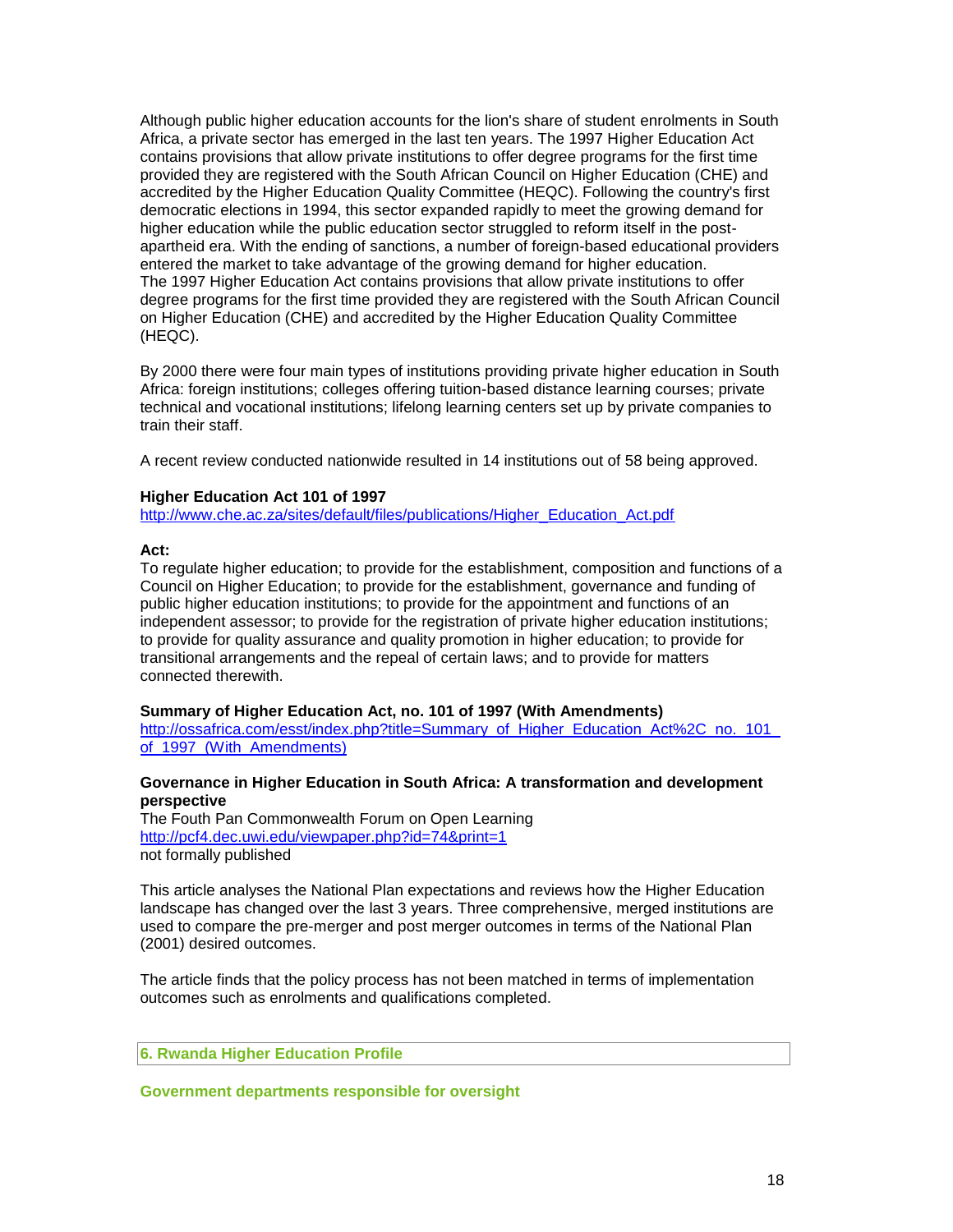Although public higher education accounts for the lion's share of student enrolments in South Africa, a private sector has emerged in the last ten years. The 1997 Higher Education Act contains provisions that allow private institutions to offer degree programs for the first time provided they are registered with the South African Council on Higher Education (CHE) and accredited by the Higher Education Quality Committee (HEQC). Following the country's first democratic elections in 1994, this sector expanded rapidly to meet the growing demand for higher education while the public education sector struggled to reform itself in the post-apartheid era. With the ending of sanctions, a number of foreign-based educational providers entered the market to take advantage of the growing demand for higher education.
The 1997 Higher Education Act contains provisions that allow private institutions to offer degree programs for the first time provided they are registered with the South African Council on Higher Education (CHE) and accredited by the Higher Education Quality Committee (HEQC).

By 2000 there were four main types of institutions providing private higher education in South Africa: foreign institutions; colleges offering tuition-based distance learning courses; private technical and vocational institutions; lifelong learning centers set up by private companies to train their staff.

A recent review conducted nationwide resulted in 14 institutions out of 58 being approved.

**Higher Education Act 101 of 1997**
http://www.che.ac.za/sites/default/files/publications/Higher_Education_Act.pdf

**Act:**
To regulate higher education; to provide for the establishment, composition and functions of a Council on Higher Education; to provide for the establishment, governance and funding of public higher education institutions; to provide for the appointment and functions of an independent assessor; to provide for the registration of private higher education institutions; to provide for quality assurance and quality promotion in higher education; to provide for transitional arrangements and the repeal of certain laws; and to provide for matters connected therewith.

**Summary of Higher Education Act, no. 101 of 1997 (With Amendments)**
http://ossafrica.com/esst/index.php?title=Summary_of_Higher_Education_Act%2C_no._101_of_1997_(With_Amendments)

**Governance in Higher Education in South Africa: A transformation and development perspective**
The Fouth Pan Commonwealth Forum on Open Learning
http://pcf4.dec.uwi.edu/viewpaper.php?id=74&print=1
not formally published

This article analyses the National Plan expectations and reviews how the Higher Education landscape has changed over the last 3 years. Three comprehensive, merged institutions are used to compare the pre-merger and post merger outcomes in terms of the National Plan (2001) desired outcomes.

The article finds that the policy process has not been matched in terms of implementation outcomes such as enrolments and qualifications completed.

## 6. Rwanda Higher Education Profile

### Government departments responsible for oversight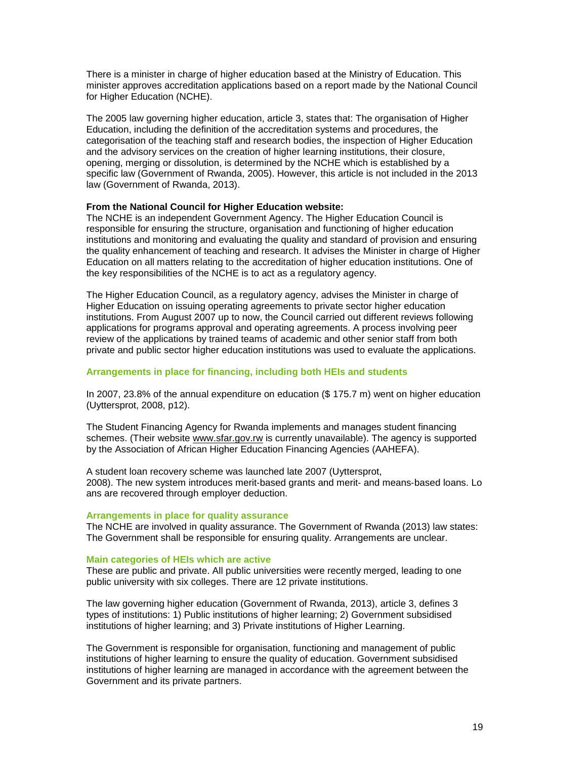There is a minister in charge of higher education based at the Ministry of Education. This minister approves accreditation applications based on a report made by the National Council for Higher Education (NCHE).

The 2005 law governing higher education, article 3, states that: The organisation of Higher Education, including the definition of the accreditation systems and procedures, the categorisation of the teaching staff and research bodies, the inspection of Higher Education and the advisory services on the creation of higher learning institutions, their closure, opening, merging or dissolution, is determined by the NCHE which is established by a specific law (Government of Rwanda, 2005). However, this article is not included in the 2013 law (Government of Rwanda, 2013).

**From the National Council for Higher Education website:**
The NCHE is an independent Government Agency. The Higher Education Council is responsible for ensuring the structure, organisation and functioning of higher education institutions and monitoring and evaluating the quality and standard of provision and ensuring the quality enhancement of teaching and research. It advises the Minister in charge of Higher Education on all matters relating to the accreditation of higher education institutions. One of the key responsibilities of the NCHE is to act as a regulatory agency.

The Higher Education Council, as a regulatory agency, advises the Minister in charge of Higher Education on issuing operating agreements to private sector higher education institutions. From August 2007 up to now, the Council carried out different reviews following applications for programs approval and operating agreements. A process involving peer review of the applications by trained teams of academic and other senior staff from both private and public sector higher education institutions was used to evaluate the applications.

### Arrangements in place for financing, including both HEIs and students

In 2007, 23.8% of the annual expenditure on education ($ 175.7 m) went on higher education (Uyttersprot, 2008, p12).

The Student Financing Agency for Rwanda implements and manages student financing schemes. (Their website www.sfar.gov.rw is currently unavailable). The agency is supported by the Association of African Higher Education Financing Agencies (AAHEFA).

A student loan recovery scheme was launched late 2007 (Uyttersprot, 2008). The new system introduces merit-based grants and merit- and means-based loans. Loans are recovered through employer deduction.

### Arrangements in place for quality assurance

The NCHE are involved in quality assurance. The Government of Rwanda (2013) law states: The Government shall be responsible for ensuring quality. Arrangements are unclear.

### Main categories of HEIs which are active

These are public and private. All public universities were recently merged, leading to one public university with six colleges. There are 12 private institutions.

The law governing higher education (Government of Rwanda, 2013), article 3, defines 3 types of institutions: 1) Public institutions of higher learning; 2) Government subsidised institutions of higher learning; and 3) Private institutions of Higher Learning.

The Government is responsible for organisation, functioning and management of public institutions of higher learning to ensure the quality of education. Government subsidised institutions of higher learning are managed in accordance with the agreement between the Government and its private partners.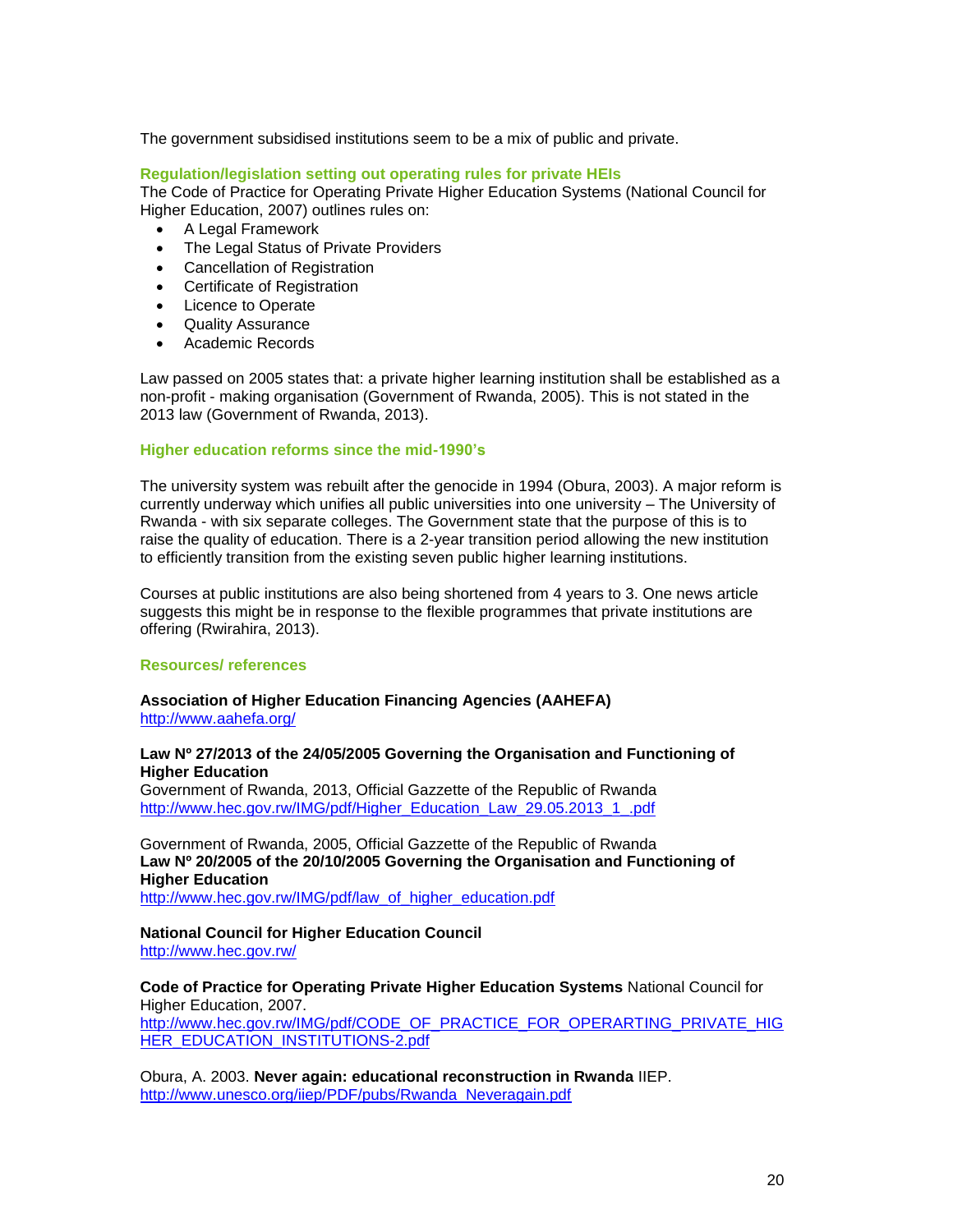The government subsidised institutions seem to be a mix of public and private.

### Regulation/legislation setting out operating rules for private HEIs

The Code of Practice for Operating Private Higher Education Systems (National Council for Higher Education, 2007) outlines rules on:

- A Legal Framework
- The Legal Status of Private Providers
- Cancellation of Registration
- Certificate of Registration
- Licence to Operate
- Quality Assurance
- Academic Records

Law passed on 2005 states that: a private higher learning institution shall be established as a non-profit - making organisation (Government of Rwanda, 2005). This is not stated in the 2013 law (Government of Rwanda, 2013).

### Higher education reforms since the mid-1990's

The university system was rebuilt after the genocide in 1994 (Obura, 2003). A major reform is currently underway which unifies all public universities into one university – The University of Rwanda - with six separate colleges. The Government state that the purpose of this is to raise the quality of education. There is a 2-year transition period allowing the new institution to efficiently transition from the existing seven public higher learning institutions.

Courses at public institutions are also being shortened from 4 years to 3. One news article suggests this might be in response to the flexible programmes that private institutions are offering (Rwirahira, 2013).

### Resources/ references

**Association of Higher Education Financing Agencies (AAHEFA)**
http://www.aahefa.org/

**Law Nº 27/2013 of the 24/05/2005 Governing the Organisation and Functioning of Higher Education**
Government of Rwanda, 2013, Official Gazzette of the Republic of Rwanda
http://www.hec.gov.rw/IMG/pdf/Higher_Education_Law_29.05.2013_1_.pdf

Government of Rwanda, 2005, Official Gazzette of the Republic of Rwanda
**Law Nº 20/2005 of the 20/10/2005 Governing the Organisation and Functioning of Higher Education**
http://www.hec.gov.rw/IMG/pdf/law_of_higher_education.pdf

**National Council for Higher Education Council**
http://www.hec.gov.rw/

**Code of Practice for Operating Private Higher Education Systems** National Council for Higher Education, 2007.
http://www.hec.gov.rw/IMG/pdf/CODE_OF_PRACTICE_FOR_OPERARTING_PRIVATE_HIGHER_EDUCATION_INSTITUTIONS-2.pdf

Obura, A. 2003. **Never again: educational reconstruction in Rwanda** IIEP.
http://www.unesco.org/iiep/PDF/pubs/Rwanda_Neveragain.pdf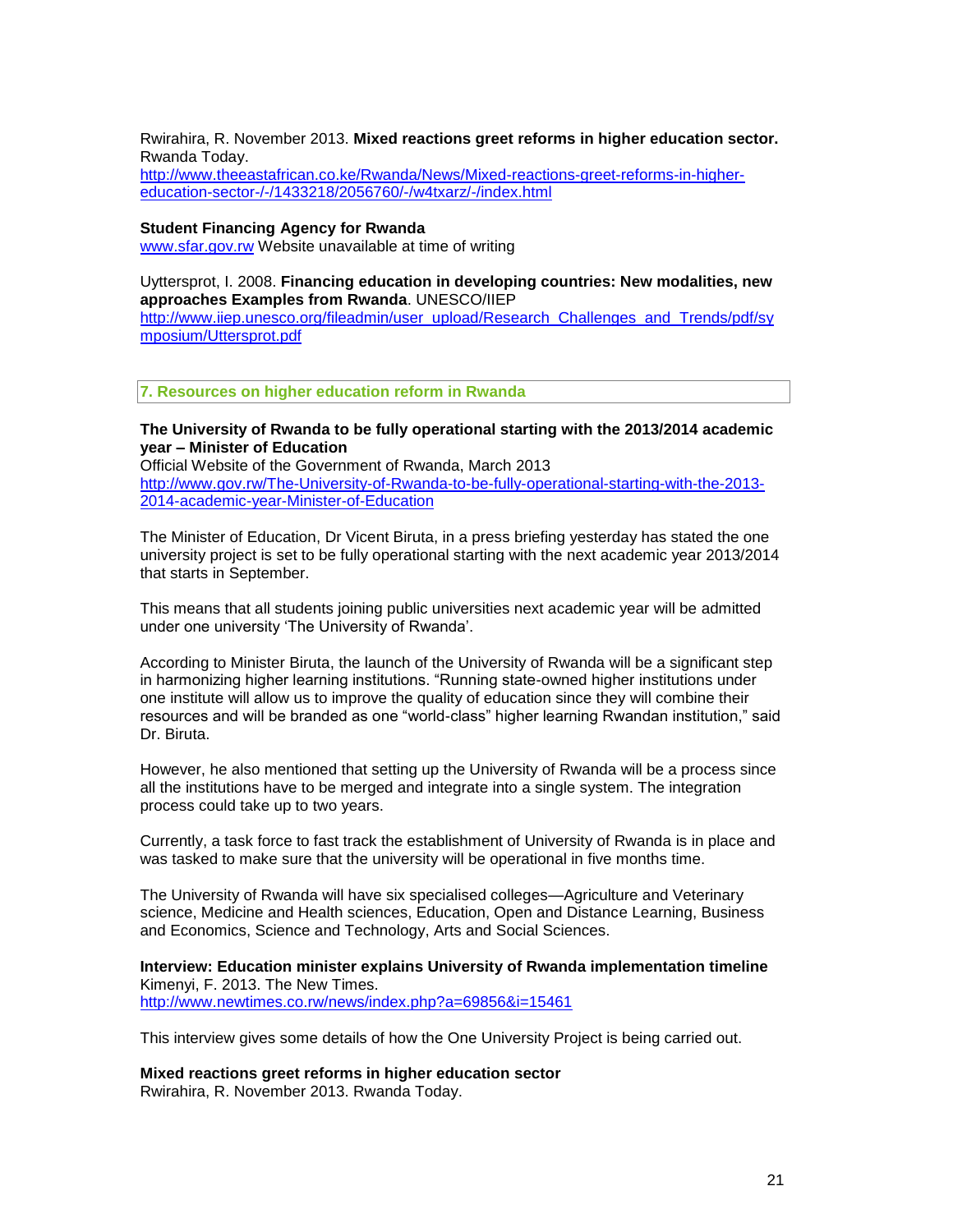Rwirahira, R. November 2013. **Mixed reactions greet reforms in higher education sector.** Rwanda Today.
http://www.theeastafrican.co.ke/Rwanda/News/Mixed-reactions-greet-reforms-in-higher-education-sector-/-/1433218/2056760/-/w4txarz/-/index.html

**Student Financing Agency for Rwanda**
www.sfar.gov.rw Website unavailable at time of writing

Uyttersprot, I. 2008. **Financing education in developing countries: New modalities, new approaches Examples from Rwanda**. UNESCO/IIEP
http://www.iiep.unesco.org/fileadmin/user_upload/Research_Challenges_and_Trends/pdf/symposium/Uttersprot.pdf

## 7. Resources on higher education reform in Rwanda

**The University of Rwanda to be fully operational starting with the 2013/2014 academic year – Minister of Education**
Official Website of the Government of Rwanda, March 2013
http://www.gov.rw/The-University-of-Rwanda-to-be-fully-operational-starting-with-the-2013-2014-academic-year-Minister-of-Education

The Minister of Education, Dr Vicent Biruta, in a press briefing yesterday has stated the one university project is set to be fully operational starting with the next academic year 2013/2014 that starts in September.

This means that all students joining public universities next academic year will be admitted under one university 'The University of Rwanda'.

According to Minister Biruta, the launch of the University of Rwanda will be a significant step in harmonizing higher learning institutions. "Running state-owned higher institutions under one institute will allow us to improve the quality of education since they will combine their resources and will be branded as one "world-class" higher learning Rwandan institution," said Dr. Biruta.

However, he also mentioned that setting up the University of Rwanda will be a process since all the institutions have to be merged and integrate into a single system. The integration process could take up to two years.

Currently, a task force to fast track the establishment of University of Rwanda is in place and was tasked to make sure that the university will be operational in five months time.

The University of Rwanda will have six specialised colleges—Agriculture and Veterinary science, Medicine and Health sciences, Education, Open and Distance Learning, Business and Economics, Science and Technology, Arts and Social Sciences.

**Interview: Education minister explains University of Rwanda implementation timeline**
Kimenyi, F. 2013. The New Times.
http://www.newtimes.co.rw/news/index.php?a=69856&i=15461

This interview gives some details of how the One University Project is being carried out.

**Mixed reactions greet reforms in higher education sector**
Rwirahira, R. November 2013. Rwanda Today.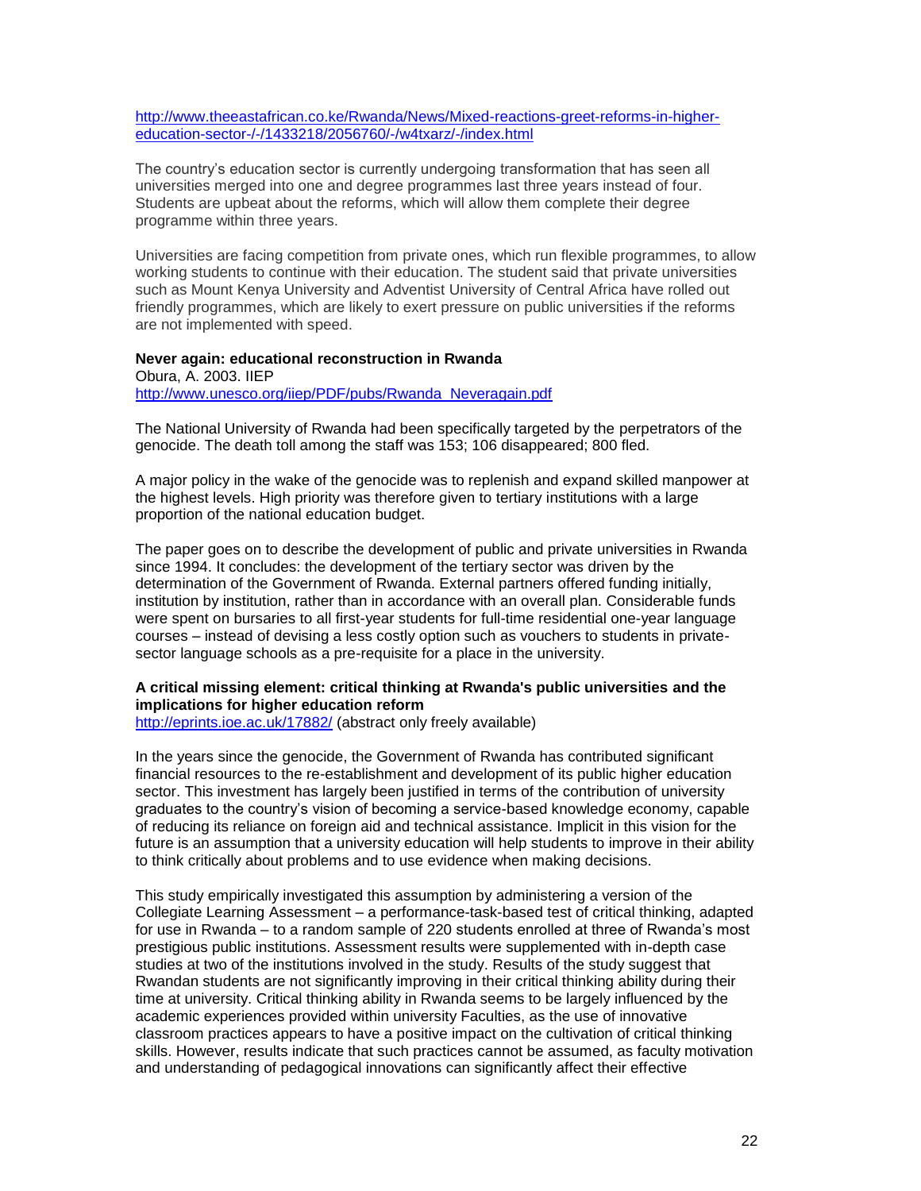http://www.theeastafrican.co.ke/Rwanda/News/Mixed-reactions-greet-reforms-in-higher-education-sector-/-/1433218/2056760/-/w4txarz/-/index.html

The country's education sector is currently undergoing transformation that has seen all universities merged into one and degree programmes last three years instead of four. Students are upbeat about the reforms, which will allow them complete their degree programme within three years.

Universities are facing competition from private ones, which run flexible programmes, to allow working students to continue with their education. The student said that private universities such as Mount Kenya University and Adventist University of Central Africa have rolled out friendly programmes, which are likely to exert pressure on public universities if the reforms are not implemented with speed.

**Never again: educational reconstruction in Rwanda**
Obura, A. 2003. IIEP
http://www.unesco.org/iiep/PDF/pubs/Rwanda_Neveragain.pdf

The National University of Rwanda had been specifically targeted by the perpetrators of the genocide. The death toll among the staff was 153; 106 disappeared; 800 fled.

A major policy in the wake of the genocide was to replenish and expand skilled manpower at the highest levels. High priority was therefore given to tertiary institutions with a large proportion of the national education budget.

The paper goes on to describe the development of public and private universities in Rwanda since 1994. It concludes: the development of the tertiary sector was driven by the determination of the Government of Rwanda. External partners offered funding initially, institution by institution, rather than in accordance with an overall plan. Considerable funds were spent on bursaries to all first-year students for full-time residential one-year language courses – instead of devising a less costly option such as vouchers to students in private-sector language schools as a pre-requisite for a place in the university.

**A critical missing element: critical thinking at Rwanda's public universities and the implications for higher education reform**
http://eprints.ioe.ac.uk/17882/ (abstract only freely available)

In the years since the genocide, the Government of Rwanda has contributed significant financial resources to the re-establishment and development of its public higher education sector. This investment has largely been justified in terms of the contribution of university graduates to the country's vision of becoming a service-based knowledge economy, capable of reducing its reliance on foreign aid and technical assistance. Implicit in this vision for the future is an assumption that a university education will help students to improve in their ability to think critically about problems and to use evidence when making decisions.

This study empirically investigated this assumption by administering a version of the Collegiate Learning Assessment – a performance-task-based test of critical thinking, adapted for use in Rwanda – to a random sample of 220 students enrolled at three of Rwanda's most prestigious public institutions. Assessment results were supplemented with in-depth case studies at two of the institutions involved in the study. Results of the study suggest that Rwandan students are not significantly improving in their critical thinking ability during their time at university. Critical thinking ability in Rwanda seems to be largely influenced by the academic experiences provided within university Faculties, as the use of innovative classroom practices appears to have a positive impact on the cultivation of critical thinking skills. However, results indicate that such practices cannot be assumed, as faculty motivation and understanding of pedagogical innovations can significantly affect their effective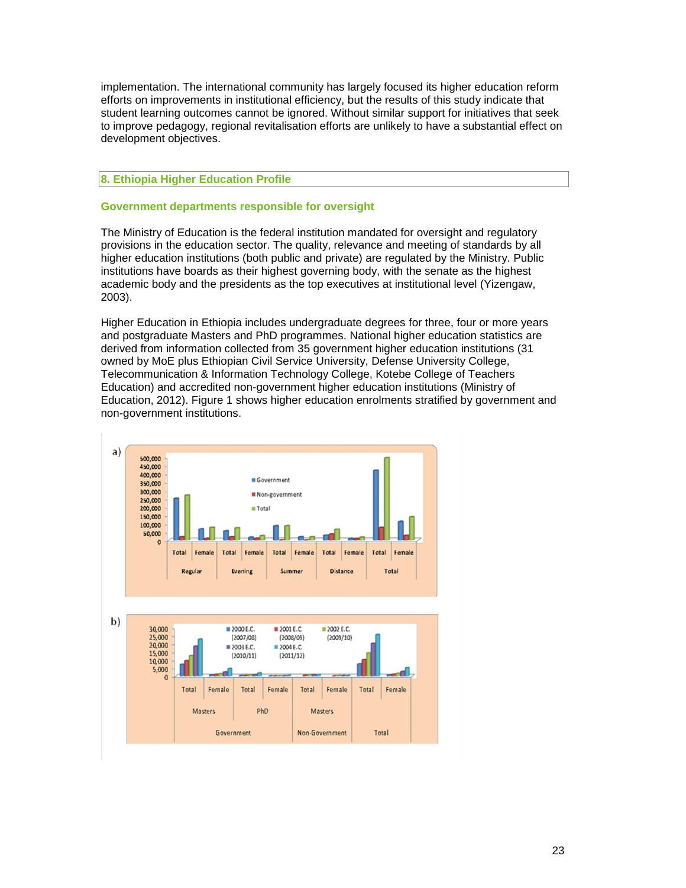implementation. The international community has largely focused its higher education reform efforts on improvements in institutional efficiency, but the results of this study indicate that student learning outcomes cannot be ignored. Without similar support for initiatives that seek to improve pedagogy, regional revitalisation efforts are unlikely to have a substantial effect on development objectives.

## 8. Ethiopia Higher Education Profile

### Government departments responsible for oversight

The Ministry of Education is the federal institution mandated for oversight and regulatory provisions in the education sector. The quality, relevance and meeting of standards by all higher education institutions (both public and private) are regulated by the Ministry. Public institutions have boards as their highest governing body, with the senate as the highest academic body and the presidents as the top executives at institutional level (Yizengaw, 2003).

Higher Education in Ethiopia includes undergraduate degrees for three, four or more years and postgraduate Masters and PhD programmes. National higher education statistics are derived from information collected from 35 government higher education institutions (31 owned by MoE plus Ethiopian Civil Service University, Defense University College, Telecommunication & Information Technology College, Kotebe College of Teachers Education) and accredited non-government higher education institutions (Ministry of Education, 2012). Figure 1 shows higher education enrolments stratified by government and non-government institutions.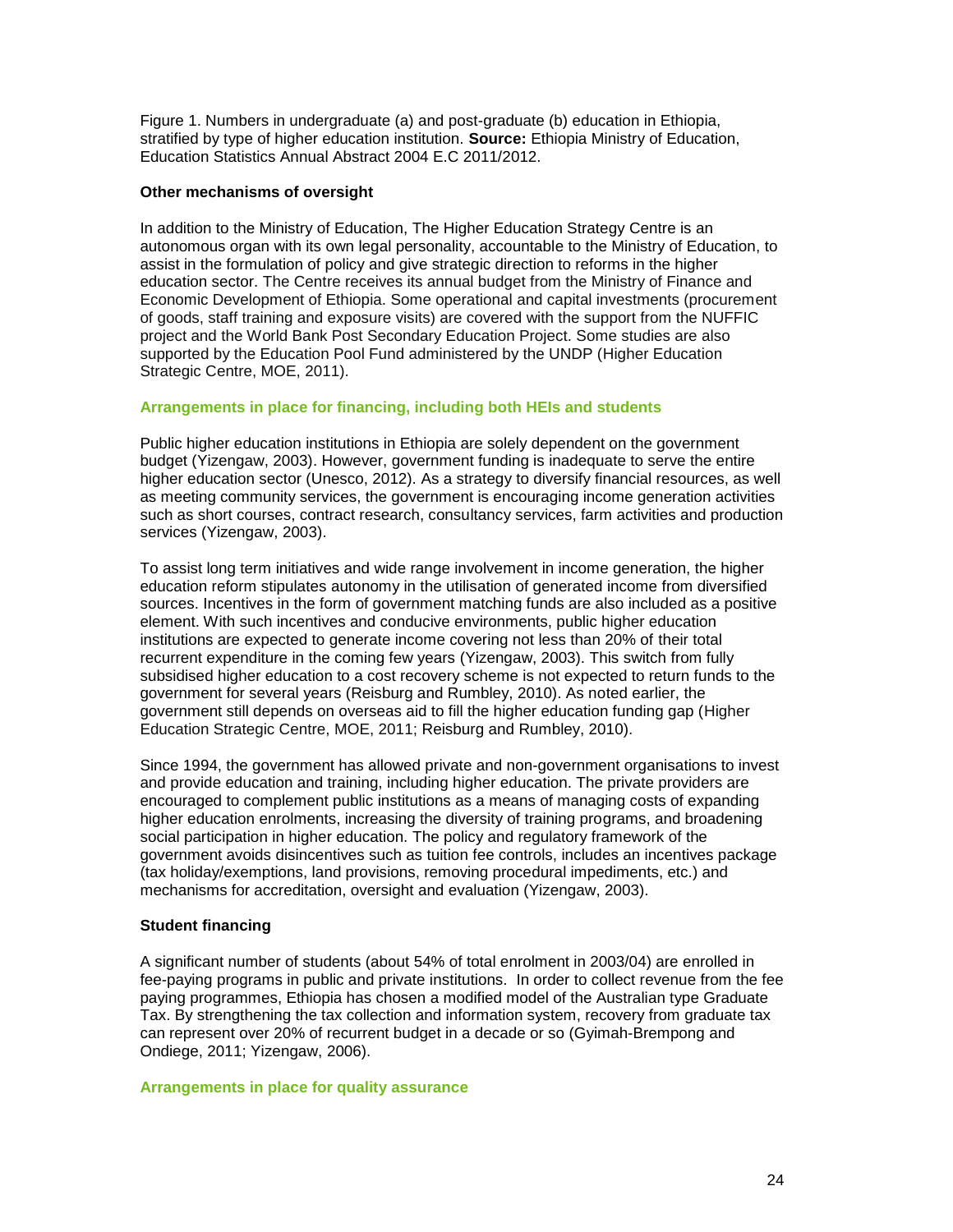Figure 1. Numbers in undergraduate (a) and post-graduate (b) education in Ethiopia, stratified by type of higher education institution. **Source:** Ethiopia Ministry of Education, Education Statistics Annual Abstract 2004 E.C 2011/2012.

**Other mechanisms of oversight**

In addition to the Ministry of Education, The Higher Education Strategy Centre is an autonomous organ with its own legal personality, accountable to the Ministry of Education, to assist in the formulation of policy and give strategic direction to reforms in the higher education sector. The Centre receives its annual budget from the Ministry of Finance and Economic Development of Ethiopia. Some operational and capital investments (procurement of goods, staff training and exposure visits) are covered with the support from the NUFFIC project and the World Bank Post Secondary Education Project. Some studies are also supported by the Education Pool Fund administered by the UNDP (Higher Education Strategic Centre, MOE, 2011).

## Arrangements in place for financing, including both HEIs and students

Public higher education institutions in Ethiopia are solely dependent on the government budget (Yizengaw, 2003). However, government funding is inadequate to serve the entire higher education sector (Unesco, 2012). As a strategy to diversify financial resources, as well as meeting community services, the government is encouraging income generation activities such as short courses, contract research, consultancy services, farm activities and production services (Yizengaw, 2003).

To assist long term initiatives and wide range involvement in income generation, the higher education reform stipulates autonomy in the utilisation of generated income from diversified sources. Incentives in the form of government matching funds are also included as a positive element. With such incentives and conducive environments, public higher education institutions are expected to generate income covering not less than 20% of their total recurrent expenditure in the coming few years (Yizengaw, 2003). This switch from fully subsidised higher education to a cost recovery scheme is not expected to return funds to the government for several years (Reisburg and Rumbley, 2010). As noted earlier, the government still depends on overseas aid to fill the higher education funding gap (Higher Education Strategic Centre, MOE, 2011; Reisburg and Rumbley, 2010).

Since 1994, the government has allowed private and non-government organisations to invest and provide education and training, including higher education. The private providers are encouraged to complement public institutions as a means of managing costs of expanding higher education enrolments, increasing the diversity of training programs, and broadening social participation in higher education. The policy and regulatory framework of the government avoids disincentives such as tuition fee controls, includes an incentives package (tax holiday/exemptions, land provisions, removing procedural impediments, etc.) and mechanisms for accreditation, oversight and evaluation (Yizengaw, 2003).

**Student financing**

A significant number of students (about 54% of total enrolment in 2003/04) are enrolled in fee-paying programs in public and private institutions. In order to collect revenue from the fee paying programmes, Ethiopia has chosen a modified model of the Australian type Graduate Tax. By strengthening the tax collection and information system, recovery from graduate tax can represent over 20% of recurrent budget in a decade or so (Gyimah-Brempong and Ondiege, 2011; Yizengaw, 2006).

## Arrangements in place for quality assurance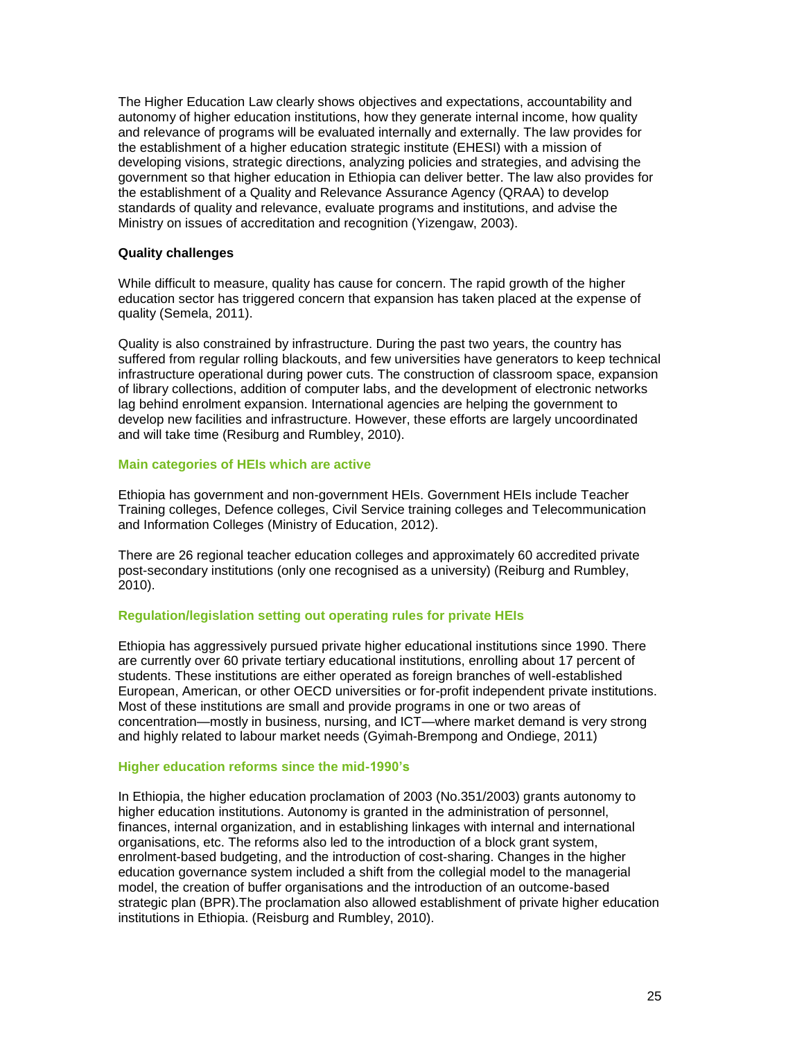The Higher Education Law clearly shows objectives and expectations, accountability and autonomy of higher education institutions, how they generate internal income, how quality and relevance of programs will be evaluated internally and externally. The law provides for the establishment of a higher education strategic institute (EHESI) with a mission of developing visions, strategic directions, analyzing policies and strategies, and advising the government so that higher education in Ethiopia can deliver better. The law also provides for the establishment of a Quality and Relevance Assurance Agency (QRAA) to develop standards of quality and relevance, evaluate programs and institutions, and advise the Ministry on issues of accreditation and recognition (Yizengaw, 2003).

**Quality challenges**

While difficult to measure, quality has cause for concern. The rapid growth of the higher education sector has triggered concern that expansion has taken placed at the expense of quality (Semela, 2011).

Quality is also constrained by infrastructure. During the past two years, the country has suffered from regular rolling blackouts, and few universities have generators to keep technical infrastructure operational during power cuts. The construction of classroom space, expansion of library collections, addition of computer labs, and the development of electronic networks lag behind enrolment expansion. International agencies are helping the government to develop new facilities and infrastructure. However, these efforts are largely uncoordinated and will take time (Resiburg and Rumbley, 2010).

### Main categories of HEIs which are active

Ethiopia has government and non-government HEIs. Government HEIs include Teacher Training colleges, Defence colleges, Civil Service training colleges and Telecommunication and Information Colleges (Ministry of Education, 2012).

There are 26 regional teacher education colleges and approximately 60 accredited private post-secondary institutions (only one recognised as a university) (Reiburg and Rumbley, 2010).

### Regulation/legislation setting out operating rules for private HEIs

Ethiopia has aggressively pursued private higher educational institutions since 1990. There are currently over 60 private tertiary educational institutions, enrolling about 17 percent of students. These institutions are either operated as foreign branches of well-established European, American, or other OECD universities or for-profit independent private institutions. Most of these institutions are small and provide programs in one or two areas of concentration—mostly in business, nursing, and ICT—where market demand is very strong and highly related to labour market needs (Gyimah-Brempong and Ondiege, 2011)

### Higher education reforms since the mid-1990’s

In Ethiopia, the higher education proclamation of 2003 (No.351/2003) grants autonomy to higher education institutions. Autonomy is granted in the administration of personnel, finances, internal organization, and in establishing linkages with internal and international organisations, etc. The reforms also led to the introduction of a block grant system, enrolment-based budgeting, and the introduction of cost-sharing. Changes in the higher education governance system included a shift from the collegial model to the managerial model, the creation of buffer organisations and the introduction of an outcome-based strategic plan (BPR).The proclamation also allowed establishment of private higher education institutions in Ethiopia. (Reisburg and Rumbley, 2010).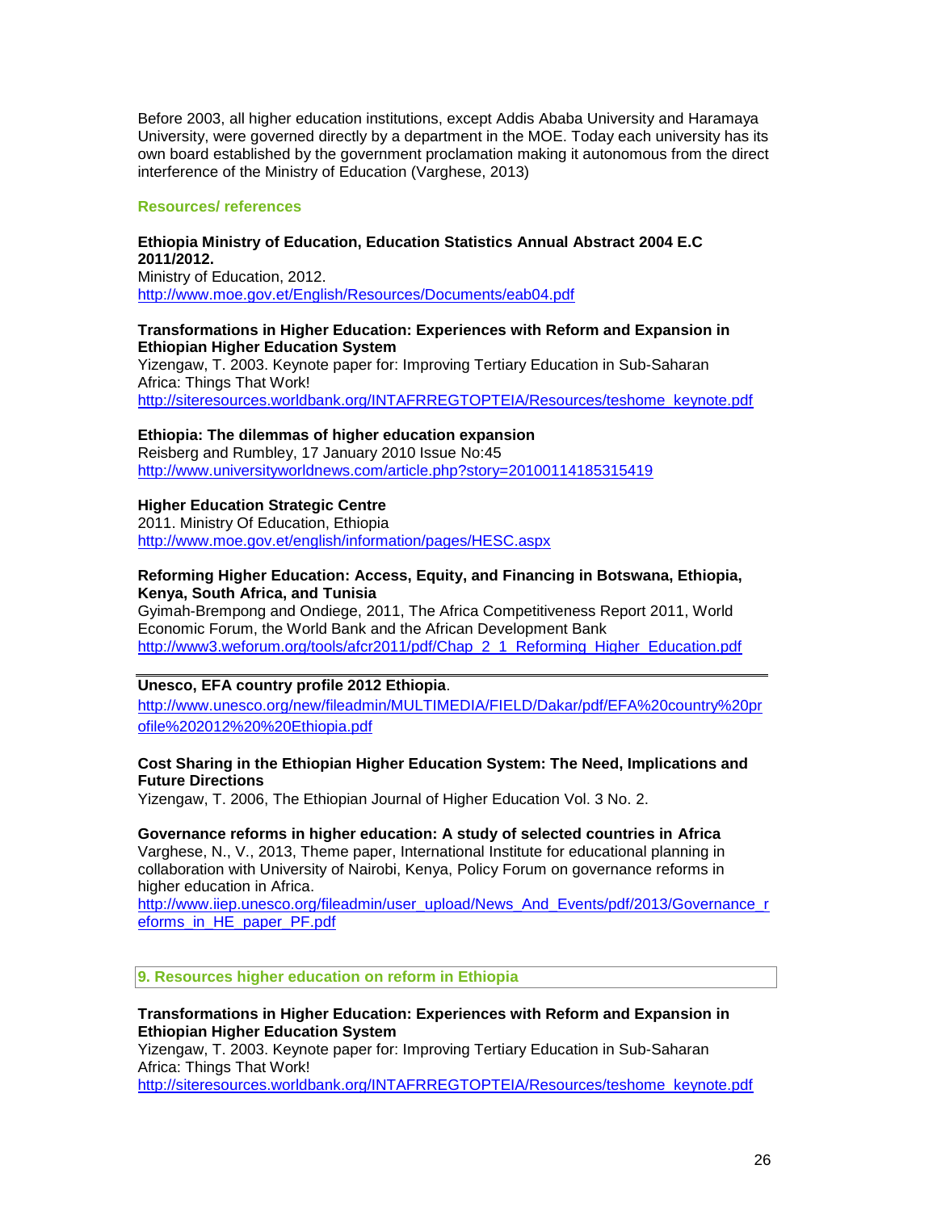Before 2003, all higher education institutions, except Addis Ababa University and Haramaya University, were governed directly by a department in the MOE. Today each university has its own board established by the government proclamation making it autonomous from the direct interference of the Ministry of Education (Varghese, 2013)

### Resources/ references

**Ethiopia Ministry of Education, Education Statistics Annual Abstract 2004 E.C 2011/2012.**
Ministry of Education, 2012.
http://www.moe.gov.et/English/Resources/Documents/eab04.pdf

**Transformations in Higher Education: Experiences with Reform and Expansion in Ethiopian Higher Education System**
Yizengaw, T. 2003. Keynote paper for: Improving Tertiary Education in Sub-Saharan Africa: Things That Work!
http://siteresources.worldbank.org/INTAFRREGTOPTEIA/Resources/teshome_keynote.pdf

**Ethiopia: The dilemmas of higher education expansion**
Reisberg and Rumbley, 17 January 2010 Issue No:45
http://www.universityworldnews.com/article.php?story=20100114185315419

**Higher Education Strategic Centre**
2011. Ministry Of Education, Ethiopia
http://www.moe.gov.et/english/information/pages/HESC.aspx

**Reforming Higher Education: Access, Equity, and Financing in Botswana, Ethiopia, Kenya, South Africa, and Tunisia**
Gyimah-Brempong and Ondiege, 2011, The Africa Competitiveness Report 2011, World Economic Forum, the World Bank and the African Development Bank
http://www3.weforum.org/tools/afcr2011/pdf/Chap_2_1_Reforming_Higher_Education.pdf

---

**Unesco, EFA country profile 2012 Ethiopia**.
http://www.unesco.org/new/fileadmin/MULTIMEDIA/FIELD/Dakar/pdf/EFA%20country%20profile%202012%20%20Ethiopia.pdf

**Cost Sharing in the Ethiopian Higher Education System: The Need, Implications and Future Directions**
Yizengaw, T. 2006, The Ethiopian Journal of Higher Education Vol. 3 No. 2.

**Governance reforms in higher education: A study of selected countries in Africa**
Varghese, N., V., 2013, Theme paper, International Institute for educational planning in collaboration with University of Nairobi, Kenya, Policy Forum on governance reforms in higher education in Africa.
http://www.iiep.unesco.org/fileadmin/user_upload/News_And_Events/pdf/2013/Governance_reforms_in_HE_paper_PF.pdf

## 9. Resources higher education on reform in Ethiopia

**Transformations in Higher Education: Experiences with Reform and Expansion in Ethiopian Higher Education System**
Yizengaw, T. 2003. Keynote paper for: Improving Tertiary Education in Sub-Saharan Africa: Things That Work!
http://siteresources.worldbank.org/INTAFRREGTOPTEIA/Resources/teshome_keynote.pdf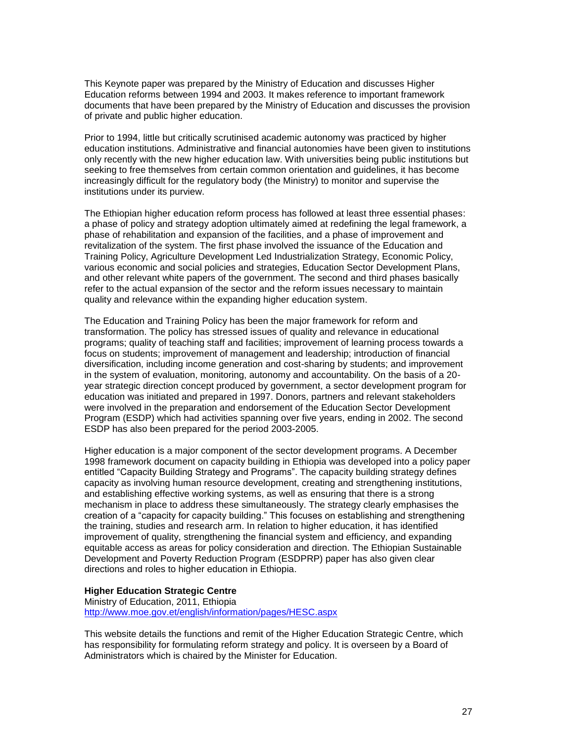This Keynote paper was prepared by the Ministry of Education and discusses Higher Education reforms between 1994 and 2003. It makes reference to important framework documents that have been prepared by the Ministry of Education and discusses the provision of private and public higher education.

Prior to 1994, little but critically scrutinised academic autonomy was practiced by higher education institutions. Administrative and financial autonomies have been given to institutions only recently with the new higher education law. With universities being public institutions but seeking to free themselves from certain common orientation and guidelines, it has become increasingly difficult for the regulatory body (the Ministry) to monitor and supervise the institutions under its purview.

The Ethiopian higher education reform process has followed at least three essential phases: a phase of policy and strategy adoption ultimately aimed at redefining the legal framework, a phase of rehabilitation and expansion of the facilities, and a phase of improvement and revitalization of the system. The first phase involved the issuance of the Education and Training Policy, Agriculture Development Led Industrialization Strategy, Economic Policy, various economic and social policies and strategies, Education Sector Development Plans, and other relevant white papers of the government. The second and third phases basically refer to the actual expansion of the sector and the reform issues necessary to maintain quality and relevance within the expanding higher education system.

The Education and Training Policy has been the major framework for reform and transformation. The policy has stressed issues of quality and relevance in educational programs; quality of teaching staff and facilities; improvement of learning process towards a focus on students; improvement of management and leadership; introduction of financial diversification, including income generation and cost-sharing by students; and improvement in the system of evaluation, monitoring, autonomy and accountability. On the basis of a 20-year strategic direction concept produced by government, a sector development program for education was initiated and prepared in 1997. Donors, partners and relevant stakeholders were involved in the preparation and endorsement of the Education Sector Development Program (ESDP) which had activities spanning over five years, ending in 2002. The second ESDP has also been prepared for the period 2003-2005.

Higher education is a major component of the sector development programs. A December 1998 framework document on capacity building in Ethiopia was developed into a policy paper entitled "Capacity Building Strategy and Programs". The capacity building strategy defines capacity as involving human resource development, creating and strengthening institutions, and establishing effective working systems, as well as ensuring that there is a strong mechanism in place to address these simultaneously. The strategy clearly emphasises the creation of a "capacity for capacity building." This focuses on establishing and strengthening the training, studies and research arm. In relation to higher education, it has identified improvement of quality, strengthening the financial system and efficiency, and expanding equitable access as areas for policy consideration and direction. The Ethiopian Sustainable Development and Poverty Reduction Program (ESDPRP) paper has also given clear directions and roles to higher education in Ethiopia.

**Higher Education Strategic Centre**
Ministry of Education, 2011, Ethiopia
http://www.moe.gov.et/english/information/pages/HESC.aspx

This website details the functions and remit of the Higher Education Strategic Centre, which has responsibility for formulating reform strategy and policy. It is overseen by a Board of Administrators which is chaired by the Minister for Education.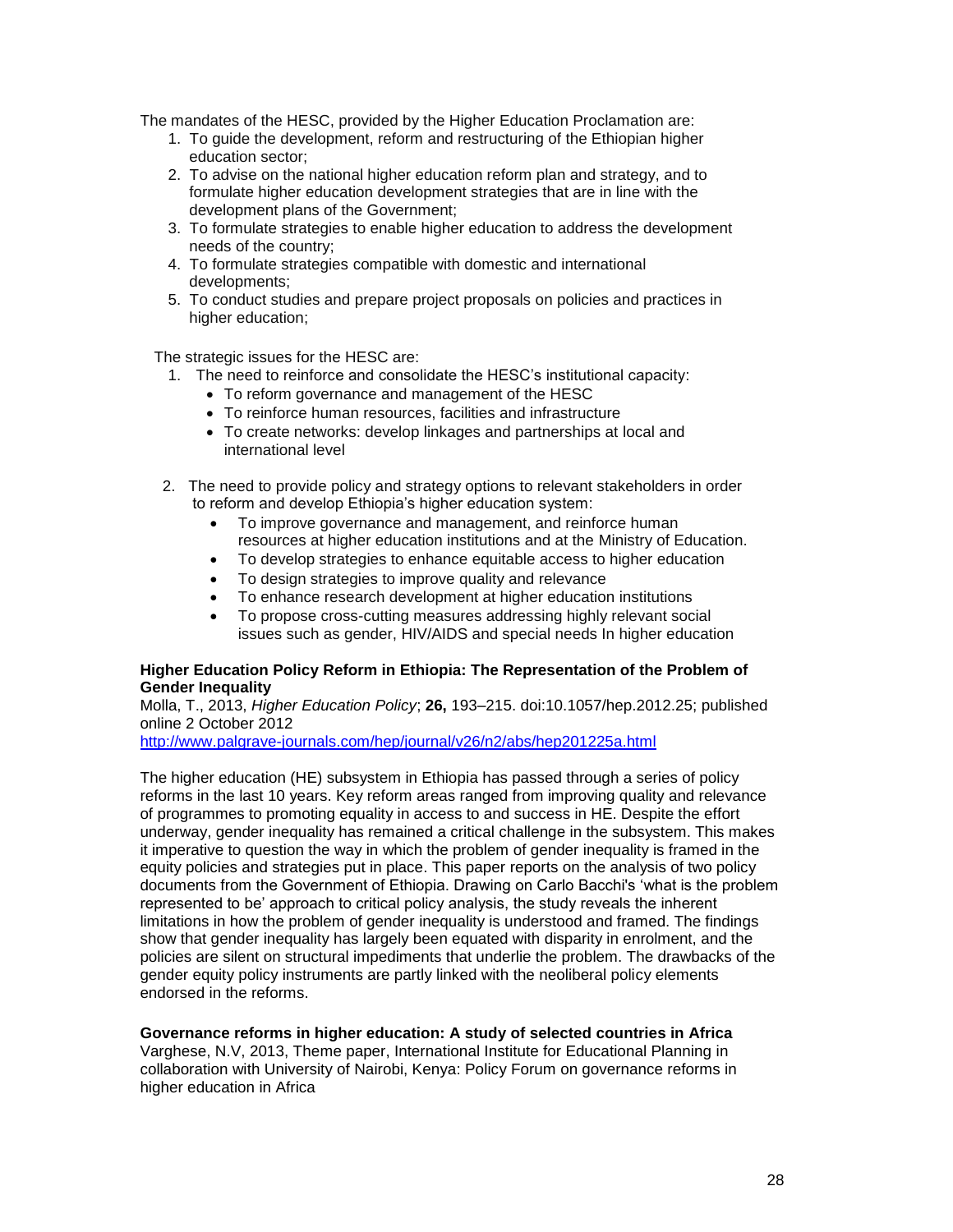The mandates of the HESC, provided by the Higher Education Proclamation are:

1. To guide the development, reform and restructuring of the Ethiopian higher education sector;
2. To advise on the national higher education reform plan and strategy, and to formulate higher education development strategies that are in line with the development plans of the Government;
3. To formulate strategies to enable higher education to address the development needs of the country;
4. To formulate strategies compatible with domestic and international developments;
5. To conduct studies and prepare project proposals on policies and practices in higher education;

The strategic issues for the HESC are:

1. The need to reinforce and consolidate the HESC's institutional capacity:
   - To reform governance and management of the HESC
   - To reinforce human resources, facilities and infrastructure
   - To create networks: develop linkages and partnerships at local and international level

2. The need to provide policy and strategy options to relevant stakeholders in order to reform and develop Ethiopia's higher education system:
   - To improve governance and management, and reinforce human resources at higher education institutions and at the Ministry of Education.
   - To develop strategies to enhance equitable access to higher education
   - To design strategies to improve quality and relevance
   - To enhance research development at higher education institutions
   - To propose cross-cutting measures addressing highly relevant social issues such as gender, HIV/AIDS and special needs In higher education

**Higher Education Policy Reform in Ethiopia: The Representation of the Problem of Gender Inequality**
Molla, T., 2013, *Higher Education Policy*; **26,** 193–215. doi:10.1057/hep.2012.25; published online 2 October 2012
http://www.palgrave-journals.com/hep/journal/v26/n2/abs/hep201225a.html

The higher education (HE) subsystem in Ethiopia has passed through a series of policy reforms in the last 10 years. Key reform areas ranged from improving quality and relevance of programmes to promoting equality in access to and success in HE. Despite the effort underway, gender inequality has remained a critical challenge in the subsystem. This makes it imperative to question the way in which the problem of gender inequality is framed in the equity policies and strategies put in place. This paper reports on the analysis of two policy documents from the Government of Ethiopia. Drawing on Carlo Bacchi's 'what is the problem represented to be' approach to critical policy analysis, the study reveals the inherent limitations in how the problem of gender inequality is understood and framed. The findings show that gender inequality has largely been equated with disparity in enrolment, and the policies are silent on structural impediments that underlie the problem. The drawbacks of the gender equity policy instruments are partly linked with the neoliberal policy elements endorsed in the reforms.

**Governance reforms in higher education: A study of selected countries in Africa**
Varghese, N.V, 2013, Theme paper, International Institute for Educational Planning in collaboration with University of Nairobi, Kenya: Policy Forum on governance reforms in higher education in Africa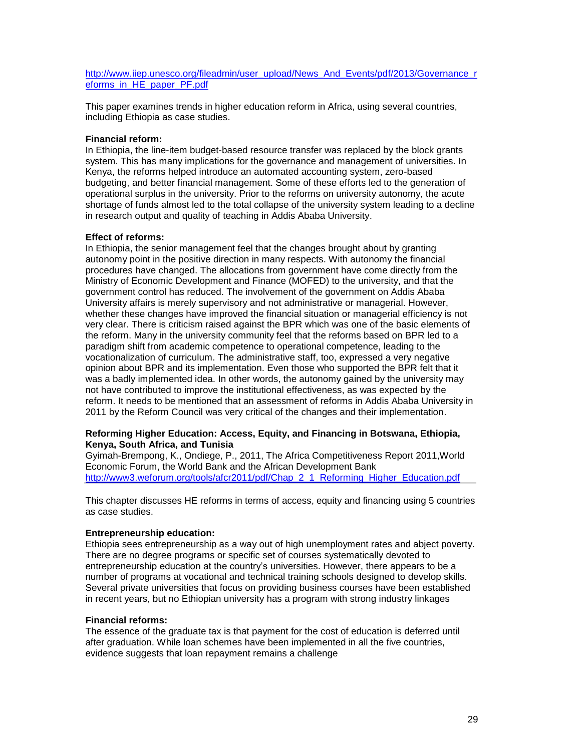http://www.iiep.unesco.org/fileadmin/user_upload/News_And_Events/pdf/2013/Governance_reforms_in_HE_paper_PF.pdf

This paper examines trends in higher education reform in Africa, using several countries, including Ethiopia as case studies.

**Financial reform:**
In Ethiopia, the line-item budget-based resource transfer was replaced by the block grants system. This has many implications for the governance and management of universities. In Kenya, the reforms helped introduce an automated accounting system, zero-based budgeting, and better financial management. Some of these efforts led to the generation of operational surplus in the university. Prior to the reforms on university autonomy, the acute shortage of funds almost led to the total collapse of the university system leading to a decline in research output and quality of teaching in Addis Ababa University.

**Effect of reforms:**
In Ethiopia, the senior management feel that the changes brought about by granting autonomy point in the positive direction in many respects. With autonomy the financial procedures have changed. The allocations from government have come directly from the Ministry of Economic Development and Finance (MOFED) to the university, and that the government control has reduced. The involvement of the government on Addis Ababa University affairs is merely supervisory and not administrative or managerial. However, whether these changes have improved the financial situation or managerial efficiency is not very clear. There is criticism raised against the BPR which was one of the basic elements of the reform. Many in the university community feel that the reforms based on BPR led to a paradigm shift from academic competence to operational competence, leading to the vocationalization of curriculum. The administrative staff, too, expressed a very negative opinion about BPR and its implementation. Even those who supported the BPR felt that it was a badly implemented idea. In other words, the autonomy gained by the university may not have contributed to improve the institutional effectiveness, as was expected by the reform. It needs to be mentioned that an assessment of reforms in Addis Ababa University in 2011 by the Reform Council was very critical of the changes and their implementation.

**Reforming Higher Education: Access, Equity, and Financing in Botswana, Ethiopia, Kenya, South Africa, and Tunisia**
Gyimah-Brempong, K., Ondiege, P., 2011, The Africa Competitiveness Report 2011,World Economic Forum, the World Bank and the African Development Bank
http://www3.weforum.org/tools/afcr2011/pdf/Chap_2_1_Reforming_Higher_Education.pdf

This chapter discusses HE reforms in terms of access, equity and financing using 5 countries as case studies.

**Entrepreneurship education:**
Ethiopia sees entrepreneurship as a way out of high unemployment rates and abject poverty. There are no degree programs or specific set of courses systematically devoted to entrepreneurship education at the country's universities. However, there appears to be a number of programs at vocational and technical training schools designed to develop skills. Several private universities that focus on providing business courses have been established in recent years, but no Ethiopian university has a program with strong industry linkages

**Financial reforms:**
The essence of the graduate tax is that payment for the cost of education is deferred until after graduation. While loan schemes have been implemented in all the five countries, evidence suggests that loan repayment remains a challenge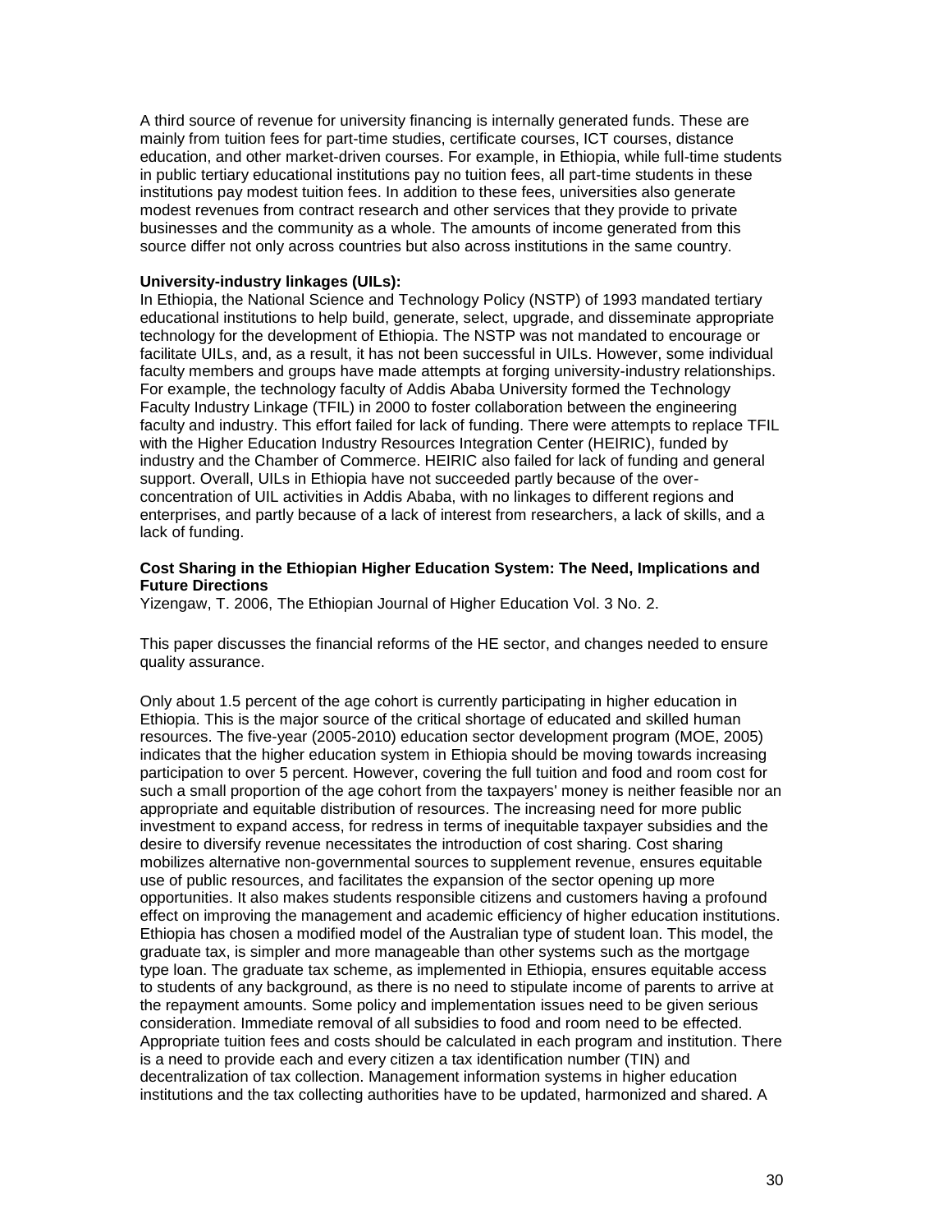A third source of revenue for university financing is internally generated funds. These are mainly from tuition fees for part-time studies, certificate courses, ICT courses, distance education, and other market-driven courses. For example, in Ethiopia, while full-time students in public tertiary educational institutions pay no tuition fees, all part-time students in these institutions pay modest tuition fees. In addition to these fees, universities also generate modest revenues from contract research and other services that they provide to private businesses and the community as a whole. The amounts of income generated from this source differ not only across countries but also across institutions in the same country.

**University-industry linkages (UILs):**

In Ethiopia, the National Science and Technology Policy (NSTP) of 1993 mandated tertiary educational institutions to help build, generate, select, upgrade, and disseminate appropriate technology for the development of Ethiopia. The NSTP was not mandated to encourage or facilitate UILs, and, as a result, it has not been successful in UILs. However, some individual faculty members and groups have made attempts at forging university-industry relationships. For example, the technology faculty of Addis Ababa University formed the Technology Faculty Industry Linkage (TFIL) in 2000 to foster collaboration between the engineering faculty and industry. This effort failed for lack of funding. There were attempts to replace TFIL with the Higher Education Industry Resources Integration Center (HEIRIC), funded by industry and the Chamber of Commerce. HEIRIC also failed for lack of funding and general support. Overall, UILs in Ethiopia have not succeeded partly because of the over-concentration of UIL activities in Addis Ababa, with no linkages to different regions and enterprises, and partly because of a lack of interest from researchers, a lack of skills, and a lack of funding.

**Cost Sharing in the Ethiopian Higher Education System: The Need, Implications and Future Directions**

Yizengaw, T. 2006, The Ethiopian Journal of Higher Education Vol. 3 No. 2.

This paper discusses the financial reforms of the HE sector, and changes needed to ensure quality assurance.

Only about 1.5 percent of the age cohort is currently participating in higher education in Ethiopia. This is the major source of the critical shortage of educated and skilled human resources. The five-year (2005-2010) education sector development program (MOE, 2005) indicates that the higher education system in Ethiopia should be moving towards increasing participation to over 5 percent. However, covering the full tuition and food and room cost for such a small proportion of the age cohort from the taxpayers' money is neither feasible nor an appropriate and equitable distribution of resources. The increasing need for more public investment to expand access, for redress in terms of inequitable taxpayer subsidies and the desire to diversify revenue necessitates the introduction of cost sharing. Cost sharing mobilizes alternative non-governmental sources to supplement revenue, ensures equitable use of public resources, and facilitates the expansion of the sector opening up more opportunities. It also makes students responsible citizens and customers having a profound effect on improving the management and academic efficiency of higher education institutions. Ethiopia has chosen a modified model of the Australian type of student loan. This model, the graduate tax, is simpler and more manageable than other systems such as the mortgage type loan. The graduate tax scheme, as implemented in Ethiopia, ensures equitable access to students of any background, as there is no need to stipulate income of parents to arrive at the repayment amounts. Some policy and implementation issues need to be given serious consideration. Immediate removal of all subsidies to food and room need to be effected. Appropriate tuition fees and costs should be calculated in each program and institution. There is a need to provide each and every citizen a tax identification number (TIN) and decentralization of tax collection. Management information systems in higher education institutions and the tax collecting authorities have to be updated, harmonized and shared. A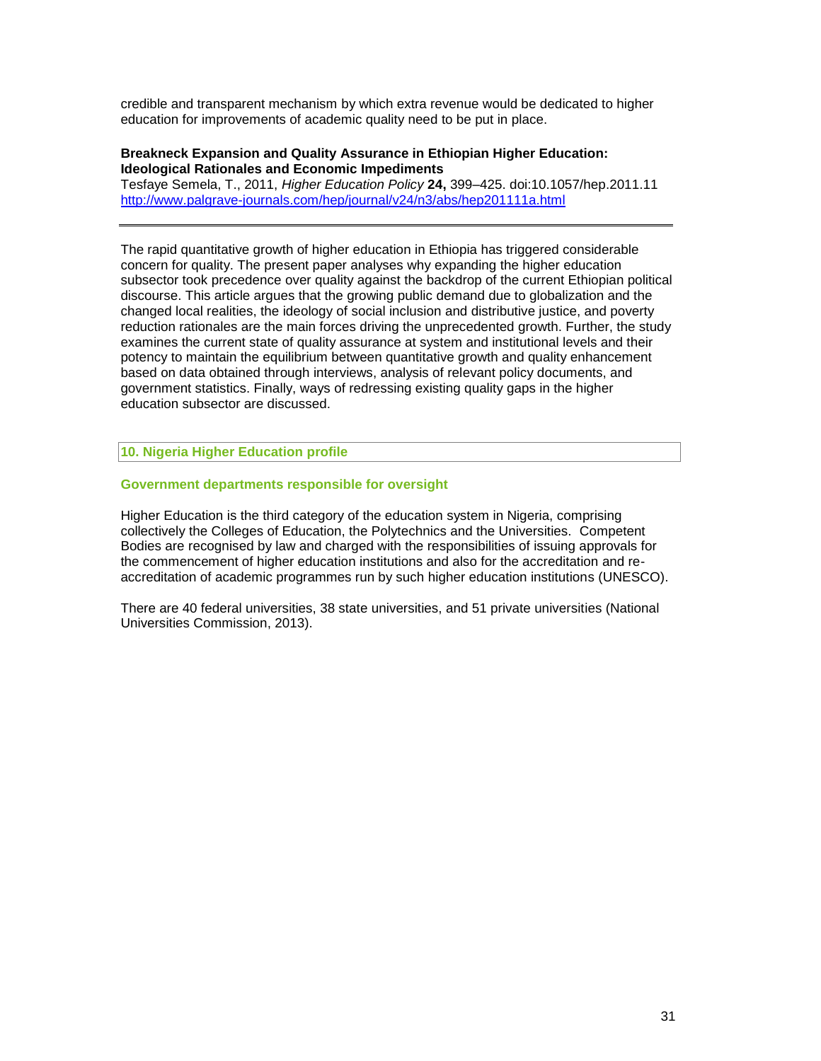credible and transparent mechanism by which extra revenue would be dedicated to higher education for improvements of academic quality need to be put in place.

**Breakneck Expansion and Quality Assurance in Ethiopian Higher Education: Ideological Rationales and Economic Impediments**
Tesfaye Semela, T., 2011, *Higher Education Policy* **24,** 399–425. doi:10.1057/hep.2011.11
http://www.palgrave-journals.com/hep/journal/v24/n3/abs/hep201111a.html

---

The rapid quantitative growth of higher education in Ethiopia has triggered considerable concern for quality. The present paper analyses why expanding the higher education subsector took precedence over quality against the backdrop of the current Ethiopian political discourse. This article argues that the growing public demand due to globalization and the changed local realities, the ideology of social inclusion and distributive justice, and poverty reduction rationales are the main forces driving the unprecedented growth. Further, the study examines the current state of quality assurance at system and institutional levels and their potency to maintain the equilibrium between quantitative growth and quality enhancement based on data obtained through interviews, analysis of relevant policy documents, and government statistics. Finally, ways of redressing existing quality gaps in the higher education subsector are discussed.

## 10. Nigeria Higher Education profile

### Government departments responsible for oversight

Higher Education is the third category of the education system in Nigeria, comprising collectively the Colleges of Education, the Polytechnics and the Universities. Competent Bodies are recognised by law and charged with the responsibilities of issuing approvals for the commencement of higher education institutions and also for the accreditation and re-accreditation of academic programmes run by such higher education institutions (UNESCO).

There are 40 federal universities, 38 state universities, and 51 private universities (National Universities Commission, 2013).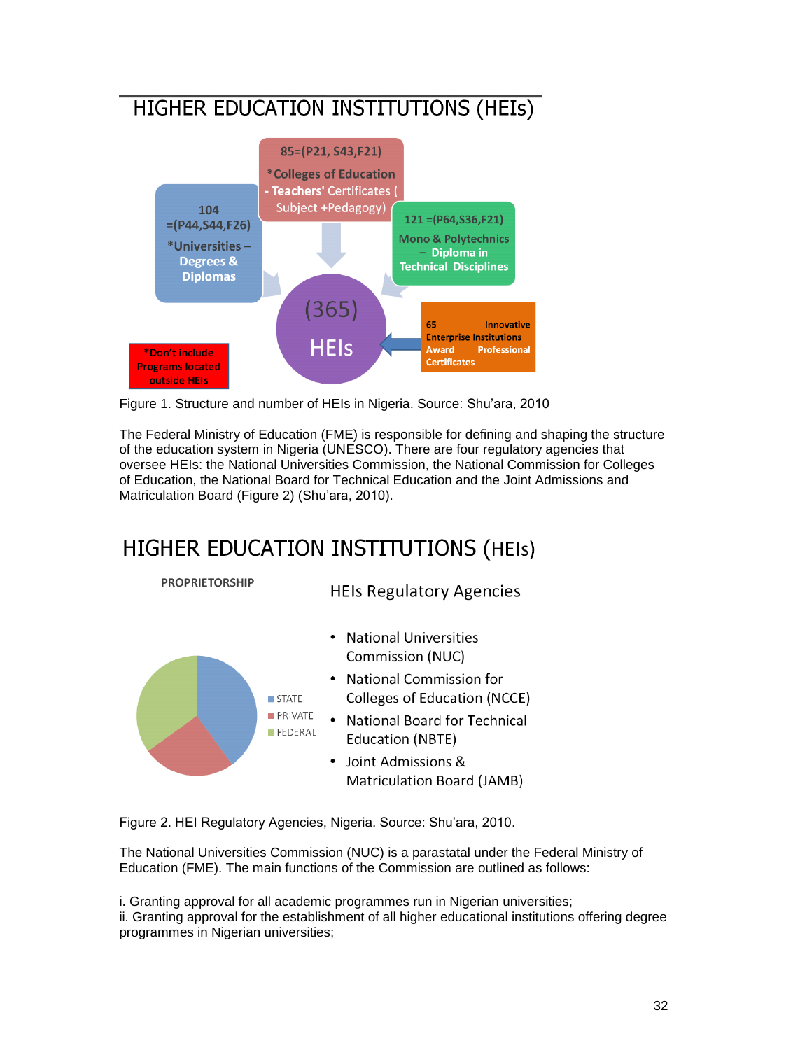## HIGHER EDUCATION INSTITUTIONS (HEIs)

(365) HEIs

- 104 =(P44,S44,F26) *Universities – Degrees & Diplomas
- 85=(P21, S43,F21) *Colleges of Education - Teachers' Certificates ( Subject +Pedagogy)
- 121 =(P64,S36,F21) Mono & Polytechnics – Diploma in Technical Disciplines
- 65 Innovative Enterprise Institutions Award Professional Certificates

*Don't include Programs located outside HEIs

Figure 1. Structure and number of HEIs in Nigeria. Source: Shu'ara, 2010

The Federal Ministry of Education (FME) is responsible for defining and shaping the structure of the education system in Nigeria (UNESCO). There are four regulatory agencies that oversee HEIs: the National Universities Commission, the National Commission for Colleges of Education, the National Board for Technical Education and the Joint Admissions and Matriculation Board (Figure 2) (Shu'ara, 2010).

## HIGHER EDUCATION INSTITUTIONS (HEIs)

PROPRIETORSHIP

- STATE
- PRIVATE
- FEDERAL

HEIs Regulatory Agencies

- National Universities Commission (NUC)
- National Commission for Colleges of Education (NCCE)
- National Board for Technical Education (NBTE)
- Joint Admissions & Matriculation Board (JAMB)

Figure 2. HEI Regulatory Agencies, Nigeria. Source: Shu'ara, 2010.

The National Universities Commission (NUC) is a parastatal under the Federal Ministry of Education (FME). The main functions of the Commission are outlined as follows:

i. Granting approval for all academic programmes run in Nigerian universities;
ii. Granting approval for the establishment of all higher educational institutions offering degree programmes in Nigerian universities;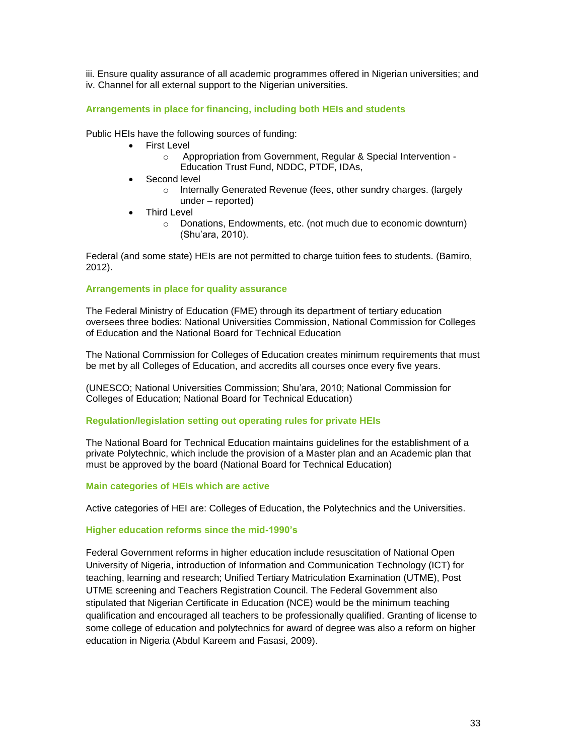iii. Ensure quality assurance of all academic programmes offered in Nigerian universities; and
iv. Channel for all external support to the Nigerian universities.

### Arrangements in place for financing, including both HEIs and students

Public HEIs have the following sources of funding:

- First Level
  - Appropriation from Government, Regular & Special Intervention - Education Trust Fund, NDDC, PTDF, IDAs,
- Second level
  - Internally Generated Revenue (fees, other sundry charges. (largely under – reported)
- Third Level
  - Donations, Endowments, etc. (not much due to economic downturn) (Shu'ara, 2010).

Federal (and some state) HEIs are not permitted to charge tuition fees to students. (Bamiro, 2012).

### Arrangements in place for quality assurance

The Federal Ministry of Education (FME) through its department of tertiary education oversees three bodies: National Universities Commission, National Commission for Colleges of Education and the National Board for Technical Education

The National Commission for Colleges of Education creates minimum requirements that must be met by all Colleges of Education, and accredits all courses once every five years.

(UNESCO; National Universities Commission; Shu'ara, 2010; National Commission for Colleges of Education; National Board for Technical Education)

### Regulation/legislation setting out operating rules for private HEIs

The National Board for Technical Education maintains guidelines for the establishment of a private Polytechnic, which include the provision of a Master plan and an Academic plan that must be approved by the board (National Board for Technical Education)

### Main categories of HEIs which are active

Active categories of HEI are: Colleges of Education, the Polytechnics and the Universities.

### Higher education reforms since the mid-1990's

Federal Government reforms in higher education include resuscitation of National Open University of Nigeria, introduction of Information and Communication Technology (ICT) for teaching, learning and research; Unified Tertiary Matriculation Examination (UTME), Post UTME screening and Teachers Registration Council. The Federal Government also stipulated that Nigerian Certificate in Education (NCE) would be the minimum teaching qualification and encouraged all teachers to be professionally qualified. Granting of license to some college of education and polytechnics for award of degree was also a reform on higher education in Nigeria (Abdul Kareem and Fasasi, 2009).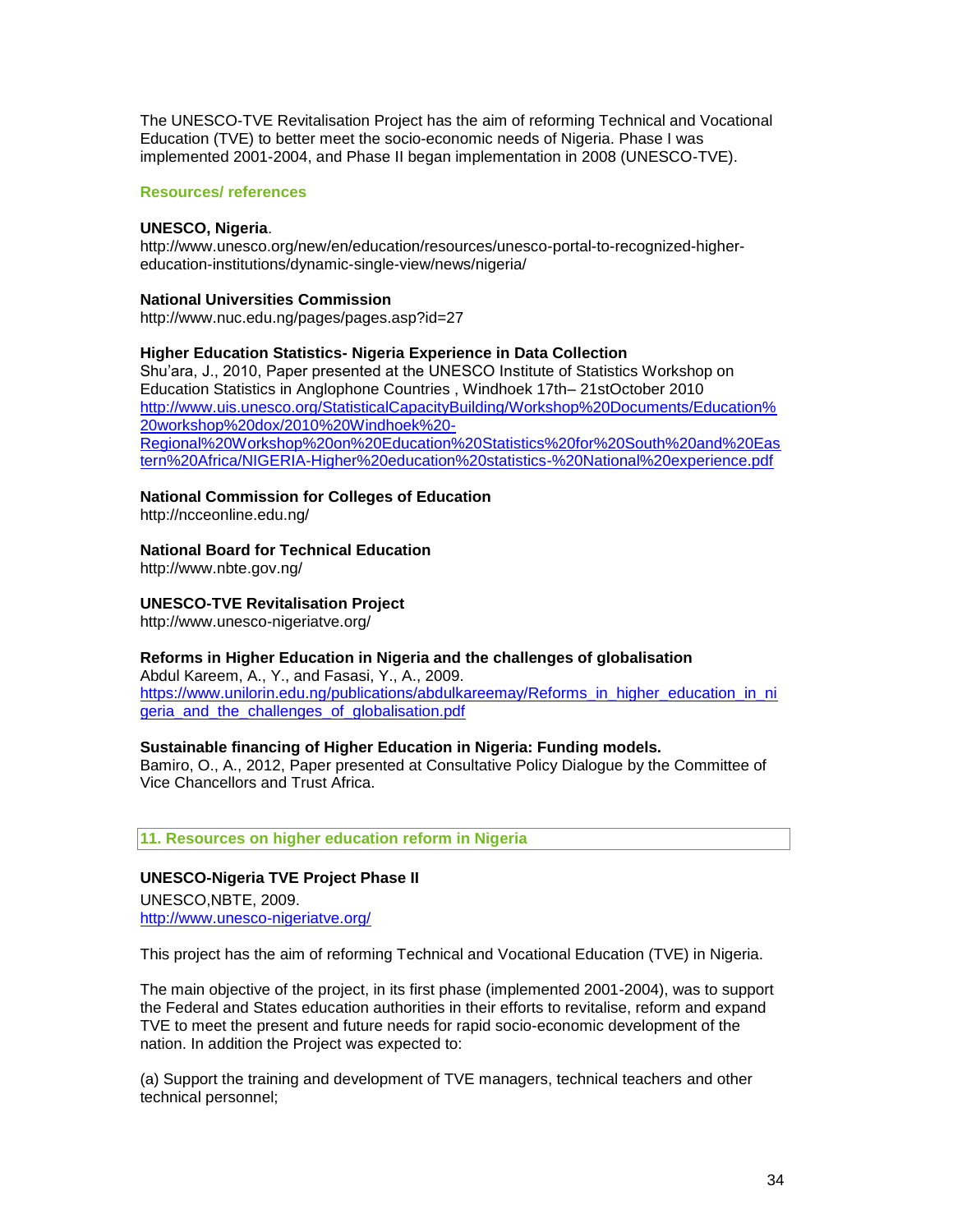The UNESCO-TVE Revitalisation Project has the aim of reforming Technical and Vocational Education (TVE) to better meet the socio-economic needs of Nigeria. Phase I was implemented 2001-2004, and Phase II began implementation in 2008 (UNESCO-TVE).

### Resources/ references

**UNESCO, Nigeria**.
http://www.unesco.org/new/en/education/resources/unesco-portal-to-recognized-higher-education-institutions/dynamic-single-view/news/nigeria/

**National Universities Commission**
http://www.nuc.edu.ng/pages/pages.asp?id=27

**Higher Education Statistics- Nigeria Experience in Data Collection**
Shu'ara, J., 2010, Paper presented at the UNESCO Institute of Statistics Workshop on Education Statistics in Anglophone Countries , Windhoek 17th– 21stOctober 2010
http://www.uis.unesco.org/StatisticalCapacityBuilding/Workshop%20Documents/Education%20workshop%20dox/2010%20Windhoek%20-Regional%20Workshop%20on%20Education%20Statistics%20for%20South%20and%20Eastern%20Africa/NIGERIA-Higher%20education%20statistics-%20National%20experience.pdf

**National Commission for Colleges of Education**
http://ncceonline.edu.ng/

**National Board for Technical Education**
http://www.nbte.gov.ng/

**UNESCO-TVE Revitalisation Project**
http://www.unesco-nigeriatve.org/

**Reforms in Higher Education in Nigeria and the challenges of globalisation**
Abdul Kareem, A., Y., and Fasasi, Y., A., 2009.
https://www.unilorin.edu.ng/publications/abdulkareemay/Reforms_in_higher_education_in_nigeria_and_the_challenges_of_globalisation.pdf

**Sustainable financing of Higher Education in Nigeria: Funding models.**
Bamiro, O., A., 2012, Paper presented at Consultative Policy Dialogue by the Committee of Vice Chancellors and Trust Africa.

## 11. Resources on higher education reform in Nigeria

**UNESCO-Nigeria TVE Project Phase II**
UNESCO,NBTE, 2009.
http://www.unesco-nigeriatve.org/

This project has the aim of reforming Technical and Vocational Education (TVE) in Nigeria.

The main objective of the project, in its first phase (implemented 2001-2004), was to support the Federal and States education authorities in their efforts to revitalise, reform and expand TVE to meet the present and future needs for rapid socio-economic development of the nation. In addition the Project was expected to:

(a) Support the training and development of TVE managers, technical teachers and other technical personnel;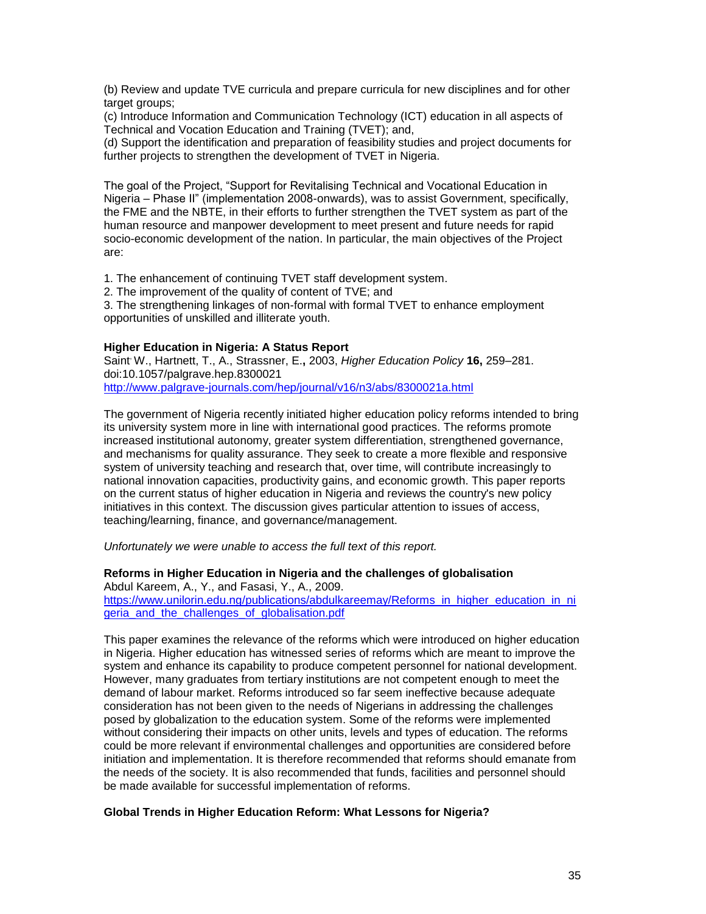(b) Review and update TVE curricula and prepare curricula for new disciplines and for other target groups;
(c) Introduce Information and Communication Technology (ICT) education in all aspects of Technical and Vocation Education and Training (TVET); and,
(d) Support the identification and preparation of feasibility studies and project documents for further projects to strengthen the development of TVET in Nigeria.

The goal of the Project, "Support for Revitalising Technical and Vocational Education in Nigeria – Phase II" (implementation 2008-onwards), was to assist Government, specifically, the FME and the NBTE, in their efforts to further strengthen the TVET system as part of the human resource and manpower development to meet present and future needs for rapid socio-economic development of the nation. In particular, the main objectives of the Project are:

1. The enhancement of continuing TVET staff development system.
2. The improvement of the quality of content of TVE; and
3. The strengthening linkages of non-formal with formal TVET to enhance employment opportunities of unskilled and illiterate youth.

**Higher Education in Nigeria: A Status Report**
Saint, W., Hartnett, T., A., Strassner, E.**,** 2003, *Higher Education Policy* **16,** 259–281. doi:10.1057/palgrave.hep.8300021
http://www.palgrave-journals.com/hep/journal/v16/n3/abs/8300021a.html

The government of Nigeria recently initiated higher education policy reforms intended to bring its university system more in line with international good practices. The reforms promote increased institutional autonomy, greater system differentiation, strengthened governance, and mechanisms for quality assurance. They seek to create a more flexible and responsive system of university teaching and research that, over time, will contribute increasingly to national innovation capacities, productivity gains, and economic growth. This paper reports on the current status of higher education in Nigeria and reviews the country's new policy initiatives in this context. The discussion gives particular attention to issues of access, teaching/learning, finance, and governance/management.

*Unfortunately we were unable to access the full text of this report.*

**Reforms in Higher Education in Nigeria and the challenges of globalisation**
Abdul Kareem, A., Y., and Fasasi, Y., A., 2009.
https://www.unilorin.edu.ng/publications/abdulkareemay/Reforms_in_higher_education_in_nigeria_and_the_challenges_of_globalisation.pdf

This paper examines the relevance of the reforms which were introduced on higher education in Nigeria. Higher education has witnessed series of reforms which are meant to improve the system and enhance its capability to produce competent personnel for national development. However, many graduates from tertiary institutions are not competent enough to meet the demand of labour market. Reforms introduced so far seem ineffective because adequate consideration has not been given to the needs of Nigerians in addressing the challenges posed by globalization to the education system. Some of the reforms were implemented without considering their impacts on other units, levels and types of education. The reforms could be more relevant if environmental challenges and opportunities are considered before initiation and implementation. It is therefore recommended that reforms should emanate from the needs of the society. It is also recommended that funds, facilities and personnel should be made available for successful implementation of reforms.

**Global Trends in Higher Education Reform: What Lessons for Nigeria?**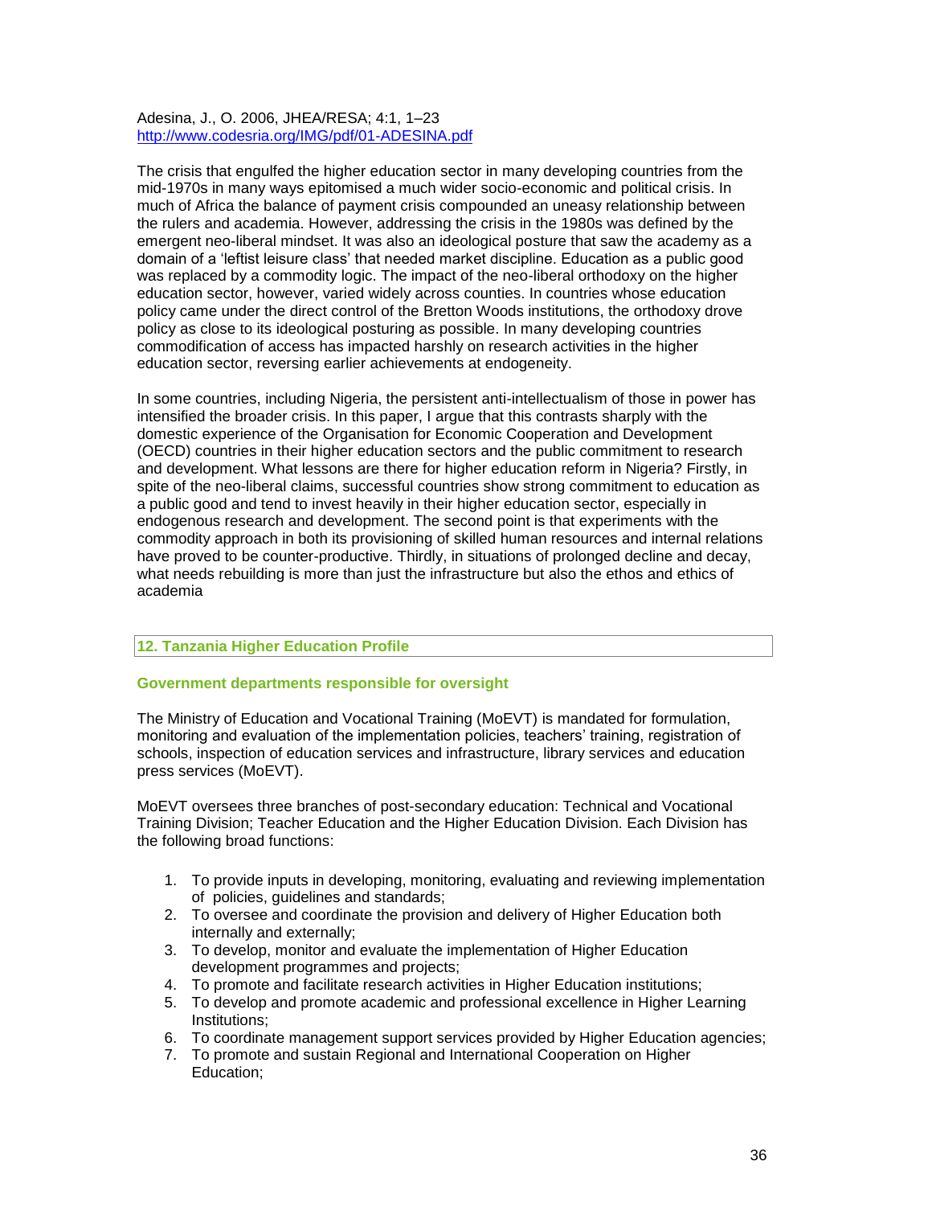Adesina, J., O. 2006, JHEA/RESA; 4:1, 1–23
http://www.codesria.org/IMG/pdf/01-ADESINA.pdf

The crisis that engulfed the higher education sector in many developing countries from the mid-1970s in many ways epitomised a much wider socio-economic and political crisis. In much of Africa the balance of payment crisis compounded an uneasy relationship between the rulers and academia. However, addressing the crisis in the 1980s was defined by the emergent neo-liberal mindset. It was also an ideological posture that saw the academy as a domain of a 'leftist leisure class' that needed market discipline. Education as a public good was replaced by a commodity logic. The impact of the neo-liberal orthodoxy on the higher education sector, however, varied widely across counties. In countries whose education policy came under the direct control of the Bretton Woods institutions, the orthodoxy drove policy as close to its ideological posturing as possible. In many developing countries commodification of access has impacted harshly on research activities in the higher education sector, reversing earlier achievements at endogeneity.

In some countries, including Nigeria, the persistent anti-intellectualism of those in power has intensified the broader crisis. In this paper, I argue that this contrasts sharply with the domestic experience of the Organisation for Economic Cooperation and Development (OECD) countries in their higher education sectors and the public commitment to research and development. What lessons are there for higher education reform in Nigeria? Firstly, in spite of the neo-liberal claims, successful countries show strong commitment to education as a public good and tend to invest heavily in their higher education sector, especially in endogenous research and development. The second point is that experiments with the commodity approach in both its provisioning of skilled human resources and internal relations have proved to be counter-productive. Thirdly, in situations of prolonged decline and decay, what needs rebuilding is more than just the infrastructure but also the ethos and ethics of academia

## 12. Tanzania Higher Education Profile

### Government departments responsible for oversight

The Ministry of Education and Vocational Training (MoEVT) is mandated for formulation, monitoring and evaluation of the implementation policies, teachers' training, registration of schools, inspection of education services and infrastructure, library services and education press services (MoEVT).

MoEVT oversees three branches of post-secondary education: Technical and Vocational Training Division; Teacher Education and the Higher Education Division. Each Division has the following broad functions:

1. To provide inputs in developing, monitoring, evaluating and reviewing implementation of policies, guidelines and standards;
2. To oversee and coordinate the provision and delivery of Higher Education both internally and externally;
3. To develop, monitor and evaluate the implementation of Higher Education development programmes and projects;
4. To promote and facilitate research activities in Higher Education institutions;
5. To develop and promote academic and professional excellence in Higher Learning Institutions;
6. To coordinate management support services provided by Higher Education agencies;
7. To promote and sustain Regional and International Cooperation on Higher Education;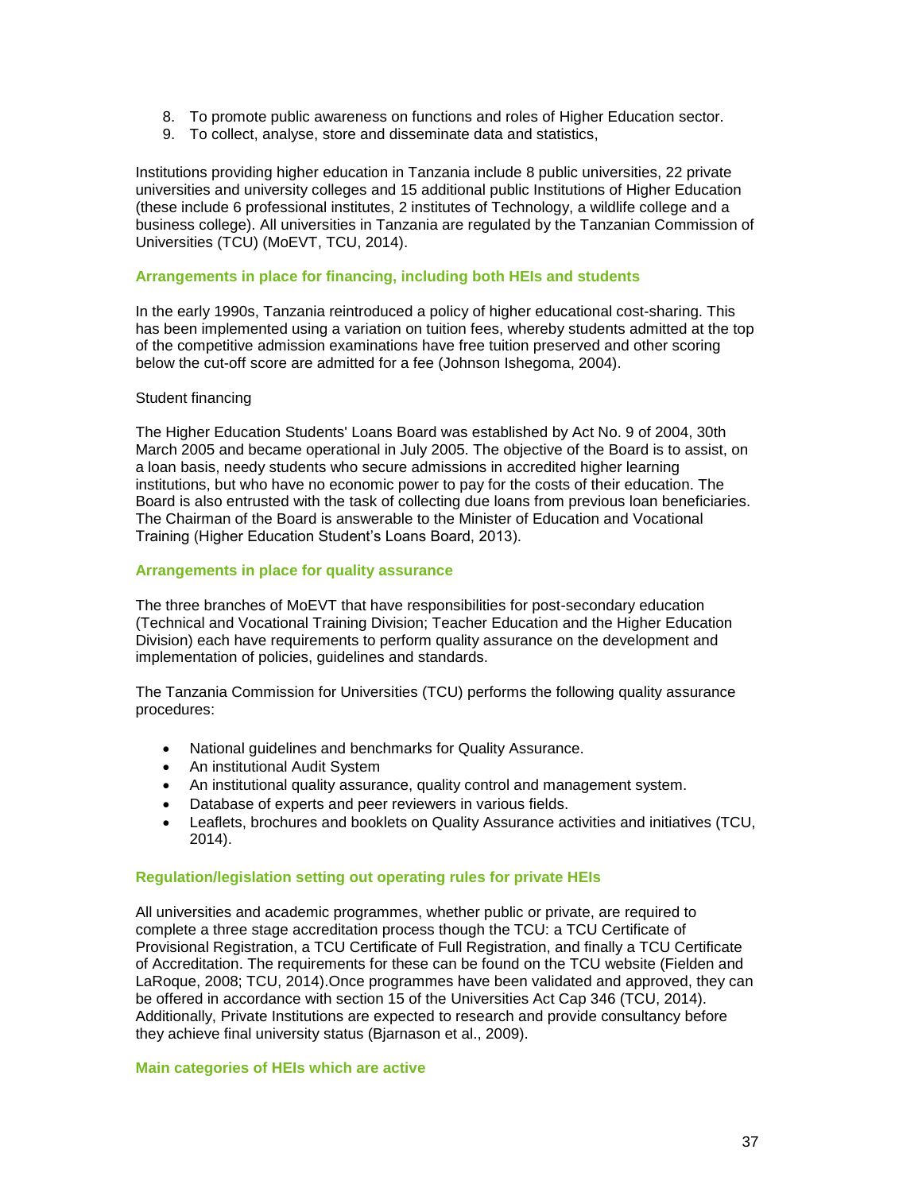8. To promote public awareness on functions and roles of Higher Education sector.
9. To collect, analyse, store and disseminate data and statistics,

Institutions providing higher education in Tanzania include 8 public universities, 22 private universities and university colleges and 15 additional public Institutions of Higher Education (these include 6 professional institutes, 2 institutes of Technology, a wildlife college and a business college). All universities in Tanzania are regulated by the Tanzanian Commission of Universities (TCU) (MoEVT, TCU, 2014).

### Arrangements in place for financing, including both HEIs and students

In the early 1990s, Tanzania reintroduced a policy of higher educational cost-sharing. This has been implemented using a variation on tuition fees, whereby students admitted at the top of the competitive admission examinations have free tuition preserved and other scoring below the cut-off score are admitted for a fee (Johnson Ishegoma, 2004).

Student financing

The Higher Education Students' Loans Board was established by Act No. 9 of 2004, 30th March 2005 and became operational in July 2005. The objective of the Board is to assist, on a loan basis, needy students who secure admissions in accredited higher learning institutions, but who have no economic power to pay for the costs of their education. The Board is also entrusted with the task of collecting due loans from previous loan beneficiaries. The Chairman of the Board is answerable to the Minister of Education and Vocational Training (Higher Education Student's Loans Board, 2013).

### Arrangements in place for quality assurance

The three branches of MoEVT that have responsibilities for post-secondary education (Technical and Vocational Training Division; Teacher Education and the Higher Education Division) each have requirements to perform quality assurance on the development and implementation of policies, guidelines and standards.

The Tanzania Commission for Universities (TCU) performs the following quality assurance procedures:

- National guidelines and benchmarks for Quality Assurance.
- An institutional Audit System
- An institutional quality assurance, quality control and management system.
- Database of experts and peer reviewers in various fields.
- Leaflets, brochures and booklets on Quality Assurance activities and initiatives (TCU, 2014).

### Regulation/legislation setting out operating rules for private HEIs

All universities and academic programmes, whether public or private, are required to complete a three stage accreditation process though the TCU: a TCU Certificate of Provisional Registration, a TCU Certificate of Full Registration, and finally a TCU Certificate of Accreditation. The requirements for these can be found on the TCU website (Fielden and LaRoque, 2008; TCU, 2014).Once programmes have been validated and approved, they can be offered in accordance with section 15 of the Universities Act Cap 346 (TCU, 2014). Additionally, Private Institutions are expected to research and provide consultancy before they achieve final university status (Bjarnason et al., 2009).

### Main categories of HEIs which are active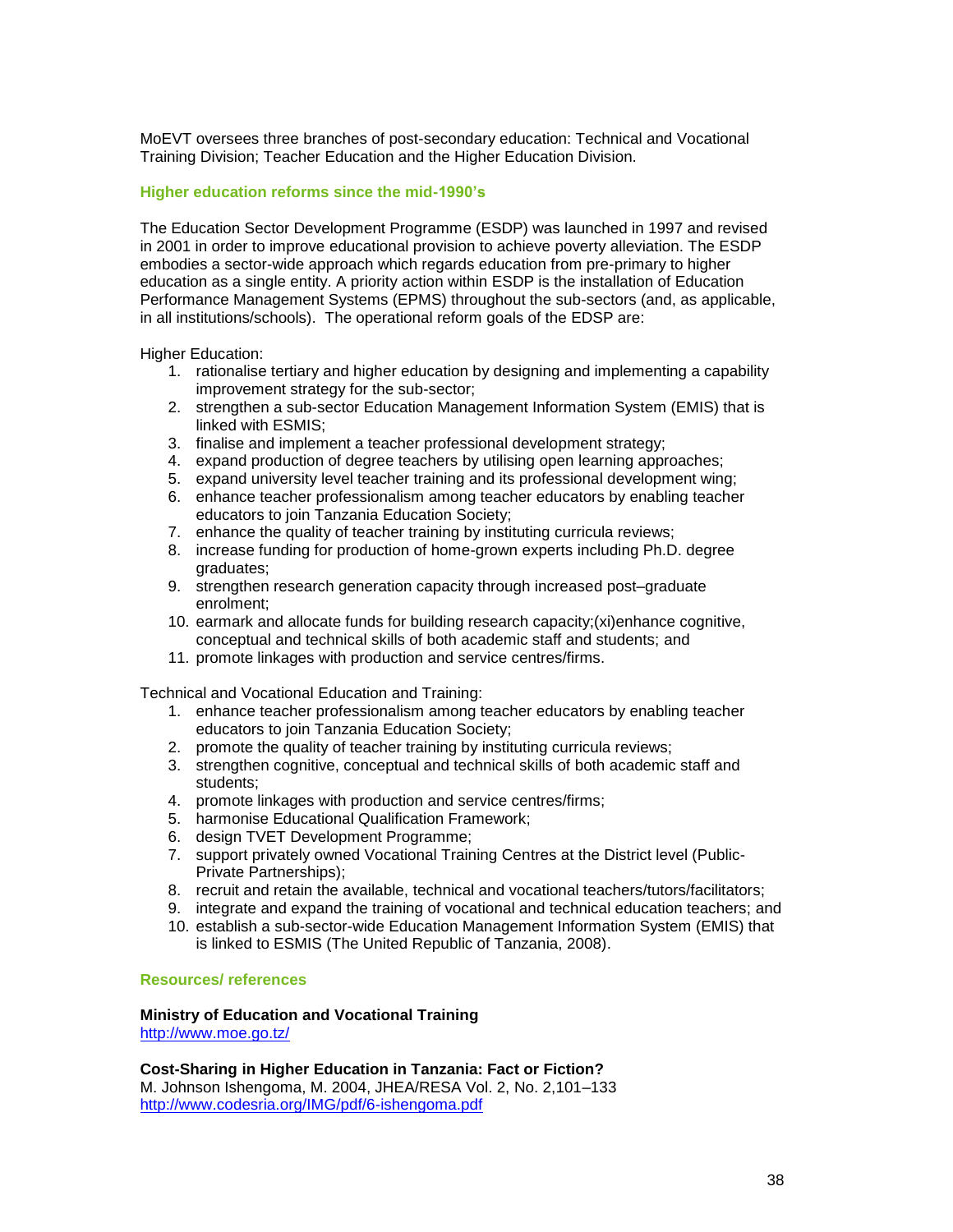MoEVT oversees three branches of post-secondary education: Technical and Vocational Training Division; Teacher Education and the Higher Education Division.

### Higher education reforms since the mid-1990's

The Education Sector Development Programme (ESDP) was launched in 1997 and revised in 2001 in order to improve educational provision to achieve poverty alleviation. The ESDP embodies a sector-wide approach which regards education from pre-primary to higher education as a single entity. A priority action within ESDP is the installation of Education Performance Management Systems (EPMS) throughout the sub-sectors (and, as applicable, in all institutions/schools). The operational reform goals of the EDSP are:

Higher Education:

1. rationalise tertiary and higher education by designing and implementing a capability improvement strategy for the sub-sector;
2. strengthen a sub-sector Education Management Information System (EMIS) that is linked with ESMIS;
3. finalise and implement a teacher professional development strategy;
4. expand production of degree teachers by utilising open learning approaches;
5. expand university level teacher training and its professional development wing;
6. enhance teacher professionalism among teacher educators by enabling teacher educators to join Tanzania Education Society;
7. enhance the quality of teacher training by instituting curricula reviews;
8. increase funding for production of home-grown experts including Ph.D. degree graduates;
9. strengthen research generation capacity through increased post–graduate enrolment;
10. earmark and allocate funds for building research capacity;(xi)enhance cognitive, conceptual and technical skills of both academic staff and students; and
11. promote linkages with production and service centres/firms.

Technical and Vocational Education and Training:

1. enhance teacher professionalism among teacher educators by enabling teacher educators to join Tanzania Education Society;
2. promote the quality of teacher training by instituting curricula reviews;
3. strengthen cognitive, conceptual and technical skills of both academic staff and students;
4. promote linkages with production and service centres/firms;
5. harmonise Educational Qualification Framework;
6. design TVET Development Programme;
7. support privately owned Vocational Training Centres at the District level (Public-Private Partnerships);
8. recruit and retain the available, technical and vocational teachers/tutors/facilitators;
9. integrate and expand the training of vocational and technical education teachers; and
10. establish a sub-sector-wide Education Management Information System (EMIS) that is linked to ESMIS (The United Republic of Tanzania, 2008).

### Resources/ references

**Ministry of Education and Vocational Training**
http://www.moe.go.tz/

**Cost-Sharing in Higher Education in Tanzania: Fact or Fiction?**
M. Johnson Ishengoma, M. 2004, JHEA/RESA Vol. 2, No. 2,101–133
http://www.codesria.org/IMG/pdf/6-ishengoma.pdf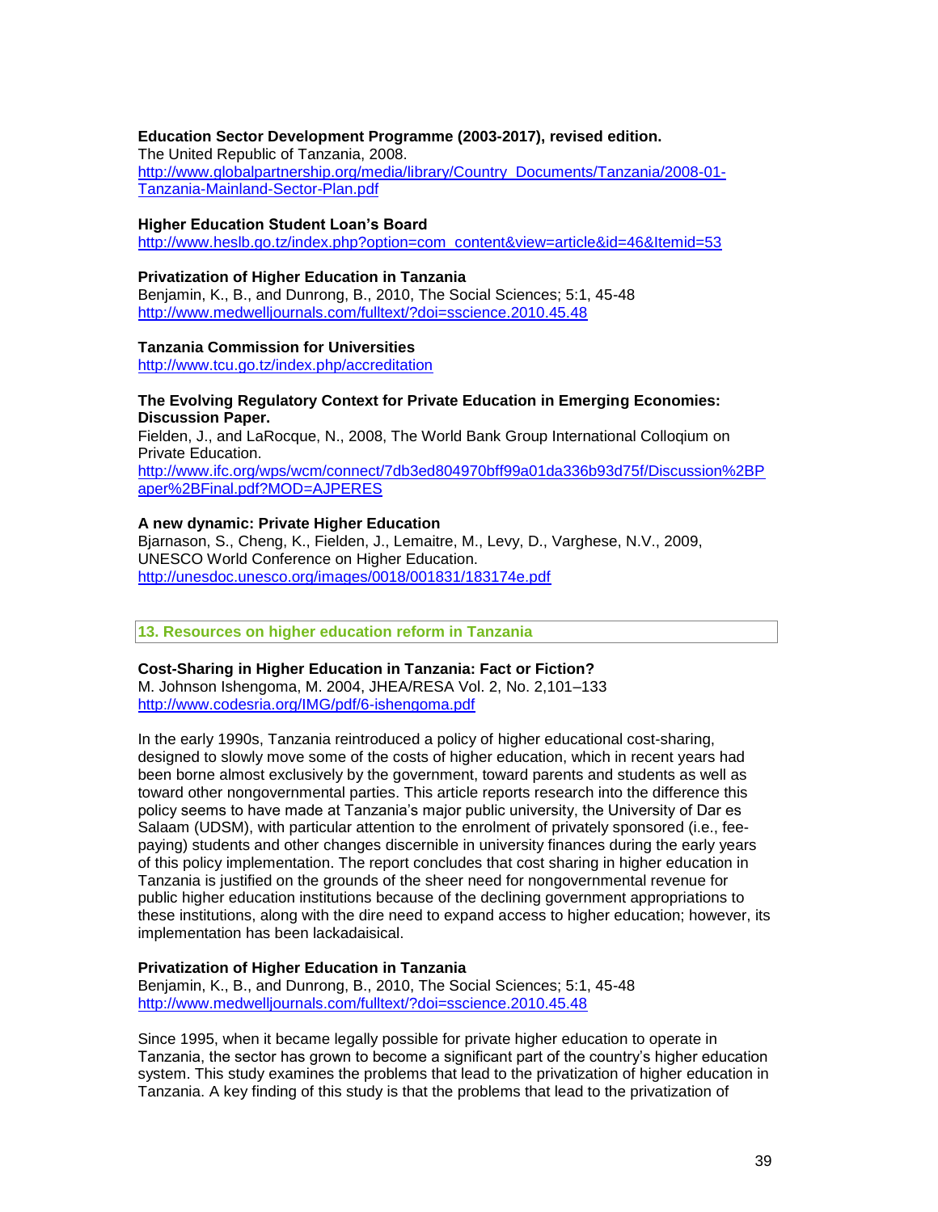**Education Sector Development Programme (2003-2017), revised edition.**
The United Republic of Tanzania, 2008.
http://www.globalpartnership.org/media/library/Country_Documents/Tanzania/2008-01-Tanzania-Mainland-Sector-Plan.pdf

**Higher Education Student Loan's Board**
http://www.heslb.go.tz/index.php?option=com_content&view=article&id=46&Itemid=53

**Privatization of Higher Education in Tanzania**
Benjamin, K., B., and Dunrong, B., 2010, The Social Sciences; 5:1, 45-48
http://www.medwelljournals.com/fulltext/?doi=sscience.2010.45.48

**Tanzania Commission for Universities**
http://www.tcu.go.tz/index.php/accreditation

**The Evolving Regulatory Context for Private Education in Emerging Economies: Discussion Paper.**
Fielden, J., and LaRocque, N., 2008, The World Bank Group International Colloqium on Private Education.
http://www.ifc.org/wps/wcm/connect/7db3ed804970bff99a01da336b93d75f/Discussion%2BPaper%2BFinal.pdf?MOD=AJPERES

**A new dynamic: Private Higher Education**
Bjarnason, S., Cheng, K., Fielden, J., Lemaitre, M., Levy, D., Varghese, N.V., 2009, UNESCO World Conference on Higher Education.
http://unesdoc.unesco.org/images/0018/001831/183174e.pdf

## 13. Resources on higher education reform in Tanzania

**Cost-Sharing in Higher Education in Tanzania: Fact or Fiction?**
M. Johnson Ishengoma, M. 2004, JHEA/RESA Vol. 2, No. 2,101–133
http://www.codesria.org/IMG/pdf/6-ishengoma.pdf

In the early 1990s, Tanzania reintroduced a policy of higher educational cost-sharing, designed to slowly move some of the costs of higher education, which in recent years had been borne almost exclusively by the government, toward parents and students as well as toward other nongovernmental parties. This article reports research into the difference this policy seems to have made at Tanzania's major public university, the University of Dar es Salaam (UDSM), with particular attention to the enrolment of privately sponsored (i.e., fee-paying) students and other changes discernible in university finances during the early years of this policy implementation. The report concludes that cost sharing in higher education in Tanzania is justified on the grounds of the sheer need for nongovernmental revenue for public higher education institutions because of the declining government appropriations to these institutions, along with the dire need to expand access to higher education; however, its implementation has been lackadaisical.

**Privatization of Higher Education in Tanzania**
Benjamin, K., B., and Dunrong, B., 2010, The Social Sciences; 5:1, 45-48
http://www.medwelljournals.com/fulltext/?doi=sscience.2010.45.48

Since 1995, when it became legally possible for private higher education to operate in Tanzania, the sector has grown to become a significant part of the country's higher education system. This study examines the problems that lead to the privatization of higher education in Tanzania. A key finding of this study is that the problems that lead to the privatization of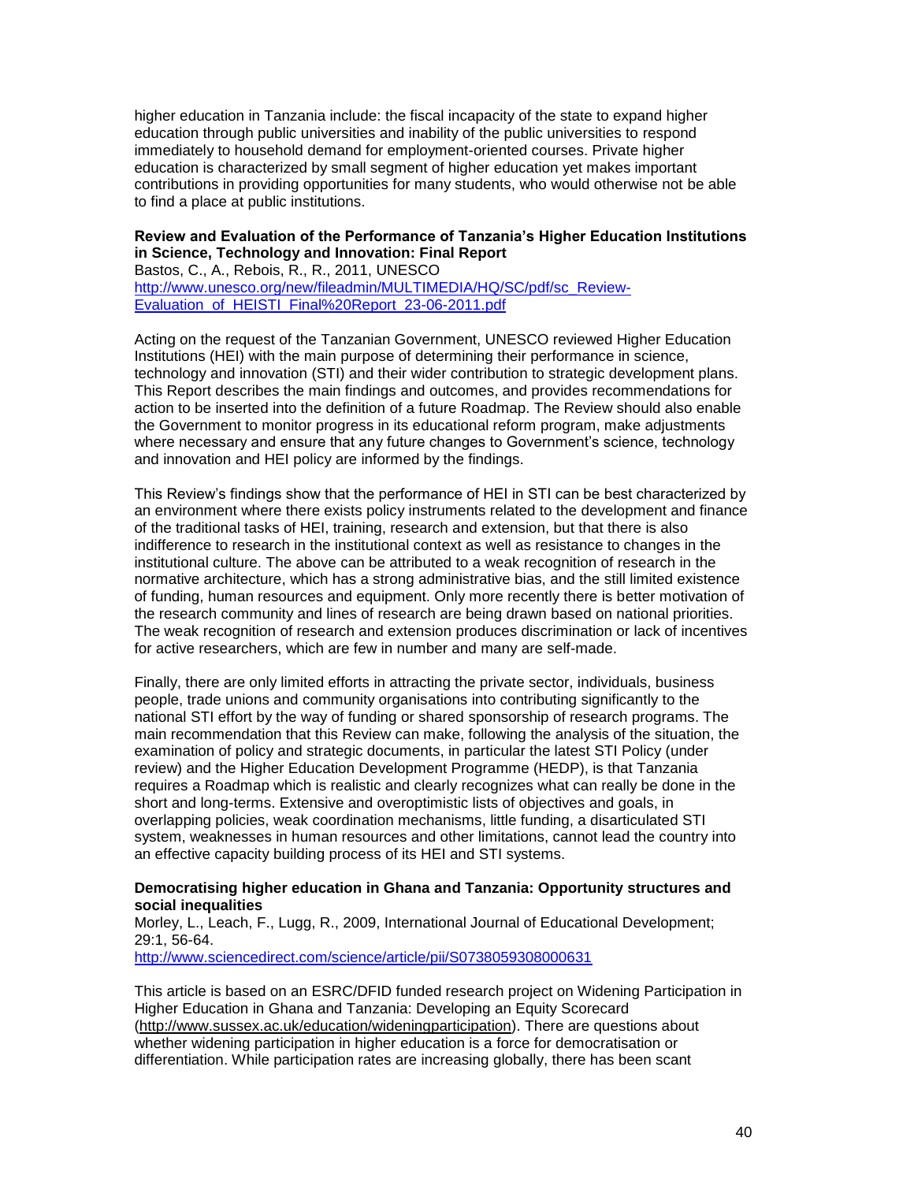higher education in Tanzania include: the fiscal incapacity of the state to expand higher education through public universities and inability of the public universities to respond immediately to household demand for employment-oriented courses. Private higher education is characterized by small segment of higher education yet makes important contributions in providing opportunities for many students, who would otherwise not be able to find a place at public institutions.

**Review and Evaluation of the Performance of Tanzania's Higher Education Institutions in Science, Technology and Innovation: Final Report**
Bastos, C., A., Rebois, R., R., 2011, UNESCO
http://www.unesco.org/new/fileadmin/MULTIMEDIA/HQ/SC/pdf/sc_Review-Evaluation_of_HEISTI_Final%20Report_23-06-2011.pdf

Acting on the request of the Tanzanian Government, UNESCO reviewed Higher Education Institutions (HEI) with the main purpose of determining their performance in science, technology and innovation (STI) and their wider contribution to strategic development plans. This Report describes the main findings and outcomes, and provides recommendations for action to be inserted into the definition of a future Roadmap. The Review should also enable the Government to monitor progress in its educational reform program, make adjustments where necessary and ensure that any future changes to Government's science, technology and innovation and HEI policy are informed by the findings.

This Review's findings show that the performance of HEI in STI can be best characterized by an environment where there exists policy instruments related to the development and finance of the traditional tasks of HEI, training, research and extension, but that there is also indifference to research in the institutional context as well as resistance to changes in the institutional culture. The above can be attributed to a weak recognition of research in the normative architecture, which has a strong administrative bias, and the still limited existence of funding, human resources and equipment. Only more recently there is better motivation of the research community and lines of research are being drawn based on national priorities. The weak recognition of research and extension produces discrimination or lack of incentives for active researchers, which are few in number and many are self-made.

Finally, there are only limited efforts in attracting the private sector, individuals, business people, trade unions and community organisations into contributing significantly to the national STI effort by the way of funding or shared sponsorship of research programs. The main recommendation that this Review can make, following the analysis of the situation, the examination of policy and strategic documents, in particular the latest STI Policy (under review) and the Higher Education Development Programme (HEDP), is that Tanzania requires a Roadmap which is realistic and clearly recognizes what can really be done in the short and long-terms. Extensive and overoptimistic lists of objectives and goals, in overlapping policies, weak coordination mechanisms, little funding, a disarticulated STI system, weaknesses in human resources and other limitations, cannot lead the country into an effective capacity building process of its HEI and STI systems.

**Democratising higher education in Ghana and Tanzania: Opportunity structures and social inequalities**
Morley, L., Leach, F., Lugg, R., 2009, International Journal of Educational Development; 29:1, 56-64.
http://www.sciencedirect.com/science/article/pii/S0738059308000631

This article is based on an ESRC/DFID funded research project on Widening Participation in Higher Education in Ghana and Tanzania: Developing an Equity Scorecard (http://www.sussex.ac.uk/education/wideningparticipation). There are questions about whether widening participation in higher education is a force for democratisation or differentiation. While participation rates are increasing globally, there has been scant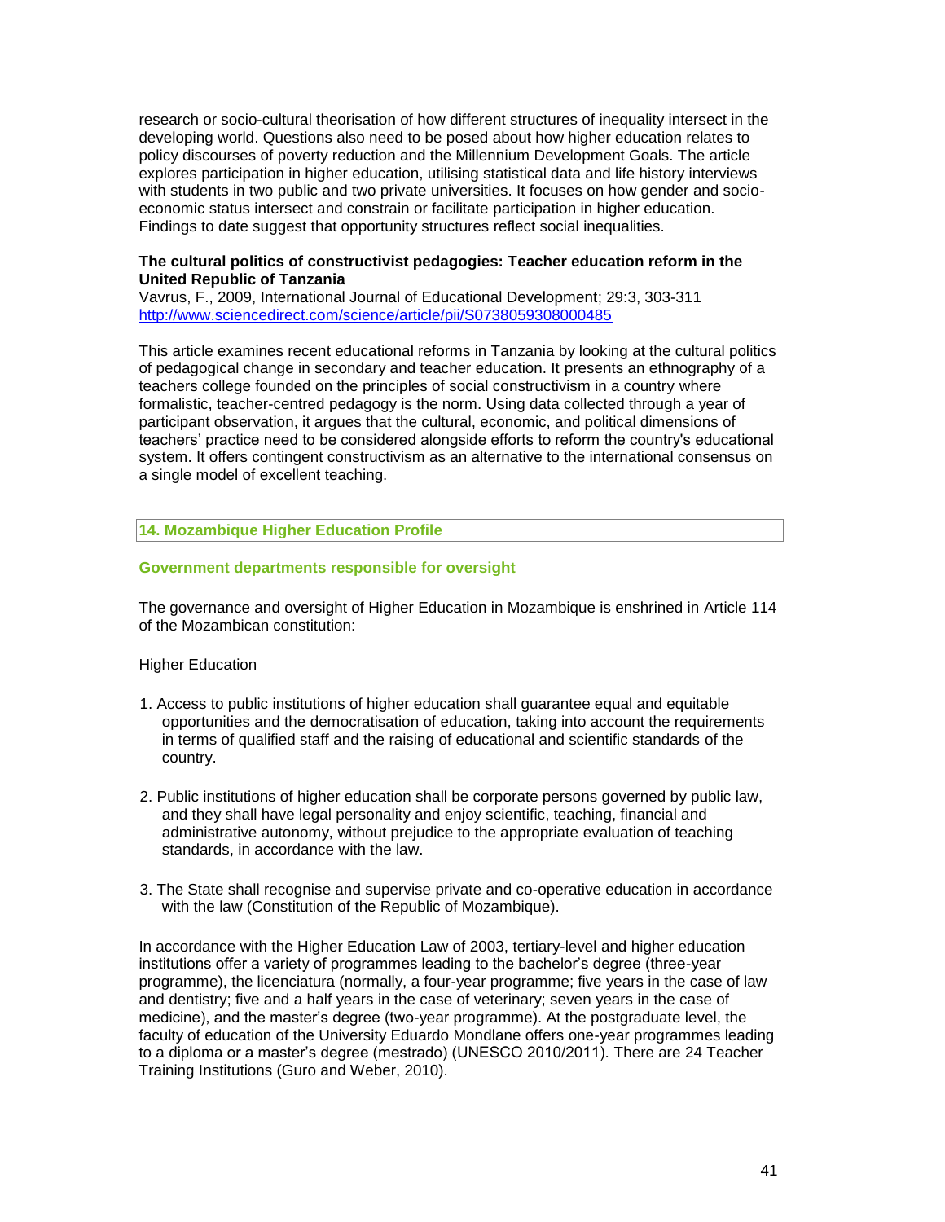research or socio-cultural theorisation of how different structures of inequality intersect in the developing world. Questions also need to be posed about how higher education relates to policy discourses of poverty reduction and the Millennium Development Goals. The article explores participation in higher education, utilising statistical data and life history interviews with students in two public and two private universities. It focuses on how gender and socio-economic status intersect and constrain or facilitate participation in higher education. Findings to date suggest that opportunity structures reflect social inequalities.

**The cultural politics of constructivist pedagogies: Teacher education reform in the United Republic of Tanzania**
Vavrus, F., 2009, International Journal of Educational Development; 29:3, 303-311
http://www.sciencedirect.com/science/article/pii/S0738059308000485

This article examines recent educational reforms in Tanzania by looking at the cultural politics of pedagogical change in secondary and teacher education. It presents an ethnography of a teachers college founded on the principles of social constructivism in a country where formalistic, teacher-centred pedagogy is the norm. Using data collected through a year of participant observation, it argues that the cultural, economic, and political dimensions of teachers' practice need to be considered alongside efforts to reform the country's educational system. It offers contingent constructivism as an alternative to the international consensus on a single model of excellent teaching.

## 14. Mozambique Higher Education Profile

### Government departments responsible for oversight

The governance and oversight of Higher Education in Mozambique is enshrined in Article 114 of the Mozambican constitution:

Higher Education

1. Access to public institutions of higher education shall guarantee equal and equitable opportunities and the democratisation of education, taking into account the requirements in terms of qualified staff and the raising of educational and scientific standards of the country.

2. Public institutions of higher education shall be corporate persons governed by public law, and they shall have legal personality and enjoy scientific, teaching, financial and administrative autonomy, without prejudice to the appropriate evaluation of teaching standards, in accordance with the law.

3. The State shall recognise and supervise private and co-operative education in accordance with the law (Constitution of the Republic of Mozambique).

In accordance with the Higher Education Law of 2003, tertiary-level and higher education institutions offer a variety of programmes leading to the bachelor's degree (three-year programme), the licenciatura (normally, a four-year programme; five years in the case of law and dentistry; five and a half years in the case of veterinary; seven years in the case of medicine), and the master's degree (two-year programme). At the postgraduate level, the faculty of education of the University Eduardo Mondlane offers one-year programmes leading to a diploma or a master's degree (mestrado) (UNESCO 2010/2011). There are 24 Teacher Training Institutions (Guro and Weber, 2010).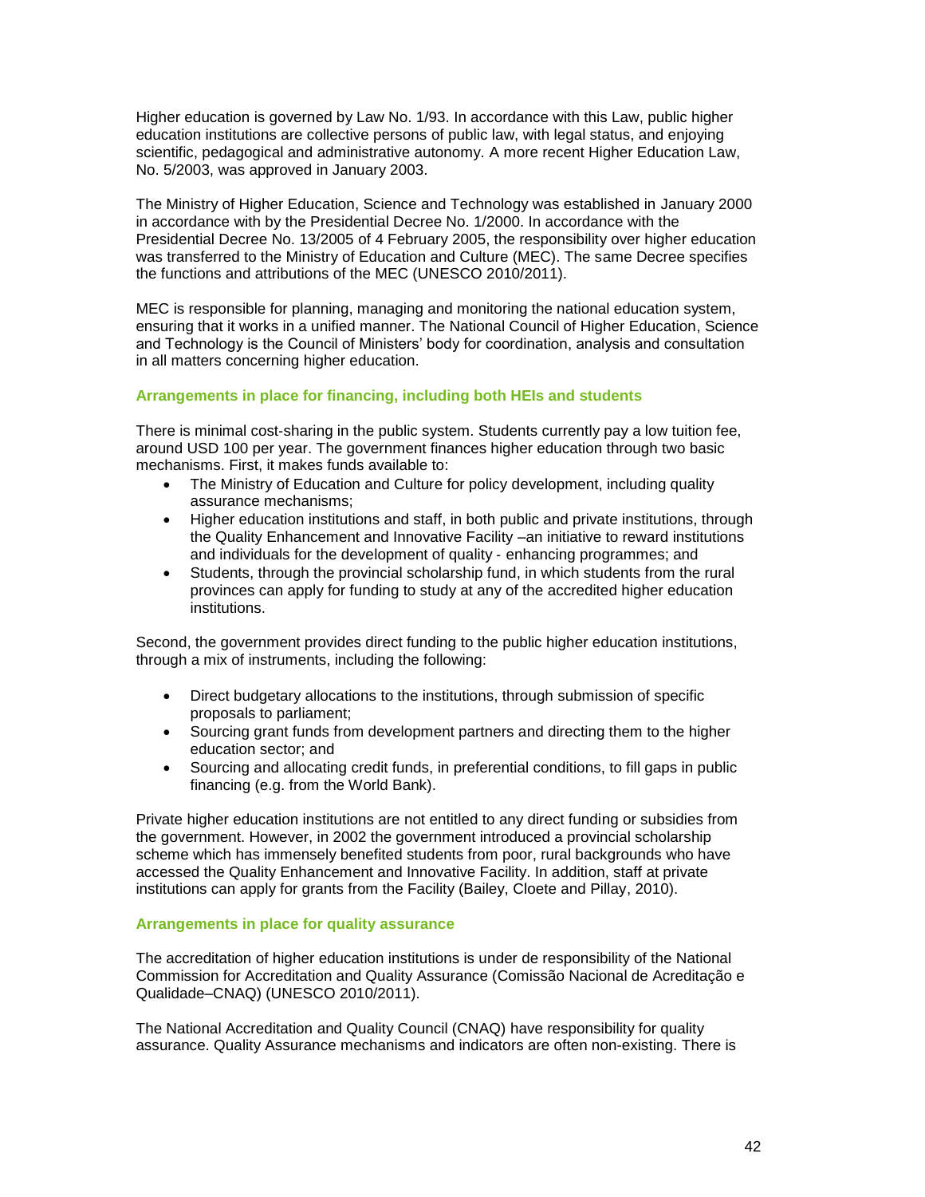Higher education is governed by Law No. 1/93. In accordance with this Law, public higher education institutions are collective persons of public law, with legal status, and enjoying scientific, pedagogical and administrative autonomy. A more recent Higher Education Law, No. 5/2003, was approved in January 2003.

The Ministry of Higher Education, Science and Technology was established in January 2000 in accordance with by the Presidential Decree No. 1/2000. In accordance with the Presidential Decree No. 13/2005 of 4 February 2005, the responsibility over higher education was transferred to the Ministry of Education and Culture (MEC). The same Decree specifies the functions and attributions of the MEC (UNESCO 2010/2011).

MEC is responsible for planning, managing and monitoring the national education system, ensuring that it works in a unified manner. The National Council of Higher Education, Science and Technology is the Council of Ministers' body for coordination, analysis and consultation in all matters concerning higher education.

### Arrangements in place for financing, including both HEIs and students

There is minimal cost-sharing in the public system. Students currently pay a low tuition fee, around USD 100 per year. The government finances higher education through two basic mechanisms. First, it makes funds available to:

- The Ministry of Education and Culture for policy development, including quality assurance mechanisms;
- Higher education institutions and staff, in both public and private institutions, through the Quality Enhancement and Innovative Facility –an initiative to reward institutions and individuals for the development of quality - enhancing programmes; and
- Students, through the provincial scholarship fund, in which students from the rural provinces can apply for funding to study at any of the accredited higher education institutions.

Second, the government provides direct funding to the public higher education institutions, through a mix of instruments, including the following:

- Direct budgetary allocations to the institutions, through submission of specific proposals to parliament;
- Sourcing grant funds from development partners and directing them to the higher education sector; and
- Sourcing and allocating credit funds, in preferential conditions, to fill gaps in public financing (e.g. from the World Bank).

Private higher education institutions are not entitled to any direct funding or subsidies from the government. However, in 2002 the government introduced a provincial scholarship scheme which has immensely benefited students from poor, rural backgrounds who have accessed the Quality Enhancement and Innovative Facility. In addition, staff at private institutions can apply for grants from the Facility (Bailey, Cloete and Pillay, 2010).

### Arrangements in place for quality assurance

The accreditation of higher education institutions is under de responsibility of the National Commission for Accreditation and Quality Assurance (Comissão Nacional de Acreditação e Qualidade–CNAQ) (UNESCO 2010/2011).

The National Accreditation and Quality Council (CNAQ) have responsibility for quality assurance. Quality Assurance mechanisms and indicators are often non-existing. There is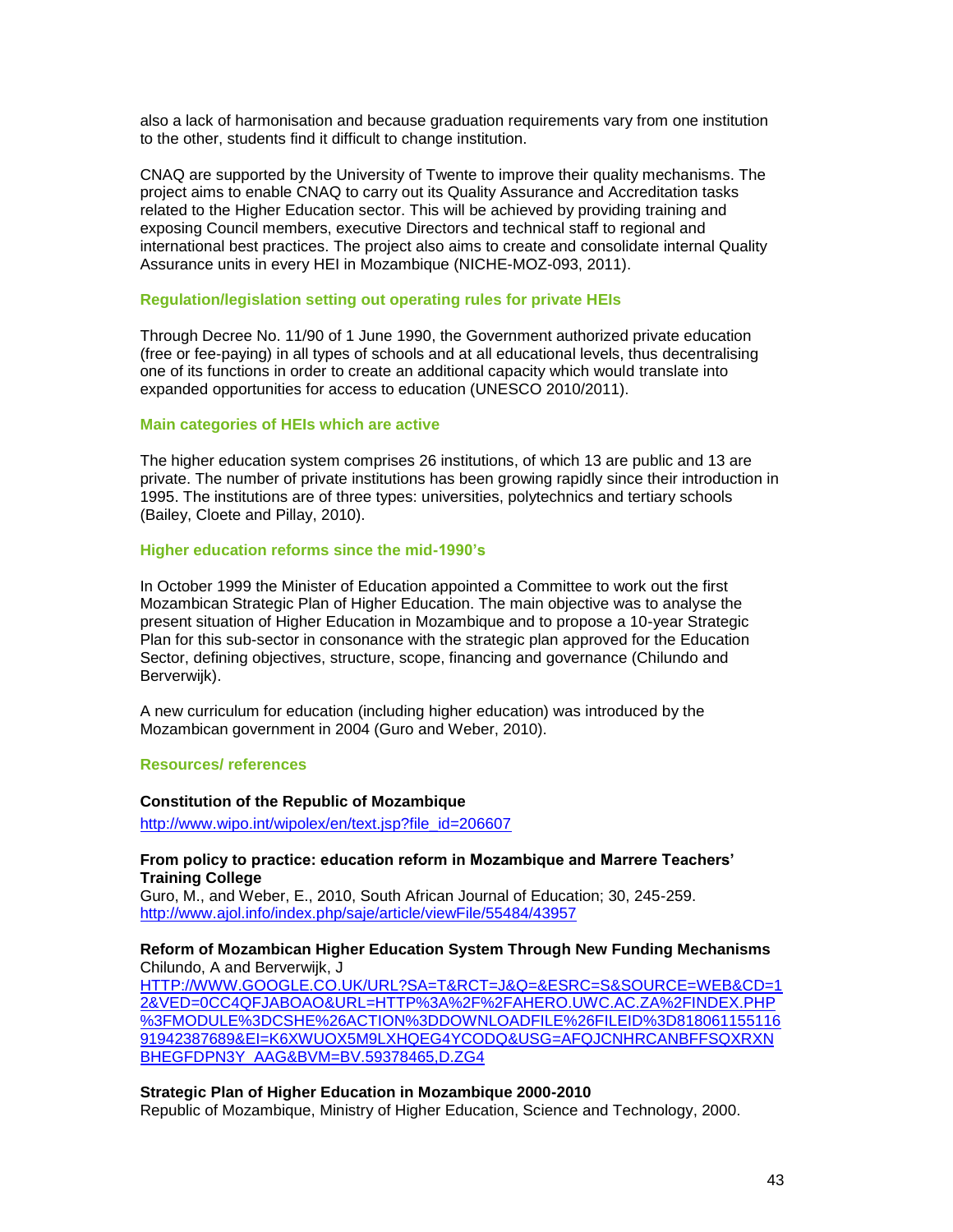also a lack of harmonisation and because graduation requirements vary from one institution to the other, students find it difficult to change institution.

CNAQ are supported by the University of Twente to improve their quality mechanisms. The project aims to enable CNAQ to carry out its Quality Assurance and Accreditation tasks related to the Higher Education sector. This will be achieved by providing training and exposing Council members, executive Directors and technical staff to regional and international best practices. The project also aims to create and consolidate internal Quality Assurance units in every HEI in Mozambique (NICHE-MOZ-093, 2011).

### Regulation/legislation setting out operating rules for private HEIs

Through Decree No. 11/90 of 1 June 1990, the Government authorized private education (free or fee-paying) in all types of schools and at all educational levels, thus decentralising one of its functions in order to create an additional capacity which would translate into expanded opportunities for access to education (UNESCO 2010/2011).

### Main categories of HEIs which are active

The higher education system comprises 26 institutions, of which 13 are public and 13 are private. The number of private institutions has been growing rapidly since their introduction in 1995. The institutions are of three types: universities, polytechnics and tertiary schools (Bailey, Cloete and Pillay, 2010).

### Higher education reforms since the mid-1990's

In October 1999 the Minister of Education appointed a Committee to work out the first Mozambican Strategic Plan of Higher Education. The main objective was to analyse the present situation of Higher Education in Mozambique and to propose a 10-year Strategic Plan for this sub-sector in consonance with the strategic plan approved for the Education Sector, defining objectives, structure, scope, financing and governance (Chilundo and Berverwijk).

A new curriculum for education (including higher education) was introduced by the Mozambican government in 2004 (Guro and Weber, 2010).

### Resources/ references

**Constitution of the Republic of Mozambique**
http://www.wipo.int/wipolex/en/text.jsp?file_id=206607

**From policy to practice: education reform in Mozambique and Marrere Teachers' Training College**
Guro, M., and Weber, E., 2010, South African Journal of Education; 30, 245-259.
http://www.ajol.info/index.php/saje/article/viewFile/55484/43957

**Reform of Mozambican Higher Education System Through New Funding Mechanisms**
Chilundo, A and Berverwijk, J
HTTP://WWW.GOOGLE.CO.UK/URL?SA=T&RCT=J&Q=&ESRC=S&SOURCE=WEB&CD=12&VED=0CC4QFJABOAO&URL=HTTP%3A%2F%2FAHERO.UWC.AC.ZA%2FINDEX.PHP%3FMODULE%3DCSHE%26ACTION%3DDOWNLOADFILE%26FILEID%3D81806115511691942387689&EI=K6XWUOX5M9LXHQEG4YCODQ&USG=AFQJCNHRCANBFFSQXRXNBHEGFDPN3Y_AAG&BVM=BV.59378465,D.ZG4

**Strategic Plan of Higher Education in Mozambique 2000-2010**
Republic of Mozambique, Ministry of Higher Education, Science and Technology, 2000.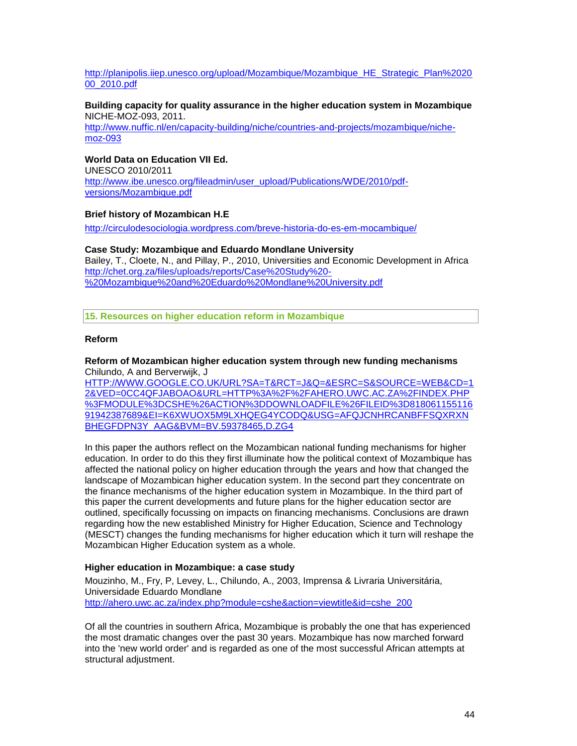http://planipolis.iiep.unesco.org/upload/Mozambique/Mozambique_HE_Strategic_Plan%202000_2010.pdf

**Building capacity for quality assurance in the higher education system in Mozambique**
NICHE-MOZ-093, 2011.
http://www.nuffic.nl/en/capacity-building/niche/countries-and-projects/mozambique/niche-moz-093

**World Data on Education VII Ed.**
UNESCO 2010/2011
http://www.ibe.unesco.org/fileadmin/user_upload/Publications/WDE/2010/pdf-versions/Mozambique.pdf

**Brief history of Mozambican H.E**
http://circulodesociologia.wordpress.com/breve-historia-do-es-em-mocambique/

**Case Study: Mozambique and Eduardo Mondlane University**
Bailey, T., Cloete, N., and Pillay, P., 2010, Universities and Economic Development in Africa
http://chet.org.za/files/uploads/reports/Case%20Study%20-%20Mozambique%20and%20Eduardo%20Mondlane%20University.pdf

## 15. Resources on higher education reform in Mozambique

**Reform**

**Reform of Mozambican higher education system through new funding mechanisms**
Chilundo, A and Berverwijk, J
HTTP://WWW.GOOGLE.CO.UK/URL?SA=T&RCT=J&Q=&ESRC=S&SOURCE=WEB&CD=12&VED=0CC4QFJABOAO&URL=HTTP%3A%2F%2FAHERO.UWC.AC.ZA%2FINDEX.PHP%3FMODULE%3DCSHE%26ACTION%3DDOWNLOADFILE%26FILEID%3D81806115511691942387689&EI=K6XWUOX5M9LXHQEG4YCODQ&USG=AFQJCNHRCANBFFSQXRXNBHEGFDPN3Y_AAG&BVM=BV.59378465,D.ZG4

In this paper the authors reflect on the Mozambican national funding mechanisms for higher education. In order to do this they first illuminate how the political context of Mozambique has affected the national policy on higher education through the years and how that changed the landscape of Mozambican higher education system. In the second part they concentrate on the finance mechanisms of the higher education system in Mozambique. In the third part of this paper the current developments and future plans for the higher education sector are outlined, specifically focussing on impacts on financing mechanisms. Conclusions are drawn regarding how the new established Ministry for Higher Education, Science and Technology (MESCT) changes the funding mechanisms for higher education which it turn will reshape the Mozambican Higher Education system as a whole.

**Higher education in Mozambique: a case study**
Mouzinho, M., Fry, P, Levey, L., Chilundo, A., 2003, Imprensa & Livraria Universitária, Universidade Eduardo Mondlane
http://ahero.uwc.ac.za/index.php?module=cshe&action=viewtitle&id=cshe_200

Of all the countries in southern Africa, Mozambique is probably the one that has experienced the most dramatic changes over the past 30 years. Mozambique has now marched forward into the 'new world order' and is regarded as one of the most successful African attempts at structural adjustment.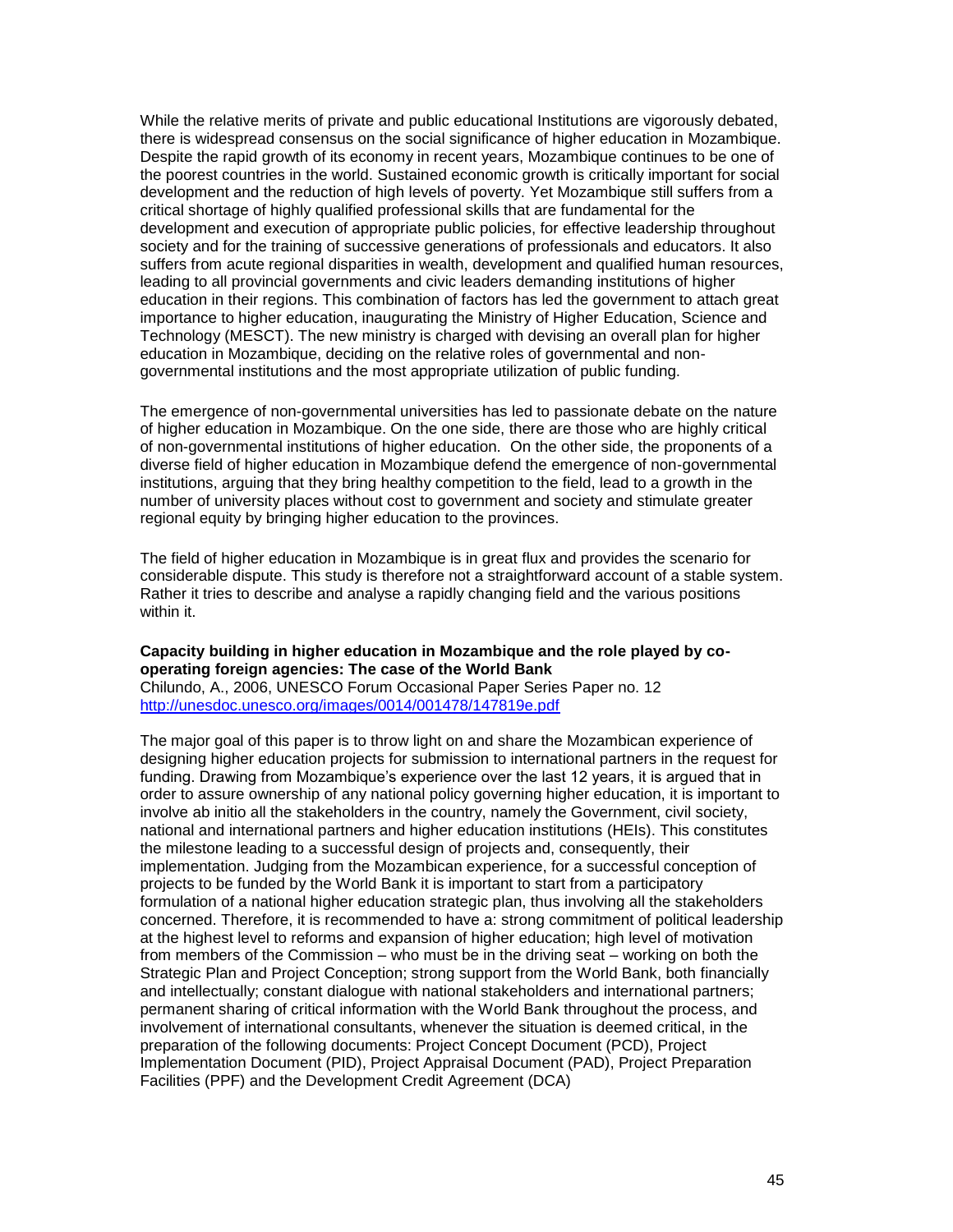While the relative merits of private and public educational Institutions are vigorously debated, there is widespread consensus on the social significance of higher education in Mozambique. Despite the rapid growth of its economy in recent years, Mozambique continues to be one of the poorest countries in the world. Sustained economic growth is critically important for social development and the reduction of high levels of poverty. Yet Mozambique still suffers from a critical shortage of highly qualified professional skills that are fundamental for the development and execution of appropriate public policies, for effective leadership throughout society and for the training of successive generations of professionals and educators. It also suffers from acute regional disparities in wealth, development and qualified human resources, leading to all provincial governments and civic leaders demanding institutions of higher education in their regions. This combination of factors has led the government to attach great importance to higher education, inaugurating the Ministry of Higher Education, Science and Technology (MESCT). The new ministry is charged with devising an overall plan for higher education in Mozambique, deciding on the relative roles of governmental and non-governmental institutions and the most appropriate utilization of public funding.

The emergence of non-governmental universities has led to passionate debate on the nature of higher education in Mozambique. On the one side, there are those who are highly critical of non-governmental institutions of higher education. On the other side, the proponents of a diverse field of higher education in Mozambique defend the emergence of non-governmental institutions, arguing that they bring healthy competition to the field, lead to a growth in the number of university places without cost to government and society and stimulate greater regional equity by bringing higher education to the provinces.

The field of higher education in Mozambique is in great flux and provides the scenario for considerable dispute. This study is therefore not a straightforward account of a stable system. Rather it tries to describe and analyse a rapidly changing field and the various positions within it.

**Capacity building in higher education in Mozambique and the role played by co-operating foreign agencies: The case of the World Bank**
Chilundo, A., 2006, UNESCO Forum Occasional Paper Series Paper no. 12
http://unesdoc.unesco.org/images/0014/001478/147819e.pdf

The major goal of this paper is to throw light on and share the Mozambican experience of designing higher education projects for submission to international partners in the request for funding. Drawing from Mozambique's experience over the last 12 years, it is argued that in order to assure ownership of any national policy governing higher education, it is important to involve ab initio all the stakeholders in the country, namely the Government, civil society, national and international partners and higher education institutions (HEIs). This constitutes the milestone leading to a successful design of projects and, consequently, their implementation. Judging from the Mozambican experience, for a successful conception of projects to be funded by the World Bank it is important to start from a participatory formulation of a national higher education strategic plan, thus involving all the stakeholders concerned. Therefore, it is recommended to have a: strong commitment of political leadership at the highest level to reforms and expansion of higher education; high level of motivation from members of the Commission – who must be in the driving seat – working on both the Strategic Plan and Project Conception; strong support from the World Bank, both financially and intellectually; constant dialogue with national stakeholders and international partners; permanent sharing of critical information with the World Bank throughout the process, and involvement of international consultants, whenever the situation is deemed critical, in the preparation of the following documents: Project Concept Document (PCD), Project Implementation Document (PID), Project Appraisal Document (PAD), Project Preparation Facilities (PPF) and the Development Credit Agreement (DCA)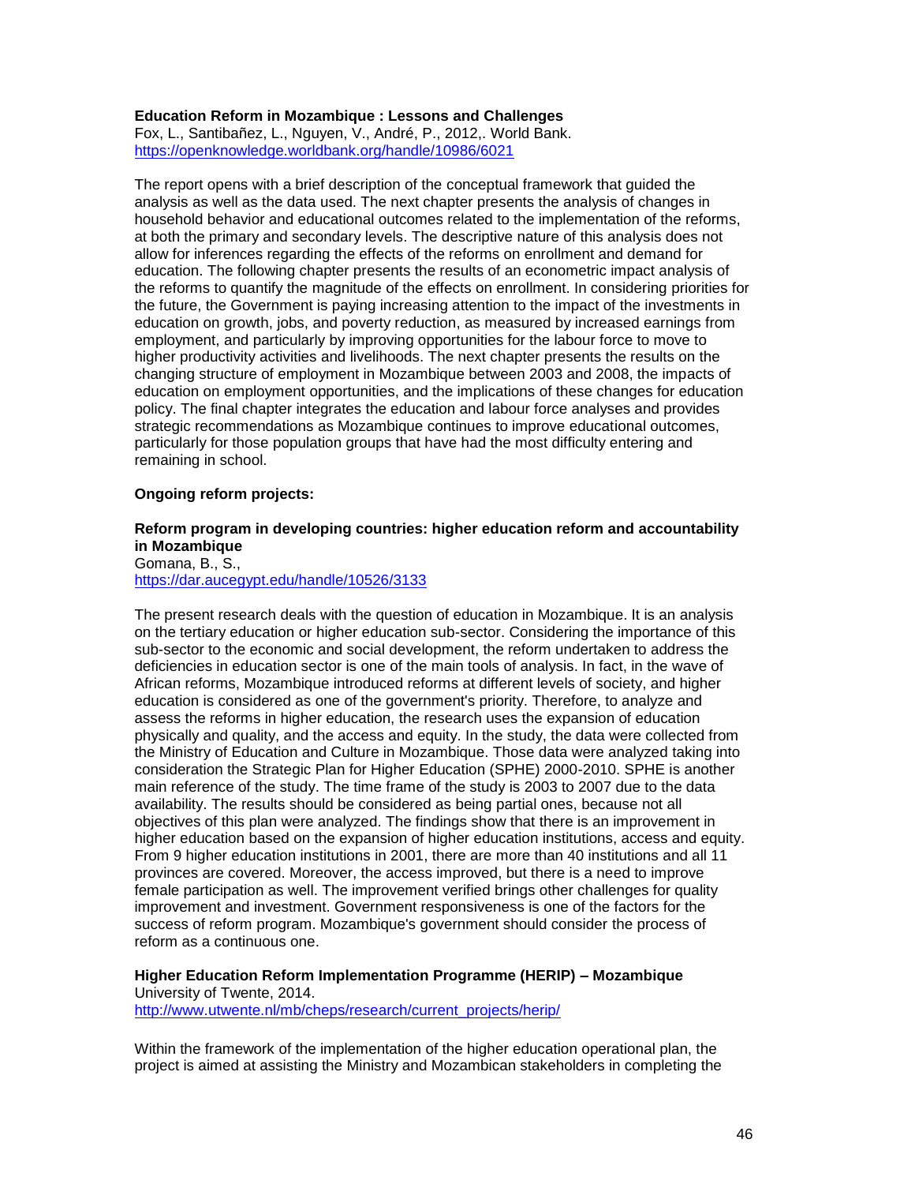**Education Reform in Mozambique : Lessons and Challenges**
Fox, L., Santibañez, L., Nguyen, V., André, P., 2012,. World Bank.
https://openknowledge.worldbank.org/handle/10986/6021

The report opens with a brief description of the conceptual framework that guided the analysis as well as the data used. The next chapter presents the analysis of changes in household behavior and educational outcomes related to the implementation of the reforms, at both the primary and secondary levels. The descriptive nature of this analysis does not allow for inferences regarding the effects of the reforms on enrollment and demand for education. The following chapter presents the results of an econometric impact analysis of the reforms to quantify the magnitude of the effects on enrollment. In considering priorities for the future, the Government is paying increasing attention to the impact of the investments in education on growth, jobs, and poverty reduction, as measured by increased earnings from employment, and particularly by improving opportunities for the labour force to move to higher productivity activities and livelihoods. The next chapter presents the results on the changing structure of employment in Mozambique between 2003 and 2008, the impacts of education on employment opportunities, and the implications of these changes for education policy. The final chapter integrates the education and labour force analyses and provides strategic recommendations as Mozambique continues to improve educational outcomes, particularly for those population groups that have had the most difficulty entering and remaining in school.

**Ongoing reform projects:**

**Reform program in developing countries: higher education reform and accountability in Mozambique**
Gomana, B., S.,
https://dar.aucegypt.edu/handle/10526/3133

The present research deals with the question of education in Mozambique. It is an analysis on the tertiary education or higher education sub-sector. Considering the importance of this sub-sector to the economic and social development, the reform undertaken to address the deficiencies in education sector is one of the main tools of analysis. In fact, in the wave of African reforms, Mozambique introduced reforms at different levels of society, and higher education is considered as one of the government's priority. Therefore, to analyze and assess the reforms in higher education, the research uses the expansion of education physically and quality, and the access and equity. In the study, the data were collected from the Ministry of Education and Culture in Mozambique. Those data were analyzed taking into consideration the Strategic Plan for Higher Education (SPHE) 2000-2010. SPHE is another main reference of the study. The time frame of the study is 2003 to 2007 due to the data availability. The results should be considered as being partial ones, because not all objectives of this plan were analyzed. The findings show that there is an improvement in higher education based on the expansion of higher education institutions, access and equity. From 9 higher education institutions in 2001, there are more than 40 institutions and all 11 provinces are covered. Moreover, the access improved, but there is a need to improve female participation as well. The improvement verified brings other challenges for quality improvement and investment. Government responsiveness is one of the factors for the success of reform program. Mozambique's government should consider the process of reform as a continuous one.

**Higher Education Reform Implementation Programme (HERIP) – Mozambique**
University of Twente, 2014.
http://www.utwente.nl/mb/cheps/research/current_projects/herip/

Within the framework of the implementation of the higher education operational plan, the project is aimed at assisting the Ministry and Mozambican stakeholders in completing the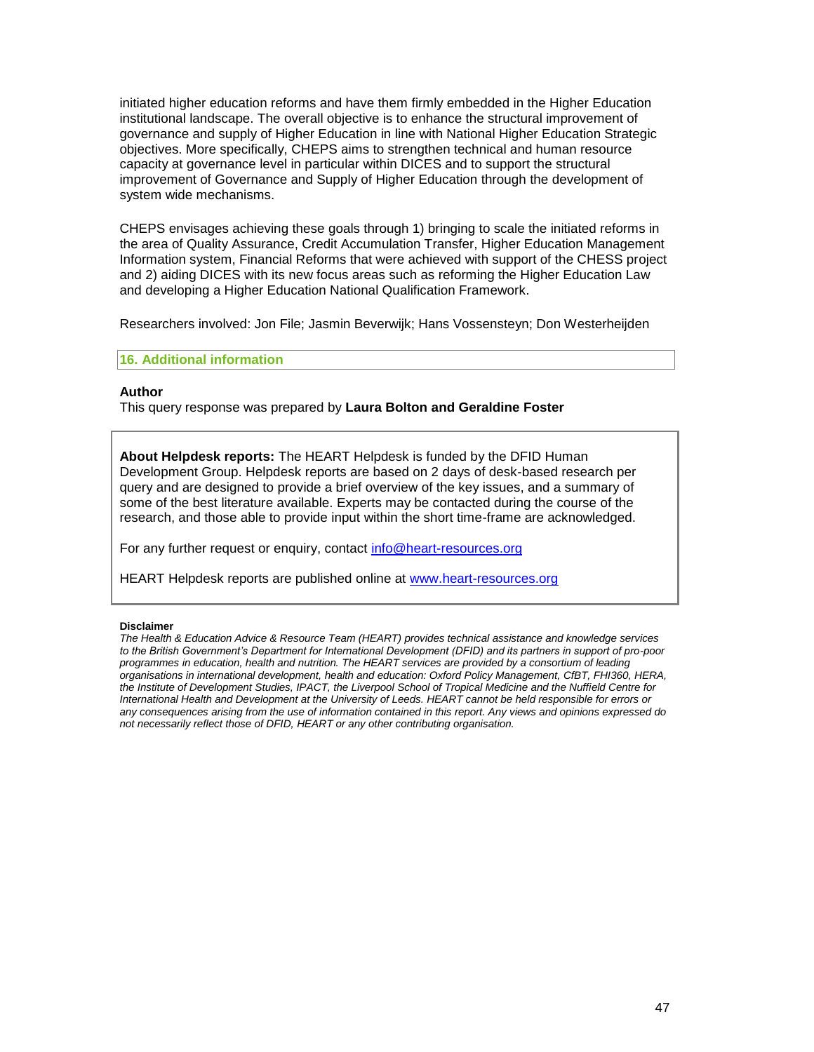initiated higher education reforms and have them firmly embedded in the Higher Education institutional landscape. The overall objective is to enhance the structural improvement of governance and supply of Higher Education in line with National Higher Education Strategic objectives. More specifically, CHEPS aims to strengthen technical and human resource capacity at governance level in particular within DICES and to support the structural improvement of Governance and Supply of Higher Education through the development of system wide mechanisms.

CHEPS envisages achieving these goals through 1) bringing to scale the initiated reforms in the area of Quality Assurance, Credit Accumulation Transfer, Higher Education Management Information system, Financial Reforms that were achieved with support of the CHESS project and 2) aiding DICES with its new focus areas such as reforming the Higher Education Law and developing a Higher Education National Qualification Framework.

Researchers involved: Jon File; Jasmin Beverwijk; Hans Vossensteyn; Don Westerheijden

## 16. Additional information

**Author**

This query response was prepared by **Laura Bolton and Geraldine Foster**

**About Helpdesk reports:** The HEART Helpdesk is funded by the DFID Human Development Group. Helpdesk reports are based on 2 days of desk-based research per query and are designed to provide a brief overview of the key issues, and a summary of some of the best literature available. Experts may be contacted during the course of the research, and those able to provide input within the short time-frame are acknowledged.

For any further request or enquiry, contact info@heart-resources.org

HEART Helpdesk reports are published online at www.heart-resources.org

**Disclaimer**

*The Health & Education Advice & Resource Team (HEART) provides technical assistance and knowledge services to the British Government's Department for International Development (DFID) and its partners in support of pro-poor programmes in education, health and nutrition. The HEART services are provided by a consortium of leading organisations in international development, health and education: Oxford Policy Management, CfBT, FHI360, HERA, the Institute of Development Studies, IPACT, the Liverpool School of Tropical Medicine and the Nuffield Centre for International Health and Development at the University of Leeds. HEART cannot be held responsible for errors or any consequences arising from the use of information contained in this report. Any views and opinions expressed do not necessarily reflect those of DFID, HEART or any other contributing organisation.*